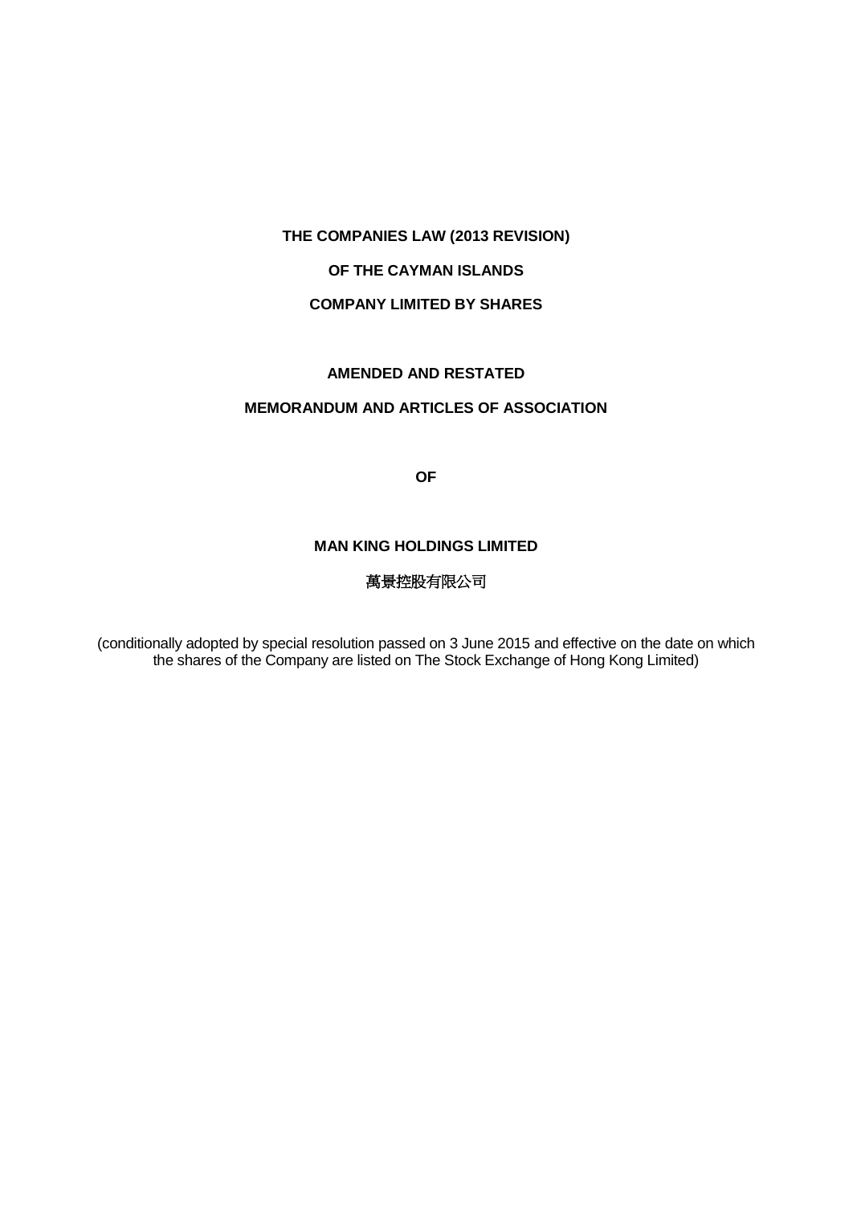**THE COMPANIES LAW (2013 REVISION)**

**OF THE CAYMAN ISLANDS**

**COMPANY LIMITED BY SHARES**

**AMENDED AND RESTATED**

**MEMORANDUM AND ARTICLES OF ASSOCIATION**

**OF**

**MAN KING HOLDINGS LIMITED**

萬景控股有限公司

(conditionally adopted by special resolution passed on 3 June 2015 and effective on the date on which the shares of the Company are listed on The Stock Exchange of Hong Kong Limited)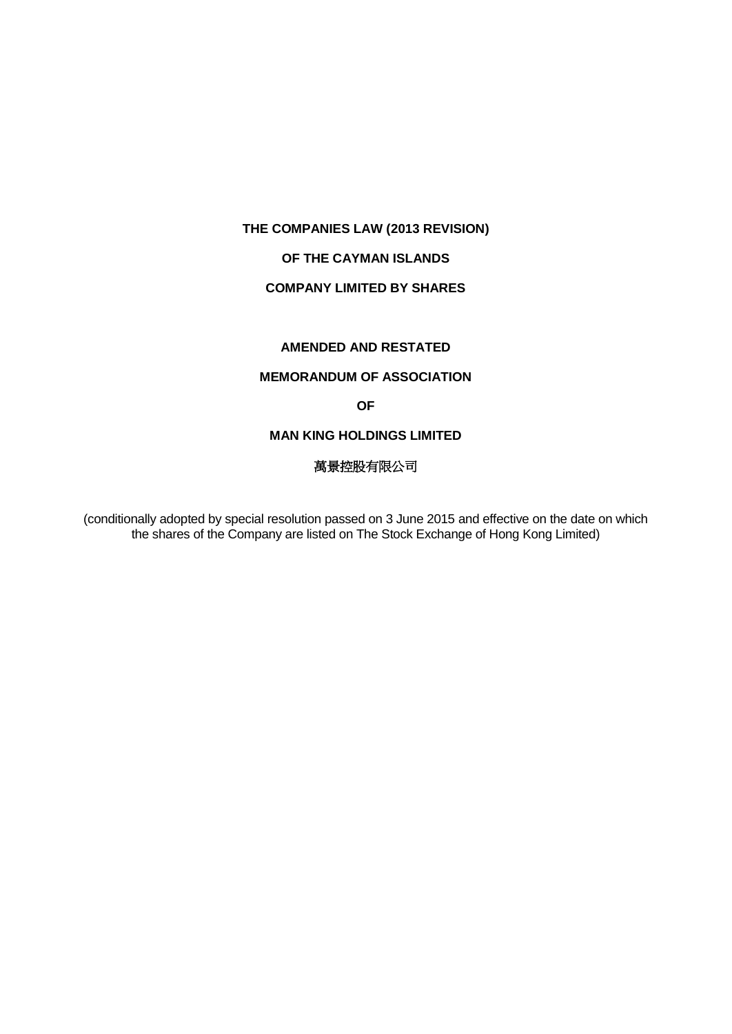**THE COMPANIES LAW (2013 REVISION)**

**OF THE CAYMAN ISLANDS**

**COMPANY LIMITED BY SHARES**

**AMENDED AND RESTATED**

**MEMORANDUM OF ASSOCIATION**

**OF**

**MAN KING HOLDINGS LIMITED**

**萬景控股有限公司**

(conditionally adopted by special resolution passed on 3 June 2015 and effective on the date on which the shares of the Company are listed on The Stock Exchange of Hong Kong Limited)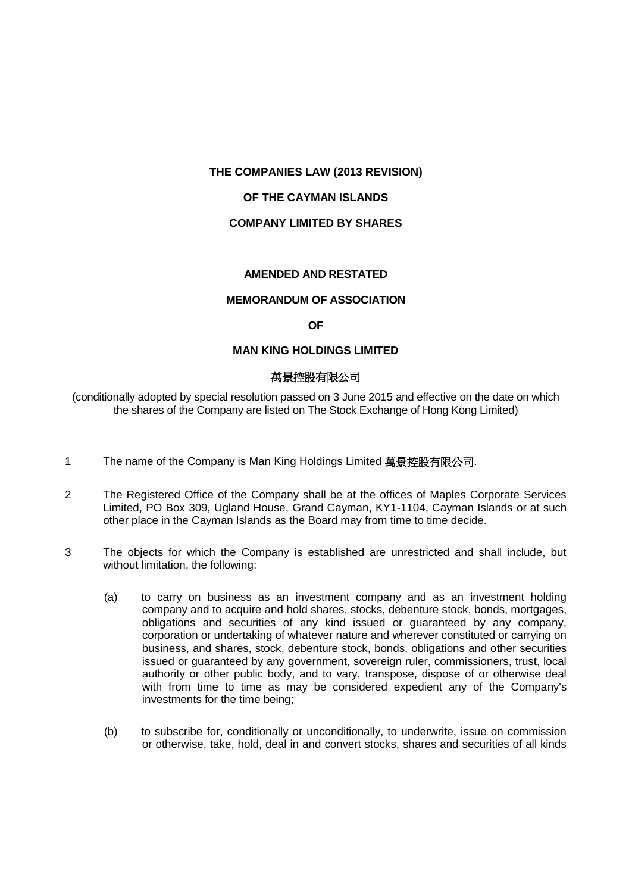**THE COMPANIES LAW (2013 REVISION)**

**OF THE CAYMAN ISLANDS**

**COMPANY LIMITED BY SHARES**

**AMENDED AND RESTATED**

**MEMORANDUM OF ASSOCIATION**

**OF**

**MAN KING HOLDINGS LIMITED**

萬景控股有限公司

(conditionally adopted by special resolution passed on 3 June 2015 and effective on the date on which the shares of the Company are listed on The Stock Exchange of Hong Kong Limited)

1 The name of the Company is Man King Holdings Limited 萬景控股有限公司.

2 The Registered Office of the Company shall be at the offices of Maples Corporate Services Limited, PO Box 309, Ugland House, Grand Cayman, KY1-1104, Cayman Islands or at such other place in the Cayman Islands as the Board may from time to time decide.

3 The objects for which the Company is established are unrestricted and shall include, but without limitation, the following:

(a) to carry on business as an investment company and as an investment holding company and to acquire and hold shares, stocks, debenture stock, bonds, mortgages, obligations and securities of any kind issued or guaranteed by any company, corporation or undertaking of whatever nature and wherever constituted or carrying on business, and shares, stock, debenture stock, bonds, obligations and other securities issued or guaranteed by any government, sovereign ruler, commissioners, trust, local authority or other public body, and to vary, transpose, dispose of or otherwise deal with from time to time as may be considered expedient any of the Company's investments for the time being;

(b) to subscribe for, conditionally or unconditionally, to underwrite, issue on commission or otherwise, take, hold, deal in and convert stocks, shares and securities of all kinds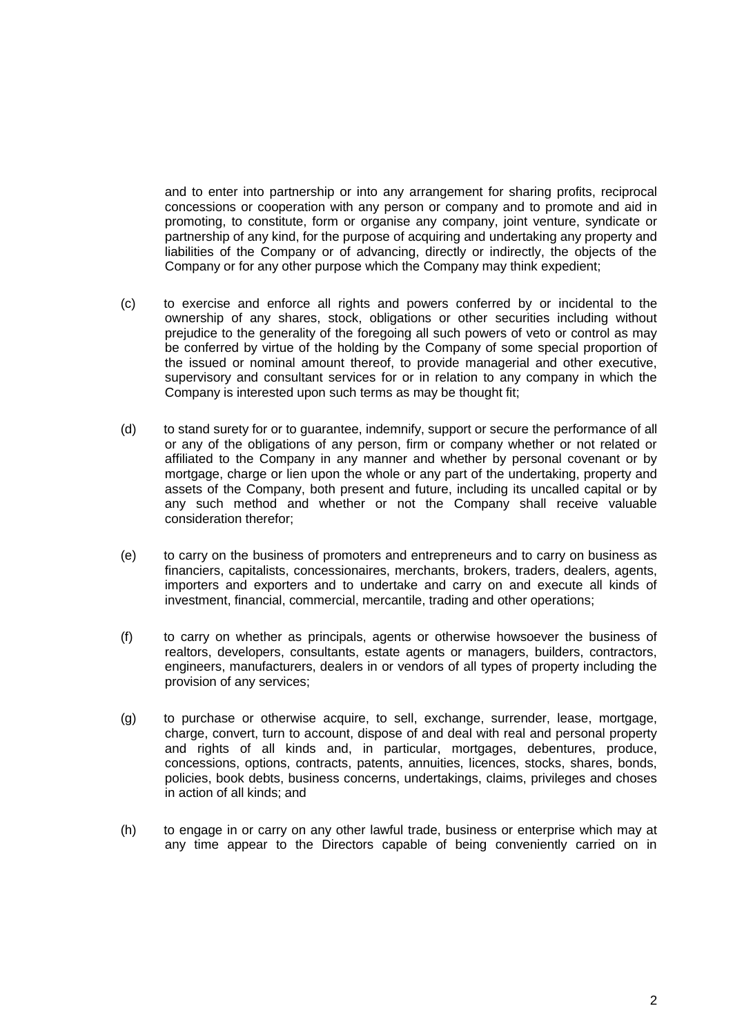and to enter into partnership or into any arrangement for sharing profits, reciprocal concessions or cooperation with any person or company and to promote and aid in promoting, to constitute, form or organise any company, joint venture, syndicate or partnership of any kind, for the purpose of acquiring and undertaking any property and liabilities of the Company or of advancing, directly or indirectly, the objects of the Company or for any other purpose which the Company may think expedient;

(c) to exercise and enforce all rights and powers conferred by or incidental to the ownership of any shares, stock, obligations or other securities including without prejudice to the generality of the foregoing all such powers of veto or control as may be conferred by virtue of the holding by the Company of some special proportion of the issued or nominal amount thereof, to provide managerial and other executive, supervisory and consultant services for or in relation to any company in which the Company is interested upon such terms as may be thought fit;

(d) to stand surety for or to guarantee, indemnify, support or secure the performance of all or any of the obligations of any person, firm or company whether or not related or affiliated to the Company in any manner and whether by personal covenant or by mortgage, charge or lien upon the whole or any part of the undertaking, property and assets of the Company, both present and future, including its uncalled capital or by any such method and whether or not the Company shall receive valuable consideration therefor;

(e) to carry on the business of promoters and entrepreneurs and to carry on business as financiers, capitalists, concessionaires, merchants, brokers, traders, dealers, agents, importers and exporters and to undertake and carry on and execute all kinds of investment, financial, commercial, mercantile, trading and other operations;

(f) to carry on whether as principals, agents or otherwise howsoever the business of realtors, developers, consultants, estate agents or managers, builders, contractors, engineers, manufacturers, dealers in or vendors of all types of property including the provision of any services;

(g) to purchase or otherwise acquire, to sell, exchange, surrender, lease, mortgage, charge, convert, turn to account, dispose of and deal with real and personal property and rights of all kinds and, in particular, mortgages, debentures, produce, concessions, options, contracts, patents, annuities, licences, stocks, shares, bonds, policies, book debts, business concerns, undertakings, claims, privileges and choses in action of all kinds; and

(h) to engage in or carry on any other lawful trade, business or enterprise which may at any time appear to the Directors capable of being conveniently carried on in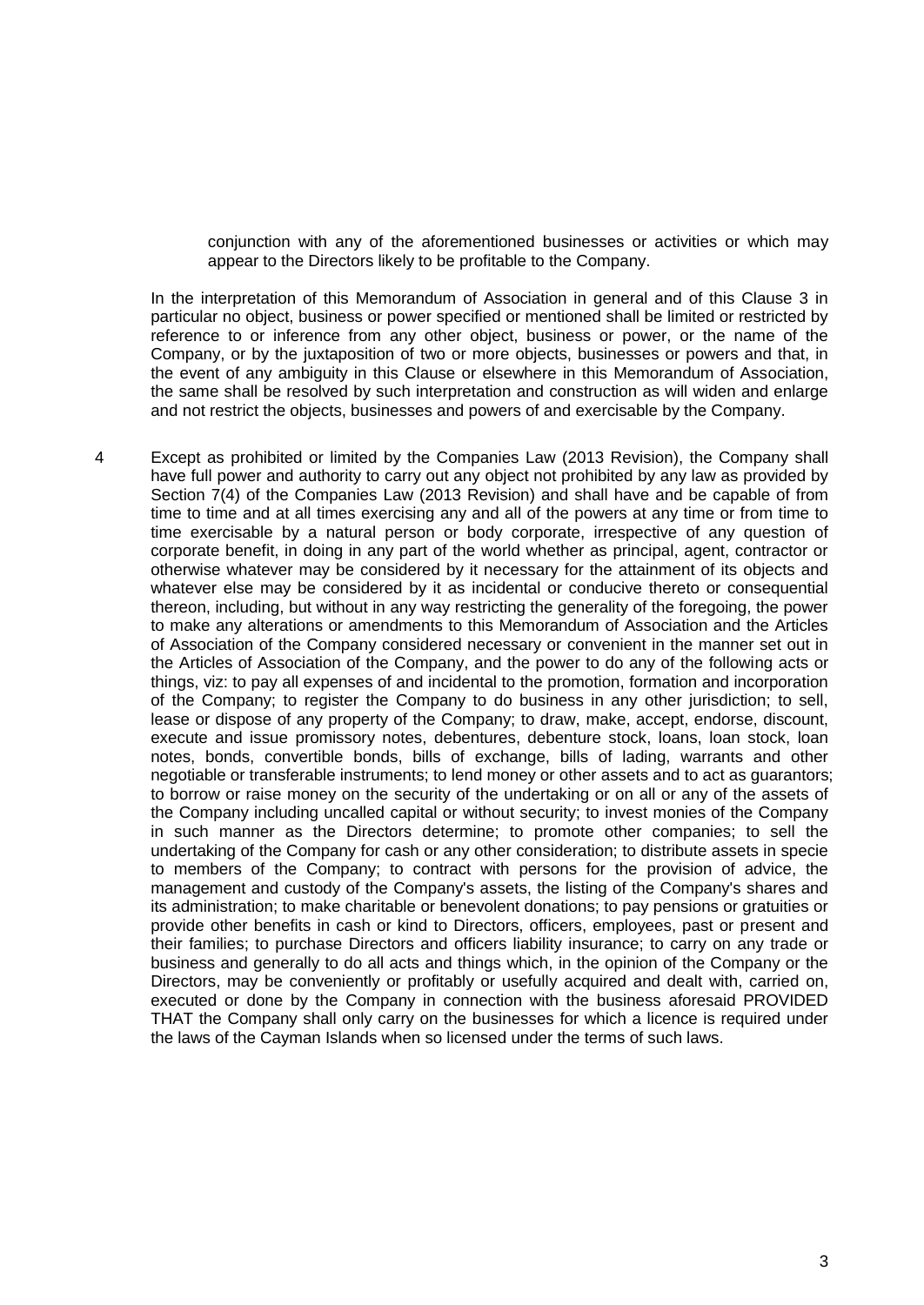conjunction with any of the aforementioned businesses or activities or which may appear to the Directors likely to be profitable to the Company.

In the interpretation of this Memorandum of Association in general and of this Clause 3 in particular no object, business or power specified or mentioned shall be limited or restricted by reference to or inference from any other object, business or power, or the name of the Company, or by the juxtaposition of two or more objects, businesses or powers and that, in the event of any ambiguity in this Clause or elsewhere in this Memorandum of Association, the same shall be resolved by such interpretation and construction as will widen and enlarge and not restrict the objects, businesses and powers of and exercisable by the Company.

4 Except as prohibited or limited by the Companies Law (2013 Revision), the Company shall have full power and authority to carry out any object not prohibited by any law as provided by Section 7(4) of the Companies Law (2013 Revision) and shall have and be capable of from time to time and at all times exercising any and all of the powers at any time or from time to time exercisable by a natural person or body corporate, irrespective of any question of corporate benefit, in doing in any part of the world whether as principal, agent, contractor or otherwise whatever may be considered by it necessary for the attainment of its objects and whatever else may be considered by it as incidental or conducive thereto or consequential thereon, including, but without in any way restricting the generality of the foregoing, the power to make any alterations or amendments to this Memorandum of Association and the Articles of Association of the Company considered necessary or convenient in the manner set out in the Articles of Association of the Company, and the power to do any of the following acts or things, viz: to pay all expenses of and incidental to the promotion, formation and incorporation of the Company; to register the Company to do business in any other jurisdiction; to sell, lease or dispose of any property of the Company; to draw, make, accept, endorse, discount, execute and issue promissory notes, debentures, debenture stock, loans, loan stock, loan notes, bonds, convertible bonds, bills of exchange, bills of lading, warrants and other negotiable or transferable instruments; to lend money or other assets and to act as guarantors; to borrow or raise money on the security of the undertaking or on all or any of the assets of the Company including uncalled capital or without security; to invest monies of the Company in such manner as the Directors determine; to promote other companies; to sell the undertaking of the Company for cash or any other consideration; to distribute assets in specie to members of the Company; to contract with persons for the provision of advice, the management and custody of the Company's assets, the listing of the Company's shares and its administration; to make charitable or benevolent donations; to pay pensions or gratuities or provide other benefits in cash or kind to Directors, officers, employees, past or present and their families; to purchase Directors and officers liability insurance; to carry on any trade or business and generally to do all acts and things which, in the opinion of the Company or the Directors, may be conveniently or profitably or usefully acquired and dealt with, carried on, executed or done by the Company in connection with the business aforesaid PROVIDED THAT the Company shall only carry on the businesses for which a licence is required under the laws of the Cayman Islands when so licensed under the terms of such laws.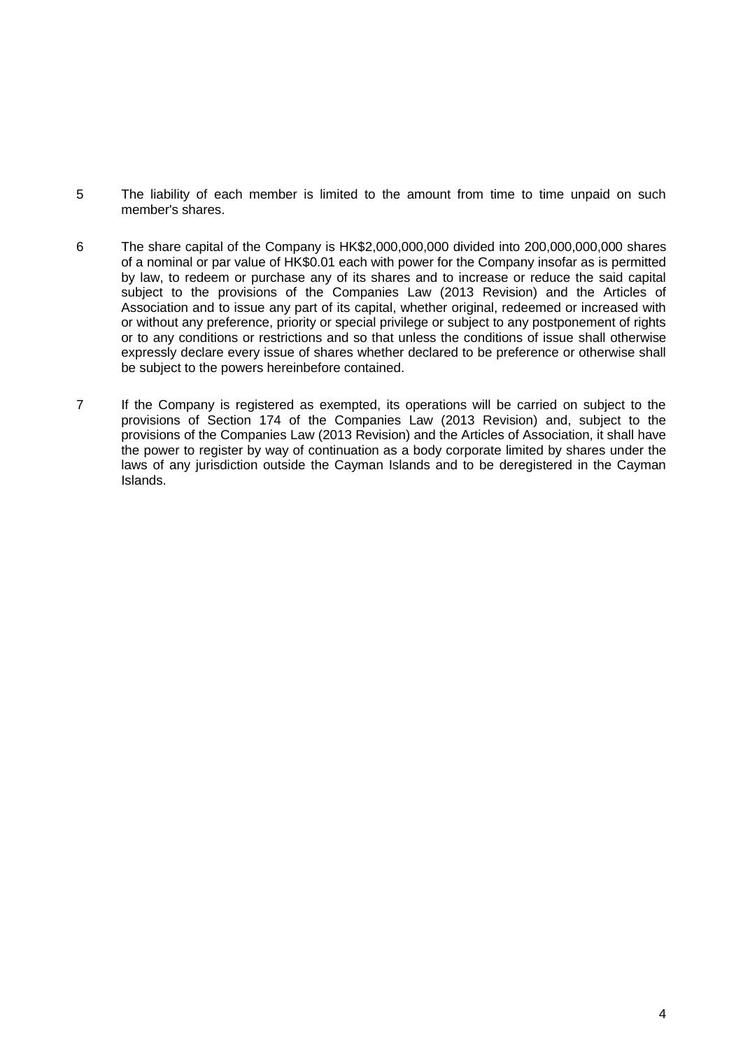5 The liability of each member is limited to the amount from time to time unpaid on such member's shares.

6 The share capital of the Company is HK$2,000,000,000 divided into 200,000,000,000 shares of a nominal or par value of HK$0.01 each with power for the Company insofar as is permitted by law, to redeem or purchase any of its shares and to increase or reduce the said capital subject to the provisions of the Companies Law (2013 Revision) and the Articles of Association and to issue any part of its capital, whether original, redeemed or increased with or without any preference, priority or special privilege or subject to any postponement of rights or to any conditions or restrictions and so that unless the conditions of issue shall otherwise expressly declare every issue of shares whether declared to be preference or otherwise shall be subject to the powers hereinbefore contained.

7 If the Company is registered as exempted, its operations will be carried on subject to the provisions of Section 174 of the Companies Law (2013 Revision) and, subject to the provisions of the Companies Law (2013 Revision) and the Articles of Association, it shall have the power to register by way of continuation as a body corporate limited by shares under the laws of any jurisdiction outside the Cayman Islands and to be deregistered in the Cayman Islands.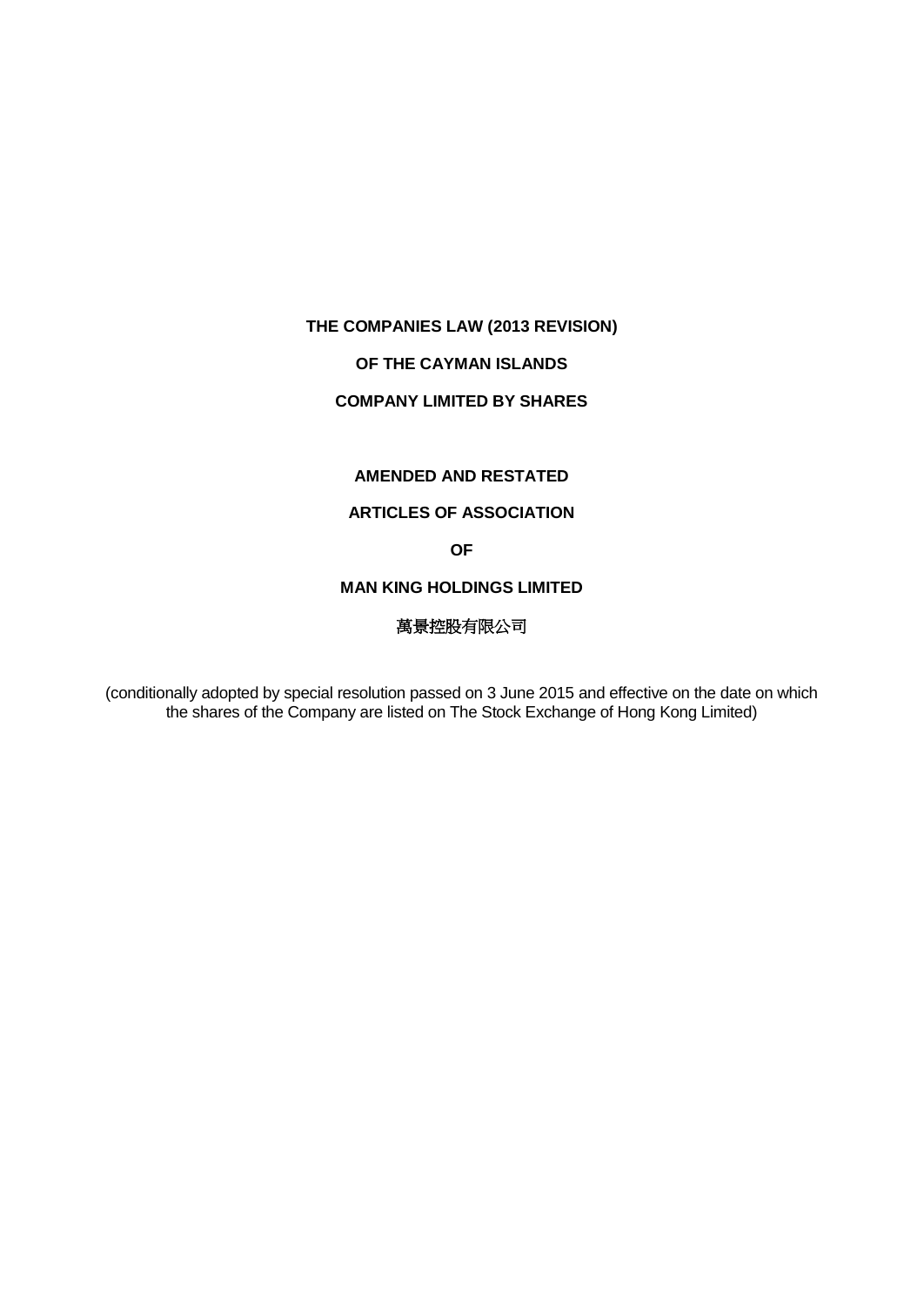**THE COMPANIES LAW (2013 REVISION)**

**OF THE CAYMAN ISLANDS**

**COMPANY LIMITED BY SHARES**

**AMENDED AND RESTATED**

**ARTICLES OF ASSOCIATION**

**OF**

**MAN KING HOLDINGS LIMITED**

萬景控股有限公司

(conditionally adopted by special resolution passed on 3 June 2015 and effective on the date on which the shares of the Company are listed on The Stock Exchange of Hong Kong Limited)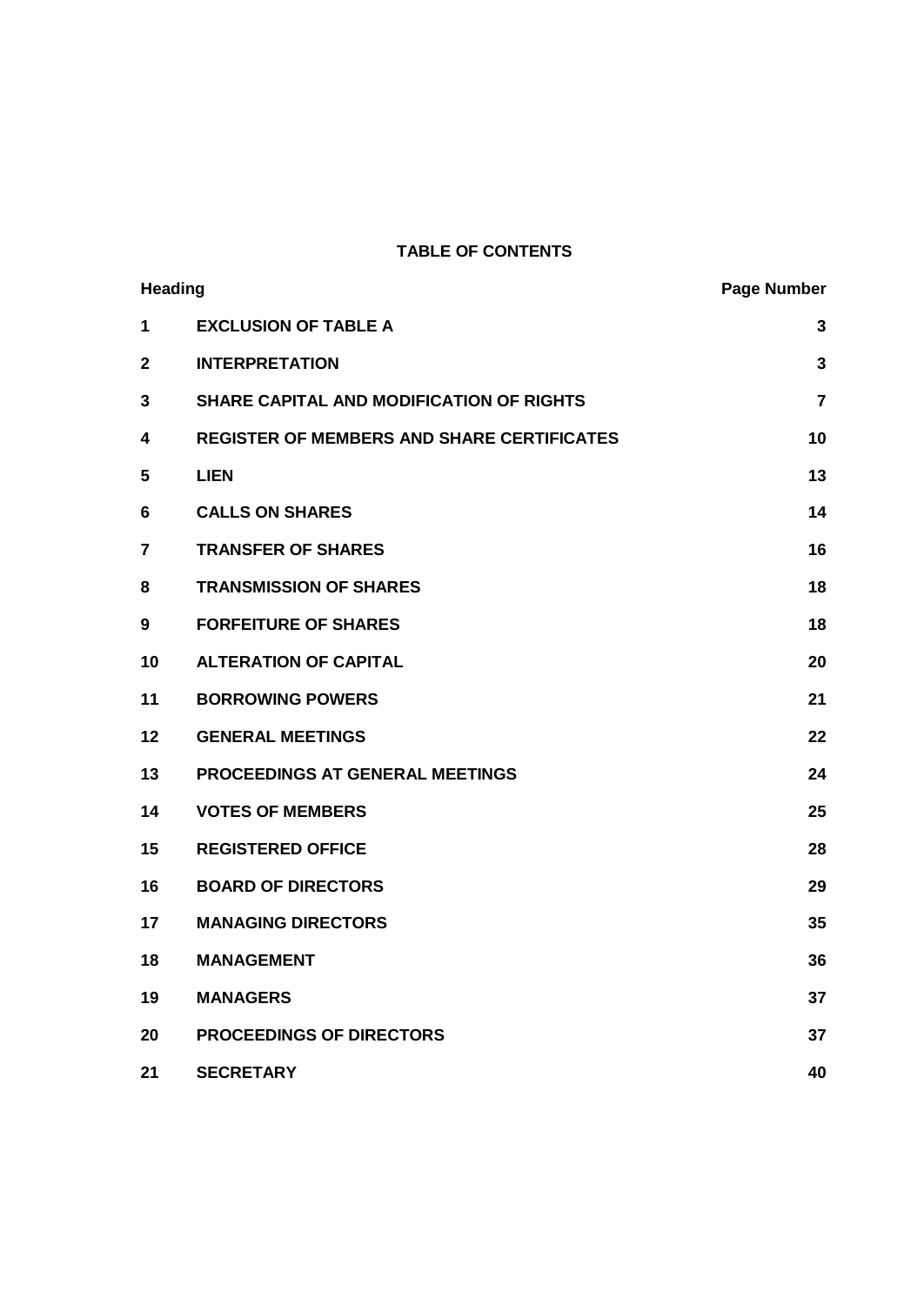**TABLE OF CONTENTS**

| Heading | | Page Number |
|---|---|---|
| 1 | EXCLUSION OF TABLE A | 3 |
| 2 | INTERPRETATION | 3 |
| 3 | SHARE CAPITAL AND MODIFICATION OF RIGHTS | 7 |
| 4 | REGISTER OF MEMBERS AND SHARE CERTIFICATES | 10 |
| 5 | LIEN | 13 |
| 6 | CALLS ON SHARES | 14 |
| 7 | TRANSFER OF SHARES | 16 |
| 8 | TRANSMISSION OF SHARES | 18 |
| 9 | FORFEITURE OF SHARES | 18 |
| 10 | ALTERATION OF CAPITAL | 20 |
| 11 | BORROWING POWERS | 21 |
| 12 | GENERAL MEETINGS | 22 |
| 13 | PROCEEDINGS AT GENERAL MEETINGS | 24 |
| 14 | VOTES OF MEMBERS | 25 |
| 15 | REGISTERED OFFICE | 28 |
| 16 | BOARD OF DIRECTORS | 29 |
| 17 | MANAGING DIRECTORS | 35 |
| 18 | MANAGEMENT | 36 |
| 19 | MANAGERS | 37 |
| 20 | PROCEEDINGS OF DIRECTORS | 37 |
| 21 | SECRETARY | 40 |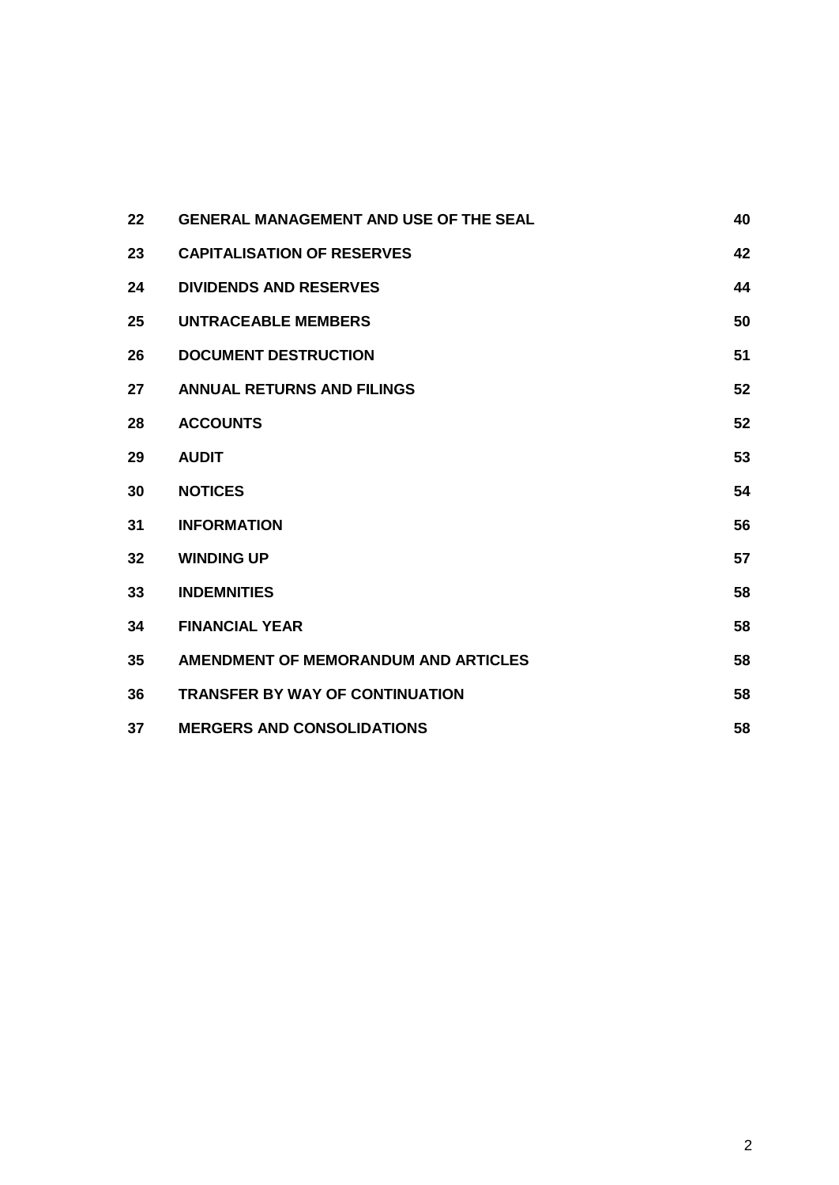| | | |
|---|---|---|
| **22** | **GENERAL MANAGEMENT AND USE OF THE SEAL** | **40** |
| **23** | **CAPITALISATION OF RESERVES** | **42** |
| **24** | **DIVIDENDS AND RESERVES** | **44** |
| **25** | **UNTRACEABLE MEMBERS** | **50** |
| **26** | **DOCUMENT DESTRUCTION** | **51** |
| **27** | **ANNUAL RETURNS AND FILINGS** | **52** |
| **28** | **ACCOUNTS** | **52** |
| **29** | **AUDIT** | **53** |
| **30** | **NOTICES** | **54** |
| **31** | **INFORMATION** | **56** |
| **32** | **WINDING UP** | **57** |
| **33** | **INDEMNITIES** | **58** |
| **34** | **FINANCIAL YEAR** | **58** |
| **35** | **AMENDMENT OF MEMORANDUM AND ARTICLES** | **58** |
| **36** | **TRANSFER BY WAY OF CONTINUATION** | **58** |
| **37** | **MERGERS AND CONSOLIDATIONS** | **58** |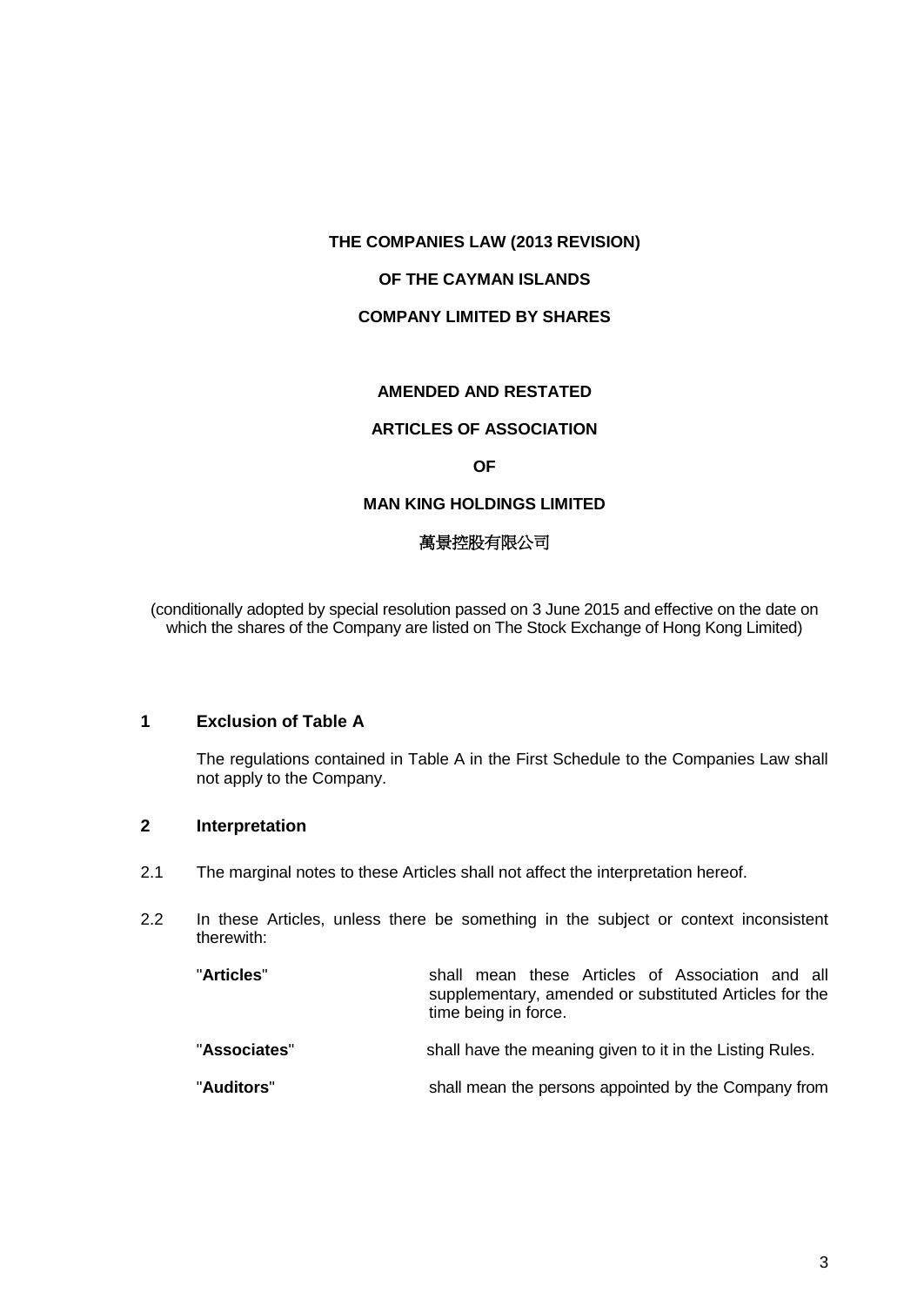**THE COMPANIES LAW (2013 REVISION)**

**OF THE CAYMAN ISLANDS**

**COMPANY LIMITED BY SHARES**

**AMENDED AND RESTATED**

**ARTICLES OF ASSOCIATION**

**OF**

**MAN KING HOLDINGS LIMITED**

**萬景控股有限公司**

(conditionally adopted by special resolution passed on 3 June 2015 and effective on the date on which the shares of the Company are listed on The Stock Exchange of Hong Kong Limited)

## 1 Exclusion of Table A

The regulations contained in Table A in the First Schedule to the Companies Law shall not apply to the Company.

## 2 Interpretation

2.1 The marginal notes to these Articles shall not affect the interpretation hereof.

2.2 In these Articles, unless there be something in the subject or context inconsistent therewith:

| | |
|---|---|
| "**Articles**" | shall mean these Articles of Association and all supplementary, amended or substituted Articles for the time being in force. |
| "**Associates**" | shall have the meaning given to it in the Listing Rules. |
| "**Auditors**" | shall mean the persons appointed by the Company from |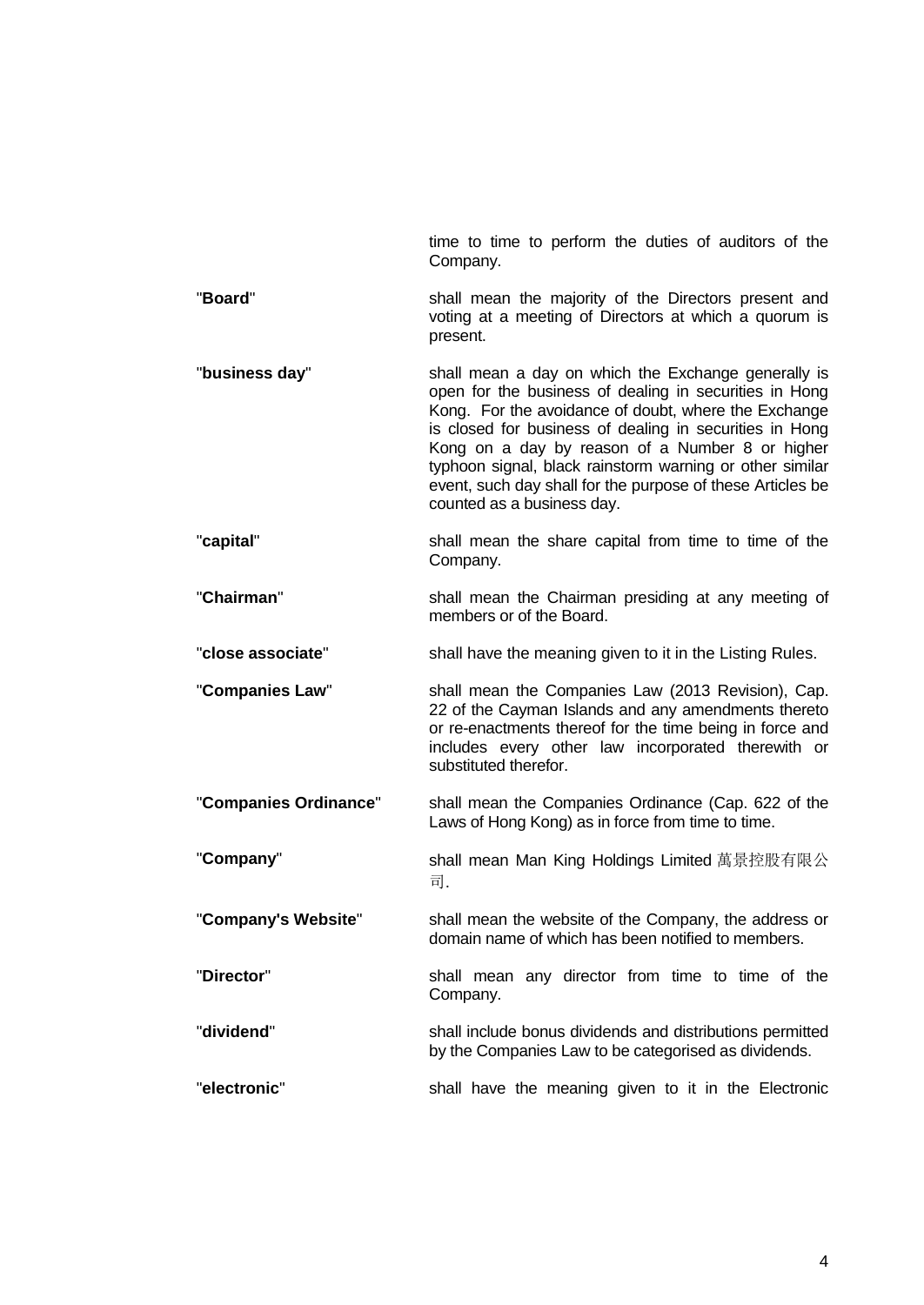| | |
|---|---|
| | time to time to perform the duties of auditors of the Company. |
| "**Board**" | shall mean the majority of the Directors present and voting at a meeting of Directors at which a quorum is present. |
| "**business day**" | shall mean a day on which the Exchange generally is open for the business of dealing in securities in Hong Kong. For the avoidance of doubt, where the Exchange is closed for business of dealing in securities in Hong Kong on a day by reason of a Number 8 or higher typhoon signal, black rainstorm warning or other similar event, such day shall for the purpose of these Articles be counted as a business day. |
| "**capital**" | shall mean the share capital from time to time of the Company. |
| "**Chairman**" | shall mean the Chairman presiding at any meeting of members or of the Board. |
| "**close associate**" | shall have the meaning given to it in the Listing Rules. |
| "**Companies Law**" | shall mean the Companies Law (2013 Revision), Cap. 22 of the Cayman Islands and any amendments thereto or re-enactments thereof for the time being in force and includes every other law incorporated therewith or substituted therefor. |
| "**Companies Ordinance**" | shall mean the Companies Ordinance (Cap. 622 of the Laws of Hong Kong) as in force from time to time. |
| "**Company**" | shall mean Man King Holdings Limited 萬景控股有限公司. |
| "**Company's Website**" | shall mean the website of the Company, the address or domain name of which has been notified to members. |
| "**Director**" | shall mean any director from time to time of the Company. |
| "**dividend**" | shall include bonus dividends and distributions permitted by the Companies Law to be categorised as dividends. |
| "**electronic**" | shall have the meaning given to it in the Electronic |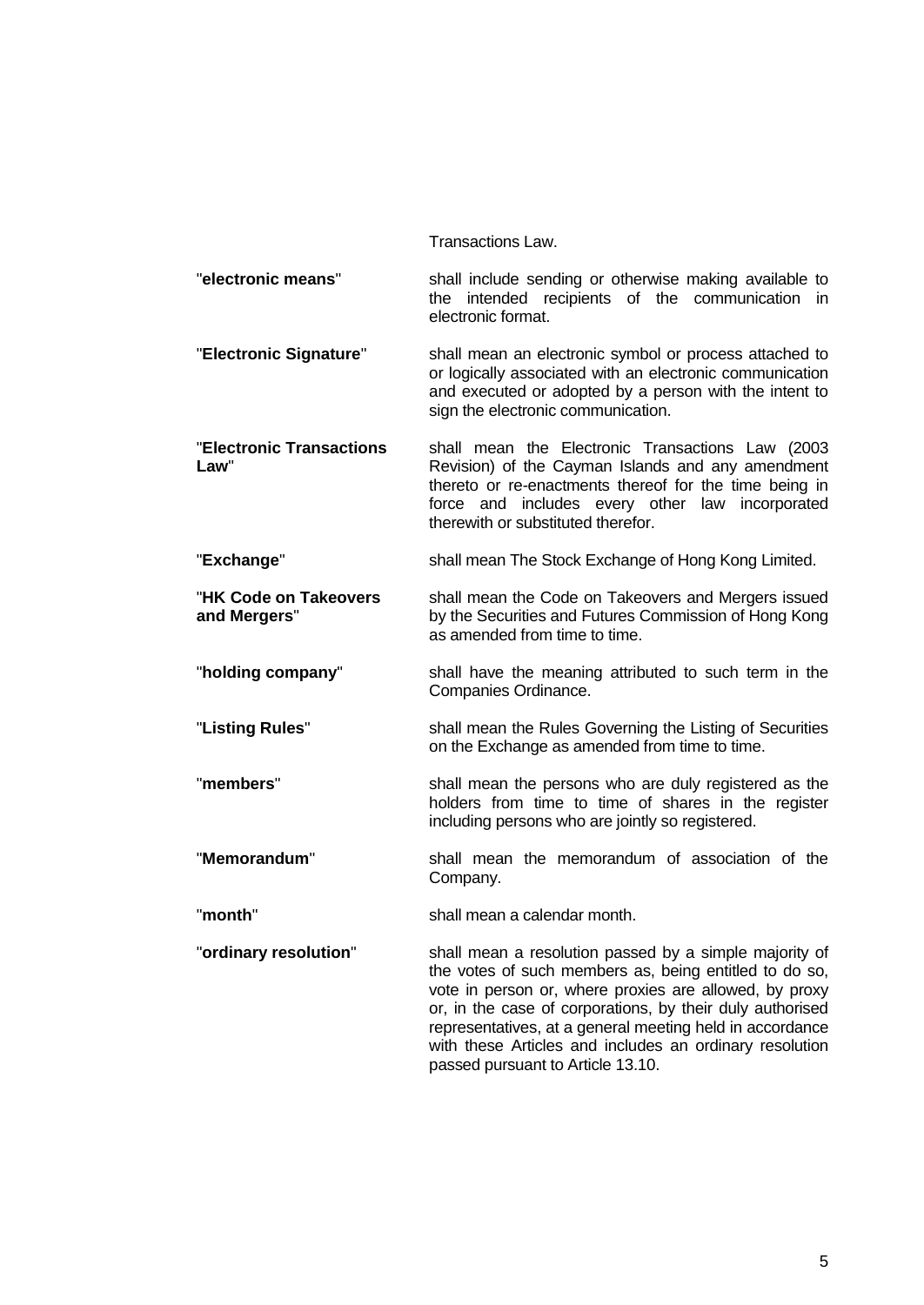Transactions Law.

| | |
|---|---|
| "**electronic means**" | shall include sending or otherwise making available to the intended recipients of the communication in electronic format. |
| "**Electronic Signature**" | shall mean an electronic symbol or process attached to or logically associated with an electronic communication and executed or adopted by a person with the intent to sign the electronic communication. |
| "**Electronic Transactions Law**" | shall mean the Electronic Transactions Law (2003 Revision) of the Cayman Islands and any amendment thereto or re-enactments thereof for the time being in force and includes every other law incorporated therewith or substituted therefor. |
| "**Exchange**" | shall mean The Stock Exchange of Hong Kong Limited. |
| "**HK Code on Takeovers and Mergers**" | shall mean the Code on Takeovers and Mergers issued by the Securities and Futures Commission of Hong Kong as amended from time to time. |
| "**holding company**" | shall have the meaning attributed to such term in the Companies Ordinance. |
| "**Listing Rules**" | shall mean the Rules Governing the Listing of Securities on the Exchange as amended from time to time. |
| "**members**" | shall mean the persons who are duly registered as the holders from time to time of shares in the register including persons who are jointly so registered. |
| "**Memorandum**" | shall mean the memorandum of association of the Company. |
| "**month**" | shall mean a calendar month. |
| "**ordinary resolution**" | shall mean a resolution passed by a simple majority of the votes of such members as, being entitled to do so, vote in person or, where proxies are allowed, by proxy or, in the case of corporations, by their duly authorised representatives, at a general meeting held in accordance with these Articles and includes an ordinary resolution passed pursuant to Article 13.10. |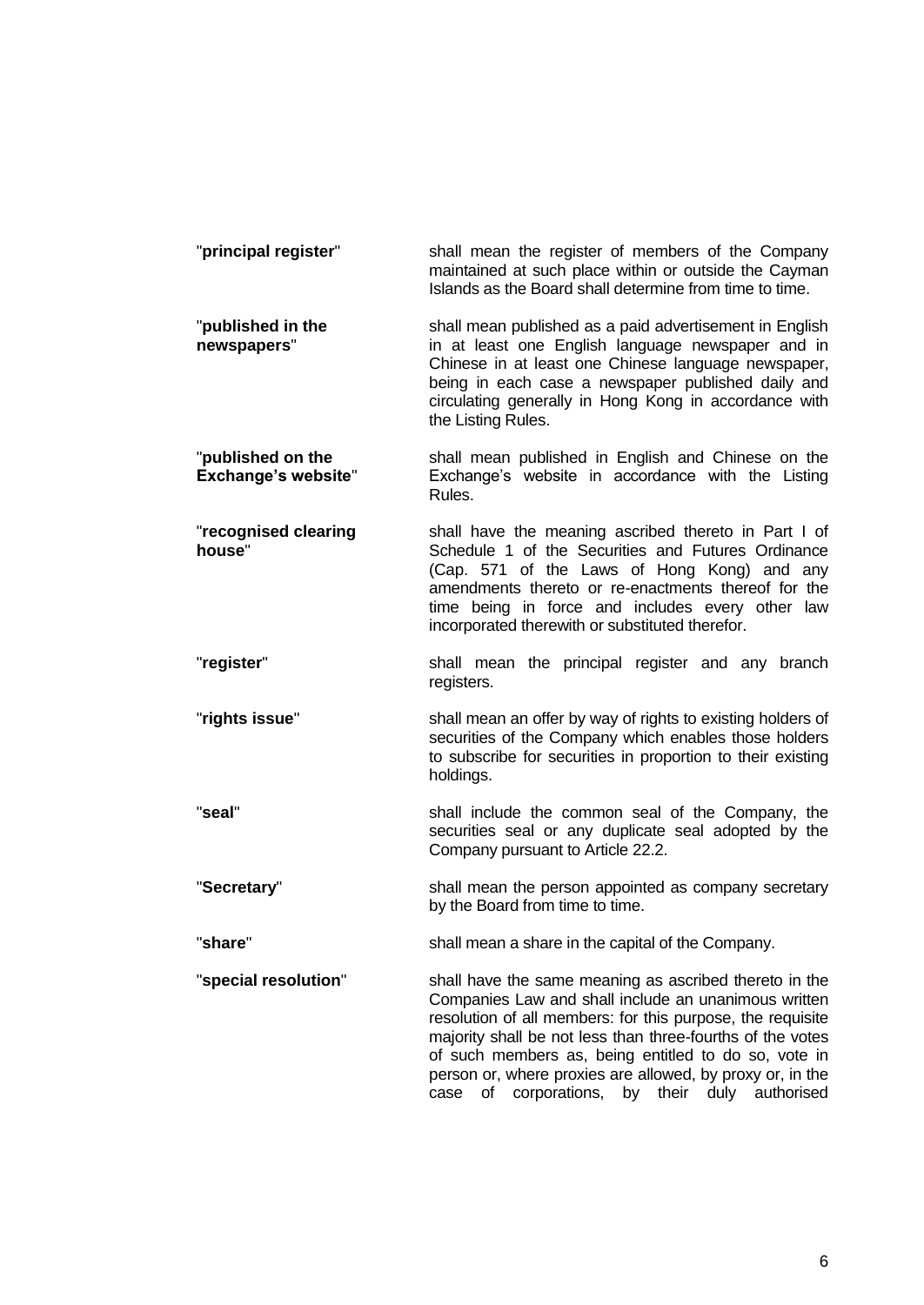| | |
|---|---|
| "**principal register**" | shall mean the register of members of the Company maintained at such place within or outside the Cayman Islands as the Board shall determine from time to time. |
| "**published in the newspapers**" | shall mean published as a paid advertisement in English in at least one English language newspaper and in Chinese in at least one Chinese language newspaper, being in each case a newspaper published daily and circulating generally in Hong Kong in accordance with the Listing Rules. |
| "**published on the Exchange's website**" | shall mean published in English and Chinese on the Exchange's website in accordance with the Listing Rules. |
| "**recognised clearing house**" | shall have the meaning ascribed thereto in Part I of Schedule 1 of the Securities and Futures Ordinance (Cap. 571 of the Laws of Hong Kong) and any amendments thereto or re-enactments thereof for the time being in force and includes every other law incorporated therewith or substituted therefor. |
| "**register**" | shall mean the principal register and any branch registers. |
| "**rights issue**" | shall mean an offer by way of rights to existing holders of securities of the Company which enables those holders to subscribe for securities in proportion to their existing holdings. |
| "**seal**" | shall include the common seal of the Company, the securities seal or any duplicate seal adopted by the Company pursuant to Article 22.2. |
| "**Secretary**" | shall mean the person appointed as company secretary by the Board from time to time. |
| "**share**" | shall mean a share in the capital of the Company. |
| "**special resolution**" | shall have the same meaning as ascribed thereto in the Companies Law and shall include an unanimous written resolution of all members: for this purpose, the requisite majority shall be not less than three-fourths of the votes of such members as, being entitled to do so, vote in person or, where proxies are allowed, by proxy or, in the case of corporations, by their duly authorised |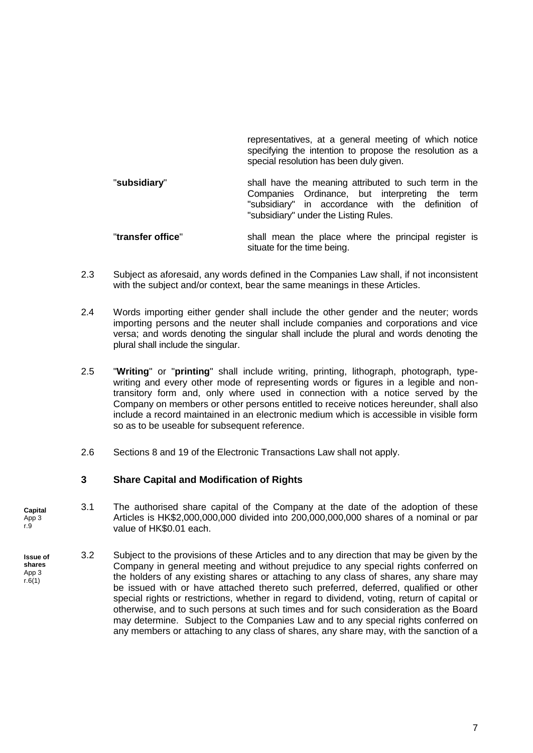representatives, at a general meeting of which notice specifying the intention to propose the resolution as a special resolution has been duly given.

"**subsidiary**" shall have the meaning attributed to such term in the Companies Ordinance, but interpreting the term "subsidiary" in accordance with the definition of "subsidiary" under the Listing Rules.

"**transfer office**" shall mean the place where the principal register is situate for the time being.

2.3 Subject as aforesaid, any words defined in the Companies Law shall, if not inconsistent with the subject and/or context, bear the same meanings in these Articles.

2.4 Words importing either gender shall include the other gender and the neuter; words importing persons and the neuter shall include companies and corporations and vice versa; and words denoting the singular shall include the plural and words denoting the plural shall include the singular.

2.5 "**Writing**" or "**printing**" shall include writing, printing, lithograph, photograph, type-writing and every other mode of representing words or figures in a legible and non-transitory form and, only where used in connection with a notice served by the Company on members or other persons entitled to receive notices hereunder, shall also include a record maintained in an electronic medium which is accessible in visible form so as to be useable for subsequent reference.

2.6 Sections 8 and 19 of the Electronic Transactions Law shall not apply.

## 3 Share Capital and Modification of Rights

**Capital** App 3 r.9

3.1 The authorised share capital of the Company at the date of the adoption of these Articles is HK$2,000,000,000 divided into 200,000,000,000 shares of a nominal or par value of HK$0.01 each.

**Issue of shares** App 3 r.6(1)

3.2 Subject to the provisions of these Articles and to any direction that may be given by the Company in general meeting and without prejudice to any special rights conferred on the holders of any existing shares or attaching to any class of shares, any share may be issued with or have attached thereto such preferred, deferred, qualified or other special rights or restrictions, whether in regard to dividend, voting, return of capital or otherwise, and to such persons at such times and for such consideration as the Board may determine. Subject to the Companies Law and to any special rights conferred on any members or attaching to any class of shares, any share may, with the sanction of a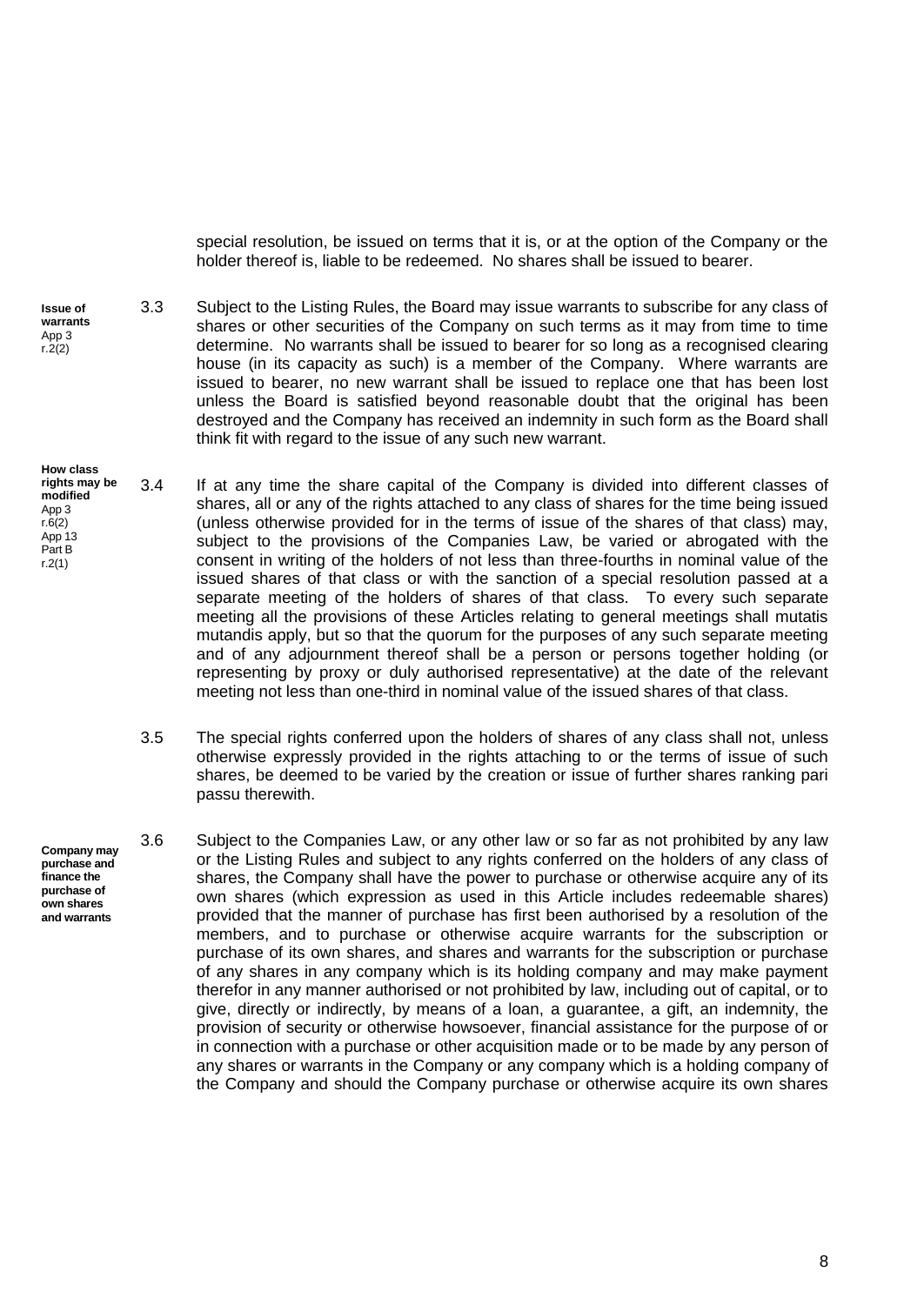special resolution, be issued on terms that it is, or at the option of the Company or the holder thereof is, liable to be redeemed. No shares shall be issued to bearer.

**Issue of warrants**
App 3 r.2(2)

3.3 Subject to the Listing Rules, the Board may issue warrants to subscribe for any class of shares or other securities of the Company on such terms as it may from time to time determine. No warrants shall be issued to bearer for so long as a recognised clearing house (in its capacity as such) is a member of the Company. Where warrants are issued to bearer, no new warrant shall be issued to replace one that has been lost unless the Board is satisfied beyond reasonable doubt that the original has been destroyed and the Company has received an indemnity in such form as the Board shall think fit with regard to the issue of any such new warrant.

**How class rights may be modified**
App 3 r.6(2)
App 13 Part B r.2(1)

3.4 If at any time the share capital of the Company is divided into different classes of shares, all or any of the rights attached to any class of shares for the time being issued (unless otherwise provided for in the terms of issue of the shares of that class) may, subject to the provisions of the Companies Law, be varied or abrogated with the consent in writing of the holders of not less than three-fourths in nominal value of the issued shares of that class or with the sanction of a special resolution passed at a separate meeting of the holders of shares of that class. To every such separate meeting all the provisions of these Articles relating to general meetings shall mutatis mutandis apply, but so that the quorum for the purposes of any such separate meeting and of any adjournment thereof shall be a person or persons together holding (or representing by proxy or duly authorised representative) at the date of the relevant meeting not less than one-third in nominal value of the issued shares of that class.

3.5 The special rights conferred upon the holders of shares of any class shall not, unless otherwise expressly provided in the rights attaching to or the terms of issue of such shares, be deemed to be varied by the creation or issue of further shares ranking pari passu therewith.

**Company may purchase and finance the purchase of own shares and warrants**

3.6 Subject to the Companies Law, or any other law or so far as not prohibited by any law or the Listing Rules and subject to any rights conferred on the holders of any class of shares, the Company shall have the power to purchase or otherwise acquire any of its own shares (which expression as used in this Article includes redeemable shares) provided that the manner of purchase has first been authorised by a resolution of the members, and to purchase or otherwise acquire warrants for the subscription or purchase of its own shares, and shares and warrants for the subscription or purchase of any shares in any company which is its holding company and may make payment therefor in any manner authorised or not prohibited by law, including out of capital, or to give, directly or indirectly, by means of a loan, a guarantee, a gift, an indemnity, the provision of security or otherwise howsoever, financial assistance for the purpose of or in connection with a purchase or other acquisition made or to be made by any person of any shares or warrants in the Company or any company which is a holding company of the Company and should the Company purchase or otherwise acquire its own shares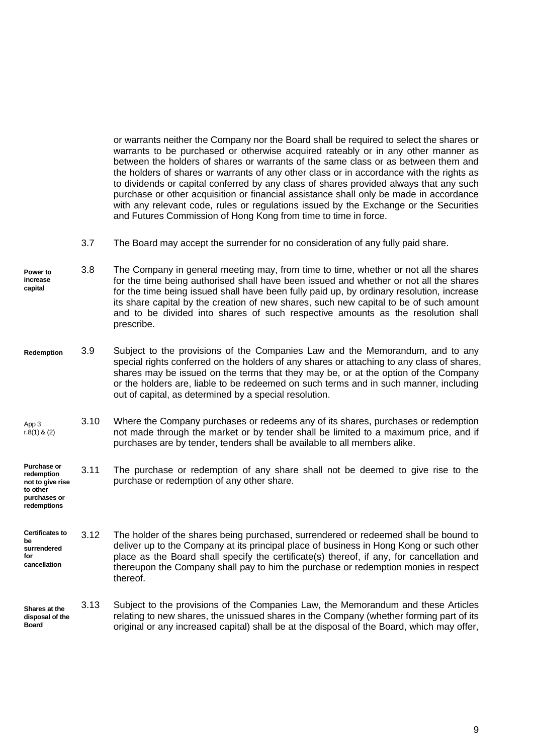or warrants neither the Company nor the Board shall be required to select the shares or warrants to be purchased or otherwise acquired rateably or in any other manner as between the holders of shares or warrants of the same class or as between them and the holders of shares or warrants of any other class or in accordance with the rights as to dividends or capital conferred by any class of shares provided always that any such purchase or other acquisition or financial assistance shall only be made in accordance with any relevant code, rules or regulations issued by the Exchange or the Securities and Futures Commission of Hong Kong from time to time in force.

3.7 The Board may accept the surrender for no consideration of any fully paid share.

**Power to increase capital**

3.8 The Company in general meeting may, from time to time, whether or not all the shares for the time being authorised shall have been issued and whether or not all the shares for the time being issued shall have been fully paid up, by ordinary resolution, increase its share capital by the creation of new shares, such new capital to be of such amount and to be divided into shares of such respective amounts as the resolution shall prescribe.

**Redemption**

3.9 Subject to the provisions of the Companies Law and the Memorandum, and to any special rights conferred on the holders of any shares or attaching to any class of shares, shares may be issued on the terms that they may be, or at the option of the Company or the holders are, liable to be redeemed on such terms and in such manner, including out of capital, as determined by a special resolution.

App 3 r.8(1) & (2)

3.10 Where the Company purchases or redeems any of its shares, purchases or redemption not made through the market or by tender shall be limited to a maximum price, and if purchases are by tender, tenders shall be available to all members alike.

**Purchase or redemption not to give rise to other purchases or redemptions**

3.11 The purchase or redemption of any share shall not be deemed to give rise to the purchase or redemption of any other share.

**Certificates to be surrendered for cancellation**

3.12 The holder of the shares being purchased, surrendered or redeemed shall be bound to deliver up to the Company at its principal place of business in Hong Kong or such other place as the Board shall specify the certificate(s) thereof, if any, for cancellation and thereupon the Company shall pay to him the purchase or redemption monies in respect thereof.

**Shares at the disposal of the Board**

3.13 Subject to the provisions of the Companies Law, the Memorandum and these Articles relating to new shares, the unissued shares in the Company (whether forming part of its original or any increased capital) shall be at the disposal of the Board, which may offer,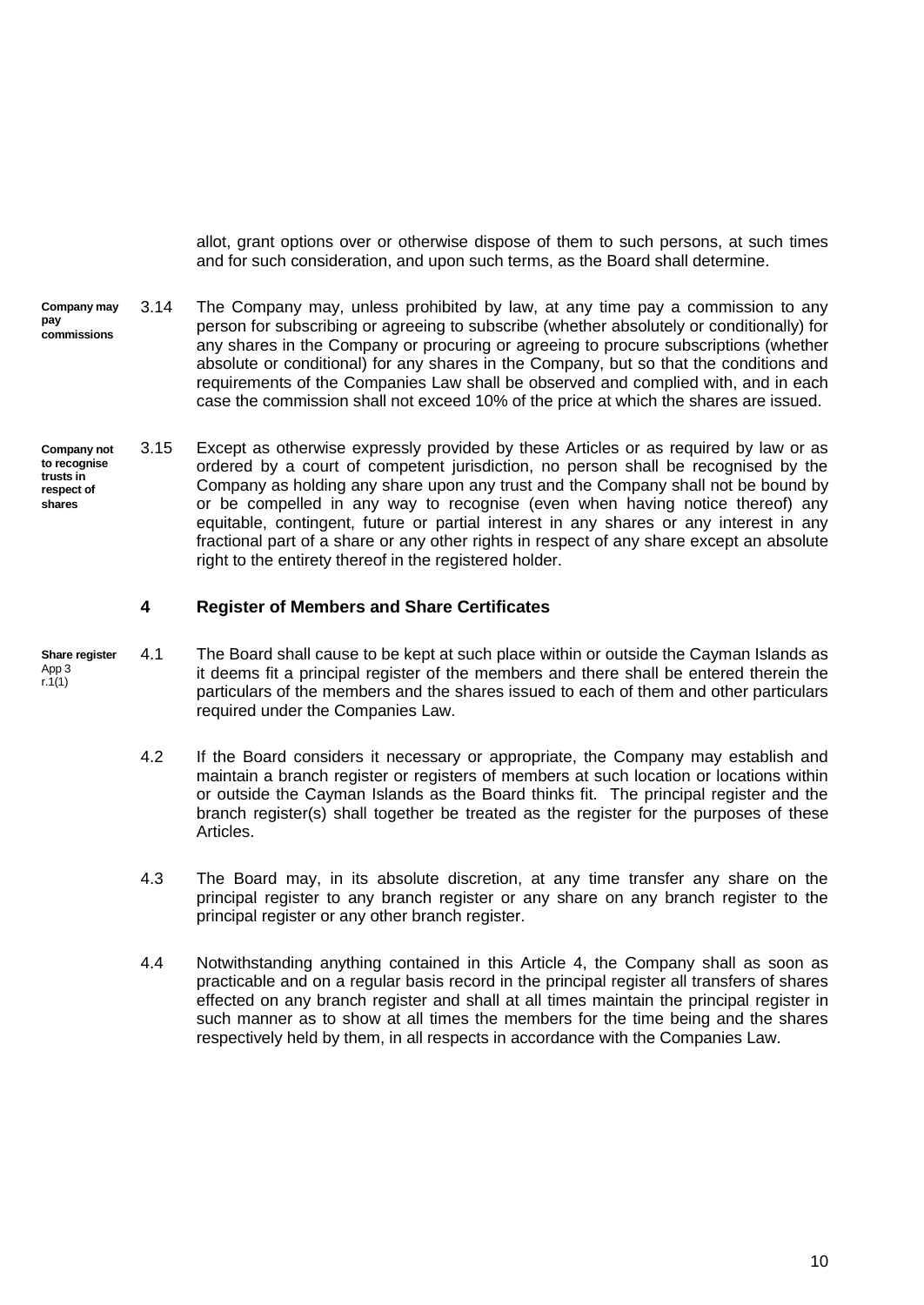allot, grant options over or otherwise dispose of them to such persons, at such times and for such consideration, and upon such terms, as the Board shall determine.

**Company may pay commissions**

3.14 The Company may, unless prohibited by law, at any time pay a commission to any person for subscribing or agreeing to subscribe (whether absolutely or conditionally) for any shares in the Company or procuring or agreeing to procure subscriptions (whether absolute or conditional) for any shares in the Company, but so that the conditions and requirements of the Companies Law shall be observed and complied with, and in each case the commission shall not exceed 10% of the price at which the shares are issued.

**Company not to recognise trusts in respect of shares**

3.15 Except as otherwise expressly provided by these Articles or as required by law or as ordered by a court of competent jurisdiction, no person shall be recognised by the Company as holding any share upon any trust and the Company shall not be bound by or be compelled in any way to recognise (even when having notice thereof) any equitable, contingent, future or partial interest in any shares or any interest in any fractional part of a share or any other rights in respect of any share except an absolute right to the entirety thereof in the registered holder.

## 4 Register of Members and Share Certificates

**Share register** App 3 r.1(1)

4.1 The Board shall cause to be kept at such place within or outside the Cayman Islands as it deems fit a principal register of the members and there shall be entered therein the particulars of the members and the shares issued to each of them and other particulars required under the Companies Law.

4.2 If the Board considers it necessary or appropriate, the Company may establish and maintain a branch register or registers of members at such location or locations within or outside the Cayman Islands as the Board thinks fit. The principal register and the branch register(s) shall together be treated as the register for the purposes of these Articles.

4.3 The Board may, in its absolute discretion, at any time transfer any share on the principal register to any branch register or any share on any branch register to the principal register or any other branch register.

4.4 Notwithstanding anything contained in this Article 4, the Company shall as soon as practicable and on a regular basis record in the principal register all transfers of shares effected on any branch register and shall at all times maintain the principal register in such manner as to show at all times the members for the time being and the shares respectively held by them, in all respects in accordance with the Companies Law.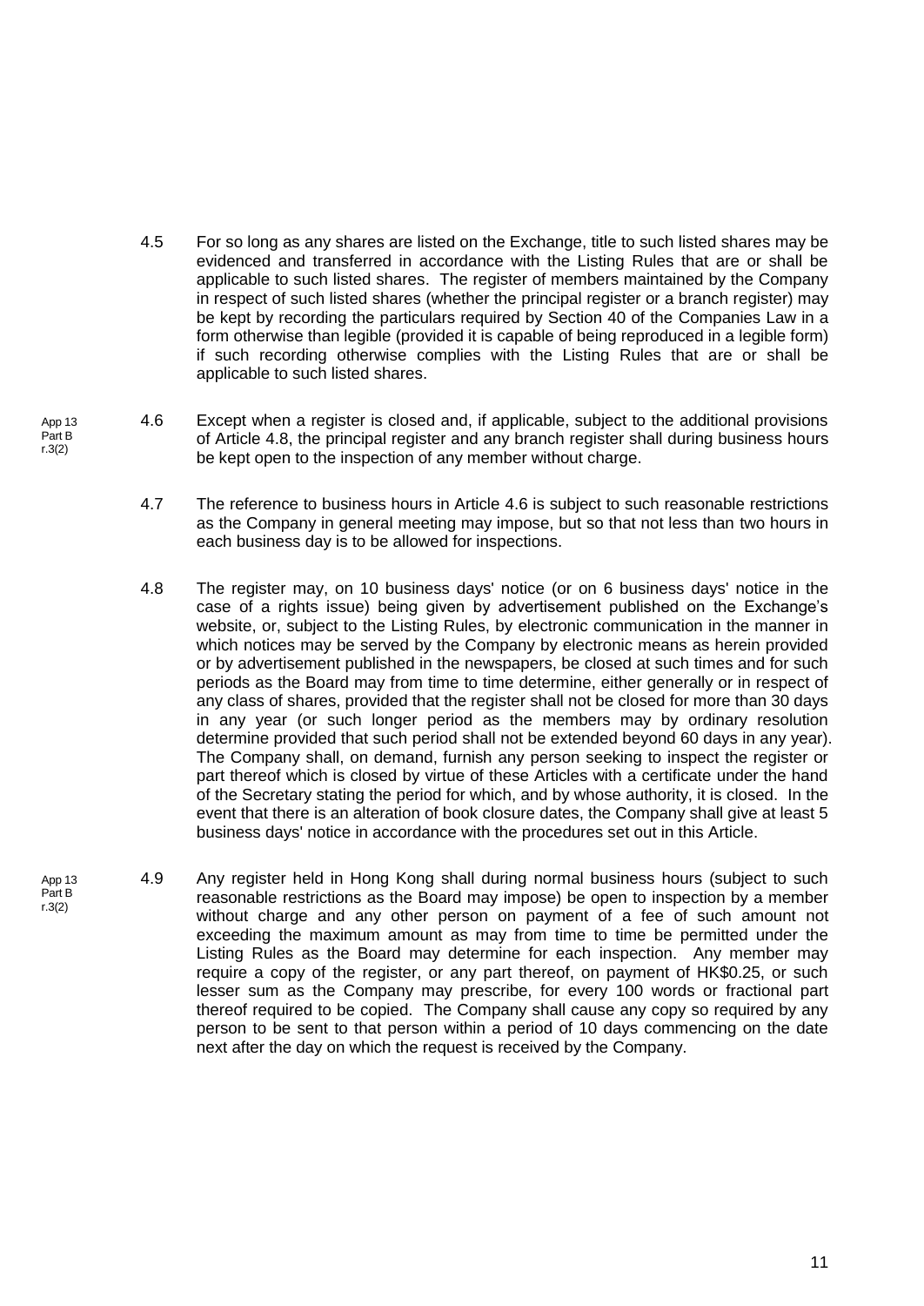4.5 For so long as any shares are listed on the Exchange, title to such listed shares may be evidenced and transferred in accordance with the Listing Rules that are or shall be applicable to such listed shares. The register of members maintained by the Company in respect of such listed shares (whether the principal register or a branch register) may be kept by recording the particulars required by Section 40 of the Companies Law in a form otherwise than legible (provided it is capable of being reproduced in a legible form) if such recording otherwise complies with the Listing Rules that are or shall be applicable to such listed shares.

App 13 Part B r.3(2)

4.6 Except when a register is closed and, if applicable, subject to the additional provisions of Article 4.8, the principal register and any branch register shall during business hours be kept open to the inspection of any member without charge.

4.7 The reference to business hours in Article 4.6 is subject to such reasonable restrictions as the Company in general meeting may impose, but so that not less than two hours in each business day is to be allowed for inspections.

4.8 The register may, on 10 business days' notice (or on 6 business days' notice in the case of a rights issue) being given by advertisement published on the Exchange's website, or, subject to the Listing Rules, by electronic communication in the manner in which notices may be served by the Company by electronic means as herein provided or by advertisement published in the newspapers, be closed at such times and for such periods as the Board may from time to time determine, either generally or in respect of any class of shares, provided that the register shall not be closed for more than 30 days in any year (or such longer period as the members may by ordinary resolution determine provided that such period shall not be extended beyond 60 days in any year). The Company shall, on demand, furnish any person seeking to inspect the register or part thereof which is closed by virtue of these Articles with a certificate under the hand of the Secretary stating the period for which, and by whose authority, it is closed. In the event that there is an alteration of book closure dates, the Company shall give at least 5 business days' notice in accordance with the procedures set out in this Article.

App 13 Part B r.3(2)

4.9 Any register held in Hong Kong shall during normal business hours (subject to such reasonable restrictions as the Board may impose) be open to inspection by a member without charge and any other person on payment of a fee of such amount not exceeding the maximum amount as may from time to time be permitted under the Listing Rules as the Board may determine for each inspection. Any member may require a copy of the register, or any part thereof, on payment of HK$0.25, or such lesser sum as the Company may prescribe, for every 100 words or fractional part thereof required to be copied. The Company shall cause any copy so required by any person to be sent to that person within a period of 10 days commencing on the date next after the day on which the request is received by the Company.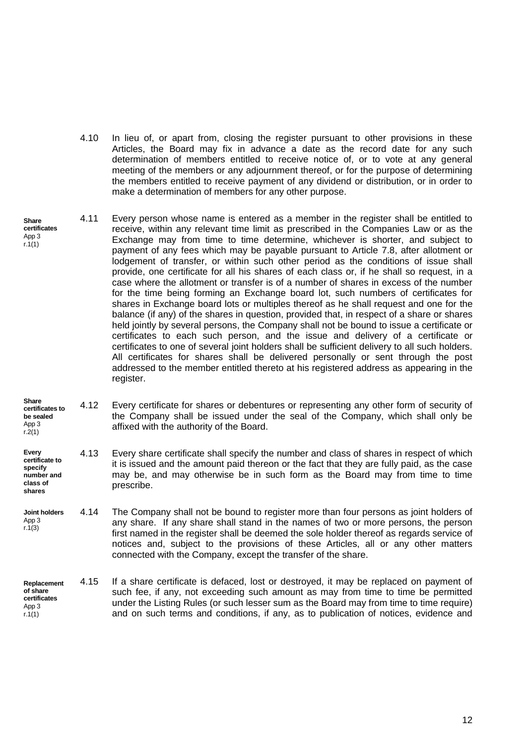4.10 In lieu of, or apart from, closing the register pursuant to other provisions in these Articles, the Board may fix in advance a date as the record date for any such determination of members entitled to receive notice of, or to vote at any general meeting of the members or any adjournment thereof, or for the purpose of determining the members entitled to receive payment of any dividend or distribution, or in order to make a determination of members for any other purpose.

**Share certificates**
App 3
r.1(1)

4.11 Every person whose name is entered as a member in the register shall be entitled to receive, within any relevant time limit as prescribed in the Companies Law or as the Exchange may from time to time determine, whichever is shorter, and subject to payment of any fees which may be payable pursuant to Article 7.8, after allotment or lodgement of transfer, or within such other period as the conditions of issue shall provide, one certificate for all his shares of each class or, if he shall so request, in a case where the allotment or transfer is of a number of shares in excess of the number for the time being forming an Exchange board lot, such numbers of certificates for shares in Exchange board lots or multiples thereof as he shall request and one for the balance (if any) of the shares in question, provided that, in respect of a share or shares held jointly by several persons, the Company shall not be bound to issue a certificate or certificates to each such person, and the issue and delivery of a certificate or certificates to one of several joint holders shall be sufficient delivery to all such holders. All certificates for shares shall be delivered personally or sent through the post addressed to the member entitled thereto at his registered address as appearing in the register.

**Share certificates to be sealed**
App 3
r.2(1)

4.12 Every certificate for shares or debentures or representing any other form of security of the Company shall be issued under the seal of the Company, which shall only be affixed with the authority of the Board.

**Every certificate to specify number and class of shares**

4.13 Every share certificate shall specify the number and class of shares in respect of which it is issued and the amount paid thereon or the fact that they are fully paid, as the case may be, and may otherwise be in such form as the Board may from time to time prescribe.

**Joint holders**
App 3
r.1(3)

4.14 The Company shall not be bound to register more than four persons as joint holders of any share. If any share shall stand in the names of two or more persons, the person first named in the register shall be deemed the sole holder thereof as regards service of notices and, subject to the provisions of these Articles, all or any other matters connected with the Company, except the transfer of the share.

**Replacement of share certificates**
App 3
r.1(1)

4.15 If a share certificate is defaced, lost or destroyed, it may be replaced on payment of such fee, if any, not exceeding such amount as may from time to time be permitted under the Listing Rules (or such lesser sum as the Board may from time to time require) and on such terms and conditions, if any, as to publication of notices, evidence and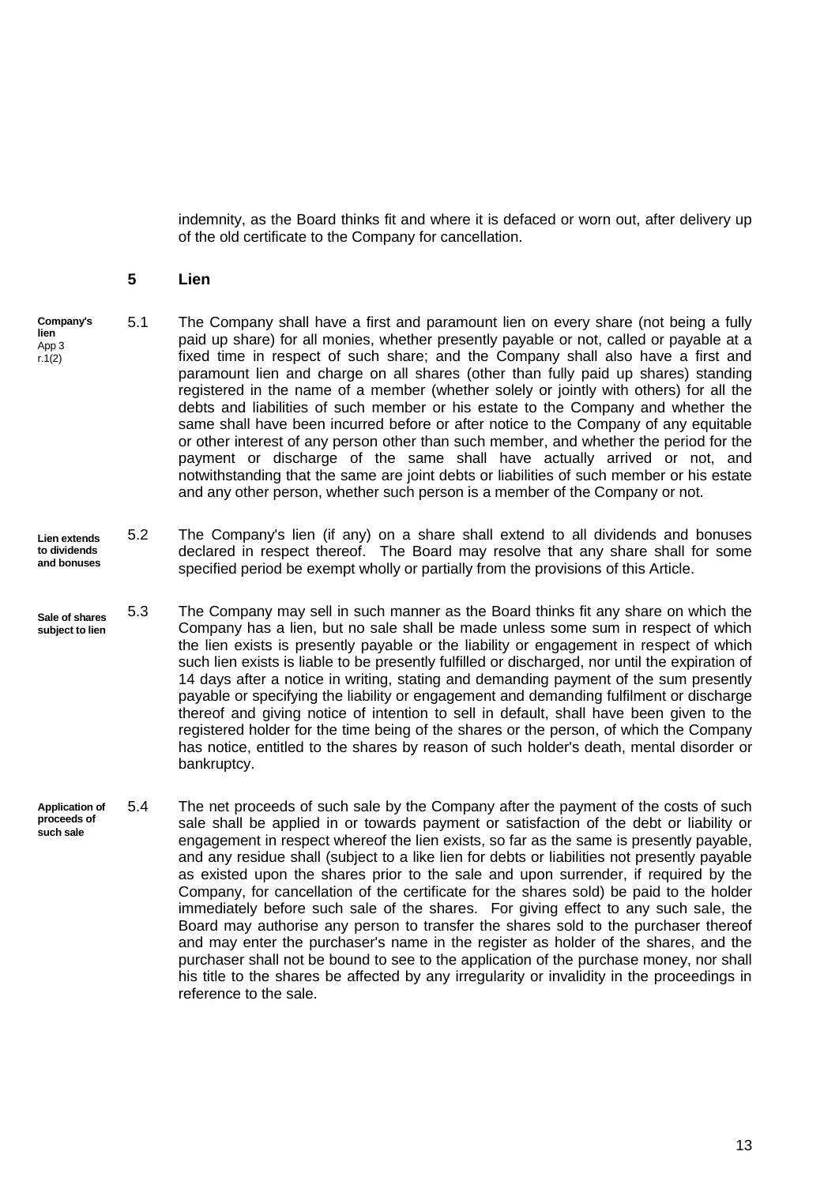indemnity, as the Board thinks fit and where it is defaced or worn out, after delivery up of the old certificate to the Company for cancellation.

## 5 Lien

**Company's lien** App 3 r.1(2)

5.1 The Company shall have a first and paramount lien on every share (not being a fully paid up share) for all monies, whether presently payable or not, called or payable at a fixed time in respect of such share; and the Company shall also have a first and paramount lien and charge on all shares (other than fully paid up shares) standing registered in the name of a member (whether solely or jointly with others) for all the debts and liabilities of such member or his estate to the Company and whether the same shall have been incurred before or after notice to the Company of any equitable or other interest of any person other than such member, and whether the period for the payment or discharge of the same shall have actually arrived or not, and notwithstanding that the same are joint debts or liabilities of such member or his estate and any other person, whether such person is a member of the Company or not.

**Lien extends to dividends and bonuses**

5.2 The Company's lien (if any) on a share shall extend to all dividends and bonuses declared in respect thereof. The Board may resolve that any share shall for some specified period be exempt wholly or partially from the provisions of this Article.

**Sale of shares subject to lien**

5.3 The Company may sell in such manner as the Board thinks fit any share on which the Company has a lien, but no sale shall be made unless some sum in respect of which the lien exists is presently payable or the liability or engagement in respect of which such lien exists is liable to be presently fulfilled or discharged, nor until the expiration of 14 days after a notice in writing, stating and demanding payment of the sum presently payable or specifying the liability or engagement and demanding fulfilment or discharge thereof and giving notice of intention to sell in default, shall have been given to the registered holder for the time being of the shares or the person, of which the Company has notice, entitled to the shares by reason of such holder's death, mental disorder or bankruptcy.

**Application of proceeds of such sale**

5.4 The net proceeds of such sale by the Company after the payment of the costs of such sale shall be applied in or towards payment or satisfaction of the debt or liability or engagement in respect whereof the lien exists, so far as the same is presently payable, and any residue shall (subject to a like lien for debts or liabilities not presently payable as existed upon the shares prior to the sale and upon surrender, if required by the Company, for cancellation of the certificate for the shares sold) be paid to the holder immediately before such sale of the shares. For giving effect to any such sale, the Board may authorise any person to transfer the shares sold to the purchaser thereof and may enter the purchaser's name in the register as holder of the shares, and the purchaser shall not be bound to see to the application of the purchase money, nor shall his title to the shares be affected by any irregularity or invalidity in the proceedings in reference to the sale.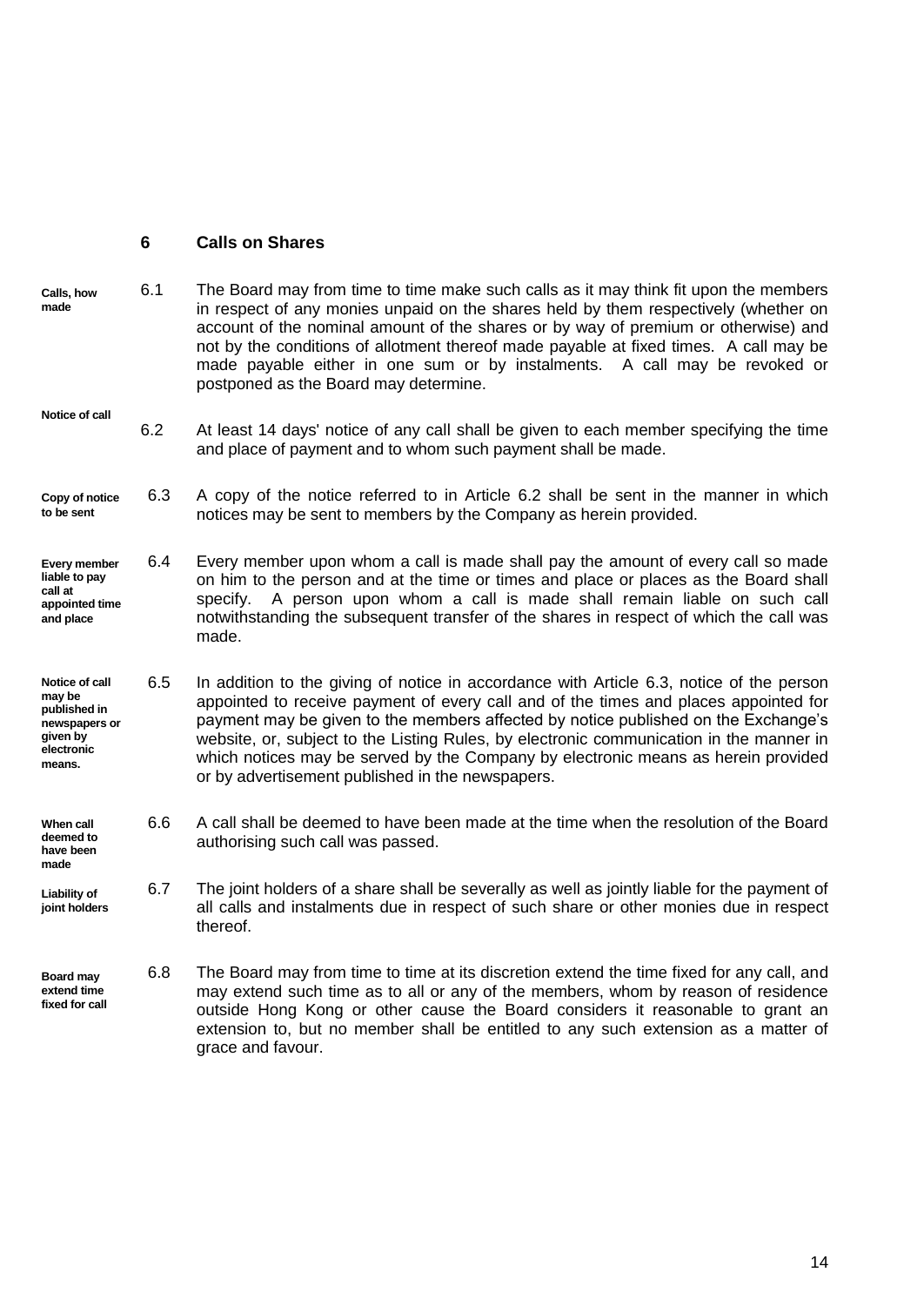## 6 Calls on Shares

**Calls, how made**

6.1 The Board may from time to time make such calls as it may think fit upon the members in respect of any monies unpaid on the shares held by them respectively (whether on account of the nominal amount of the shares or by way of premium or otherwise) and not by the conditions of allotment thereof made payable at fixed times. A call may be made payable either in one sum or by instalments. A call may be revoked or postponed as the Board may determine.

**Notice of call**

6.2 At least 14 days' notice of any call shall be given to each member specifying the time and place of payment and to whom such payment shall be made.

**Copy of notice to be sent**

6.3 A copy of the notice referred to in Article 6.2 shall be sent in the manner in which notices may be sent to members by the Company as herein provided.

**Every member liable to pay call at appointed time and place**

6.4 Every member upon whom a call is made shall pay the amount of every call so made on him to the person and at the time or times and place or places as the Board shall specify. A person upon whom a call is made shall remain liable on such call notwithstanding the subsequent transfer of the shares in respect of which the call was made.

**Notice of call may be published in newspapers or given by electronic means.**

6.5 In addition to the giving of notice in accordance with Article 6.3, notice of the person appointed to receive payment of every call and of the times and places appointed for payment may be given to the members affected by notice published on the Exchange's website, or, subject to the Listing Rules, by electronic communication in the manner in which notices may be served by the Company by electronic means as herein provided or by advertisement published in the newspapers.

**When call deemed to have been made**

6.6 A call shall be deemed to have been made at the time when the resolution of the Board authorising such call was passed.

**Liability of joint holders**

6.7 The joint holders of a share shall be severally as well as jointly liable for the payment of all calls and instalments due in respect of such share or other monies due in respect thereof.

**Board may extend time fixed for call**

6.8 The Board may from time to time at its discretion extend the time fixed for any call, and may extend such time as to all or any of the members, whom by reason of residence outside Hong Kong or other cause the Board considers it reasonable to grant an extension to, but no member shall be entitled to any such extension as a matter of grace and favour.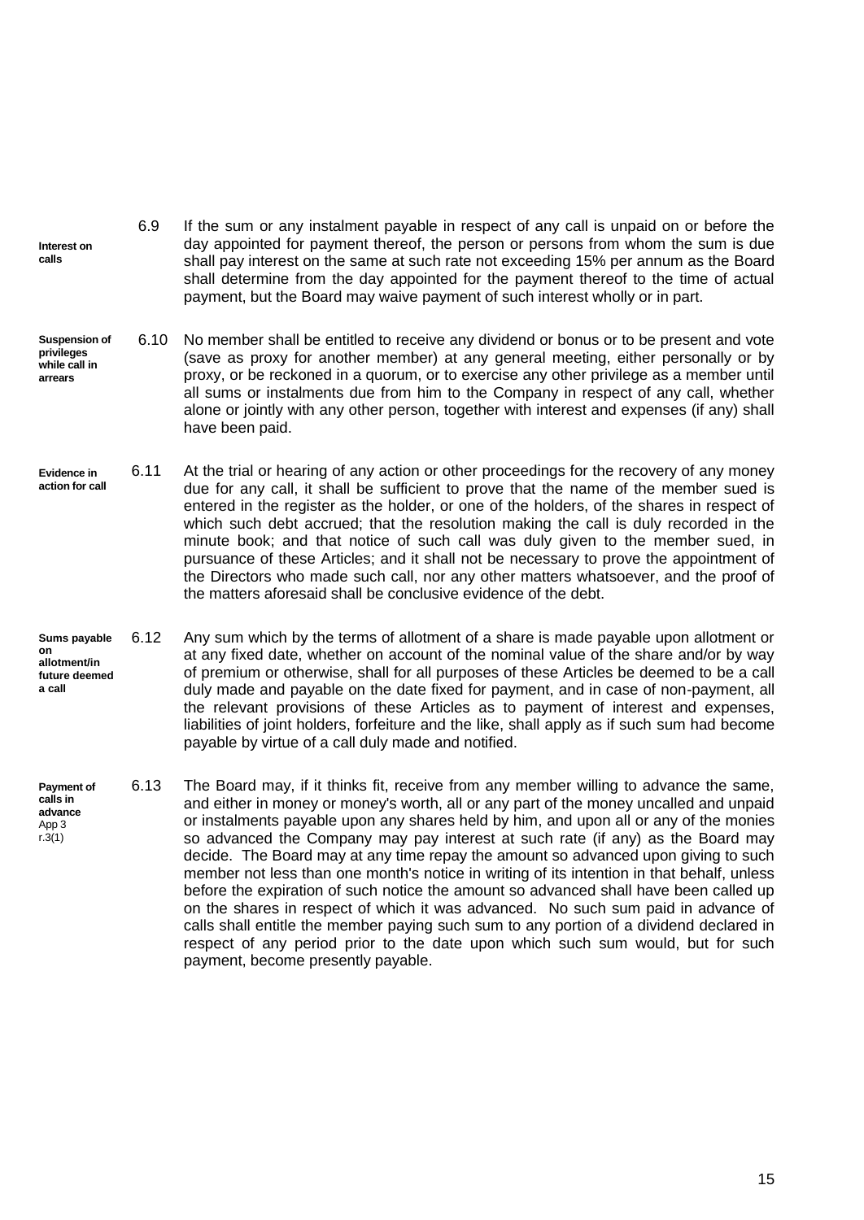**Interest on calls**

6.9 If the sum or any instalment payable in respect of any call is unpaid on or before the day appointed for payment thereof, the person or persons from whom the sum is due shall pay interest on the same at such rate not exceeding 15% per annum as the Board shall determine from the day appointed for the payment thereof to the time of actual payment, but the Board may waive payment of such interest wholly or in part.

**Suspension of privileges while call in arrears**

6.10 No member shall be entitled to receive any dividend or bonus or to be present and vote (save as proxy for another member) at any general meeting, either personally or by proxy, or be reckoned in a quorum, or to exercise any other privilege as a member until all sums or instalments due from him to the Company in respect of any call, whether alone or jointly with any other person, together with interest and expenses (if any) shall have been paid.

**Evidence in action for call**

6.11 At the trial or hearing of any action or other proceedings for the recovery of any money due for any call, it shall be sufficient to prove that the name of the member sued is entered in the register as the holder, or one of the holders, of the shares in respect of which such debt accrued; that the resolution making the call is duly recorded in the minute book; and that notice of such call was duly given to the member sued, in pursuance of these Articles; and it shall not be necessary to prove the appointment of the Directors who made such call, nor any other matters whatsoever, and the proof of the matters aforesaid shall be conclusive evidence of the debt.

**Sums payable on allotment/in future deemed a call**

6.12 Any sum which by the terms of allotment of a share is made payable upon allotment or at any fixed date, whether on account of the nominal value of the share and/or by way of premium or otherwise, shall for all purposes of these Articles be deemed to be a call duly made and payable on the date fixed for payment, and in case of non-payment, all the relevant provisions of these Articles as to payment of interest and expenses, liabilities of joint holders, forfeiture and the like, shall apply as if such sum had become payable by virtue of a call duly made and notified.

**Payment of calls in advance**
App 3
r.3(1)

6.13 The Board may, if it thinks fit, receive from any member willing to advance the same, and either in money or money's worth, all or any part of the money uncalled and unpaid or instalments payable upon any shares held by him, and upon all or any of the monies so advanced the Company may pay interest at such rate (if any) as the Board may decide. The Board may at any time repay the amount so advanced upon giving to such member not less than one month's notice in writing of its intention in that behalf, unless before the expiration of such notice the amount so advanced shall have been called up on the shares in respect of which it was advanced. No such sum paid in advance of calls shall entitle the member paying such sum to any portion of a dividend declared in respect of any period prior to the date upon which such sum would, but for such payment, become presently payable.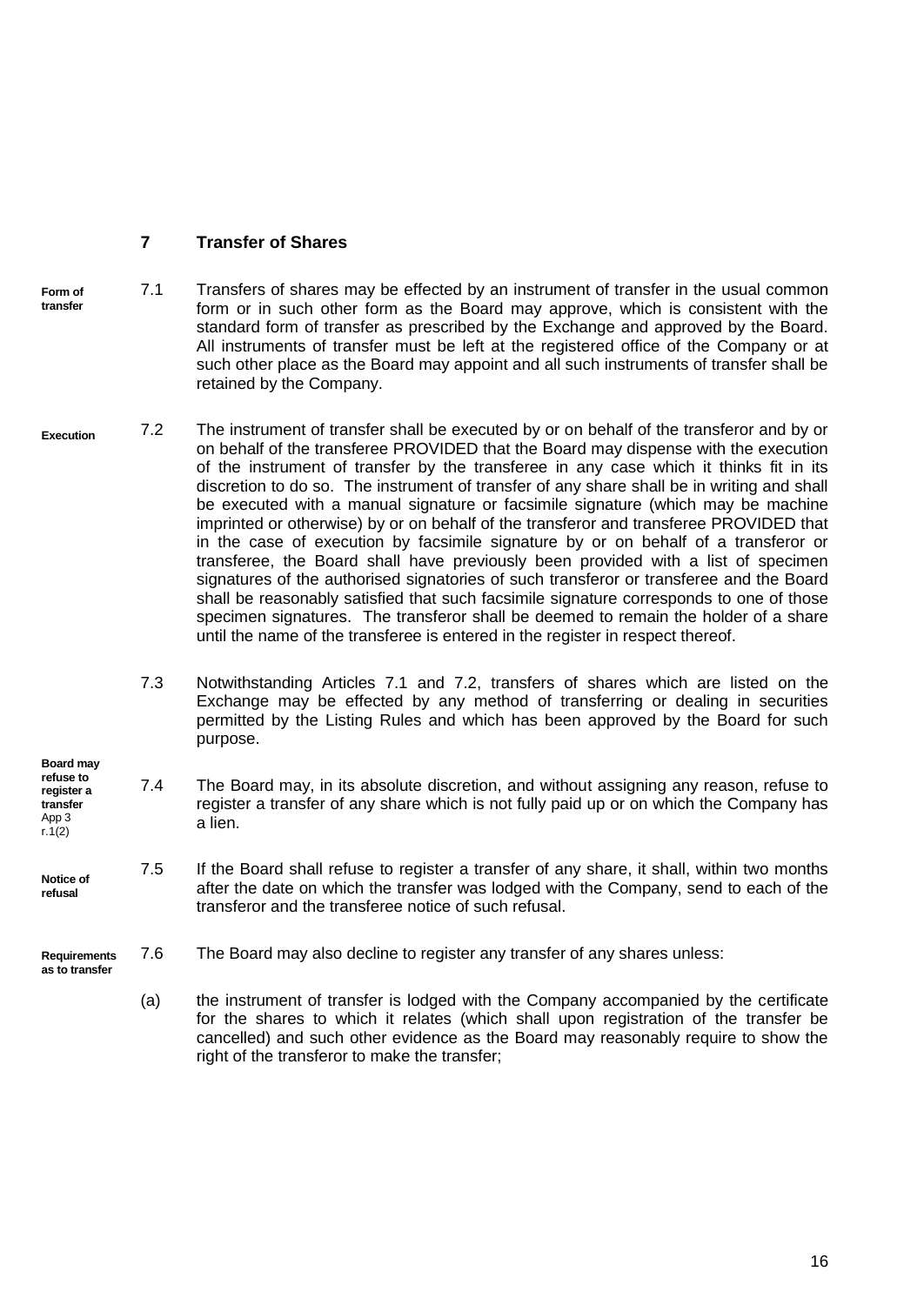## 7 Transfer of Shares

**Form of transfer**

7.1 Transfers of shares may be effected by an instrument of transfer in the usual common form or in such other form as the Board may approve, which is consistent with the standard form of transfer as prescribed by the Exchange and approved by the Board. All instruments of transfer must be left at the registered office of the Company or at such other place as the Board may appoint and all such instruments of transfer shall be retained by the Company.

**Execution**

7.2 The instrument of transfer shall be executed by or on behalf of the transferor and by or on behalf of the transferee PROVIDED that the Board may dispense with the execution of the instrument of transfer by the transferee in any case which it thinks fit in its discretion to do so. The instrument of transfer of any share shall be in writing and shall be executed with a manual signature or facsimile signature (which may be machine imprinted or otherwise) by or on behalf of the transferor and transferee PROVIDED that in the case of execution by facsimile signature by or on behalf of a transferor or transferee, the Board shall have previously been provided with a list of specimen signatures of the authorised signatories of such transferor or transferee and the Board shall be reasonably satisfied that such facsimile signature corresponds to one of those specimen signatures. The transferor shall be deemed to remain the holder of a share until the name of the transferee is entered in the register in respect thereof.

7.3 Notwithstanding Articles 7.1 and 7.2, transfers of shares which are listed on the Exchange may be effected by any method of transferring or dealing in securities permitted by the Listing Rules and which has been approved by the Board for such purpose.

**Board may refuse to register a transfer** App 3 r.1(2)

7.4 The Board may, in its absolute discretion, and without assigning any reason, refuse to register a transfer of any share which is not fully paid up or on which the Company has a lien.

**Notice of refusal**

7.5 If the Board shall refuse to register a transfer of any share, it shall, within two months after the date on which the transfer was lodged with the Company, send to each of the transferor and the transferee notice of such refusal.

**Requirements as to transfer**

7.6 The Board may also decline to register any transfer of any shares unless:

(a) the instrument of transfer is lodged with the Company accompanied by the certificate for the shares to which it relates (which shall upon registration of the transfer be cancelled) and such other evidence as the Board may reasonably require to show the right of the transferor to make the transfer;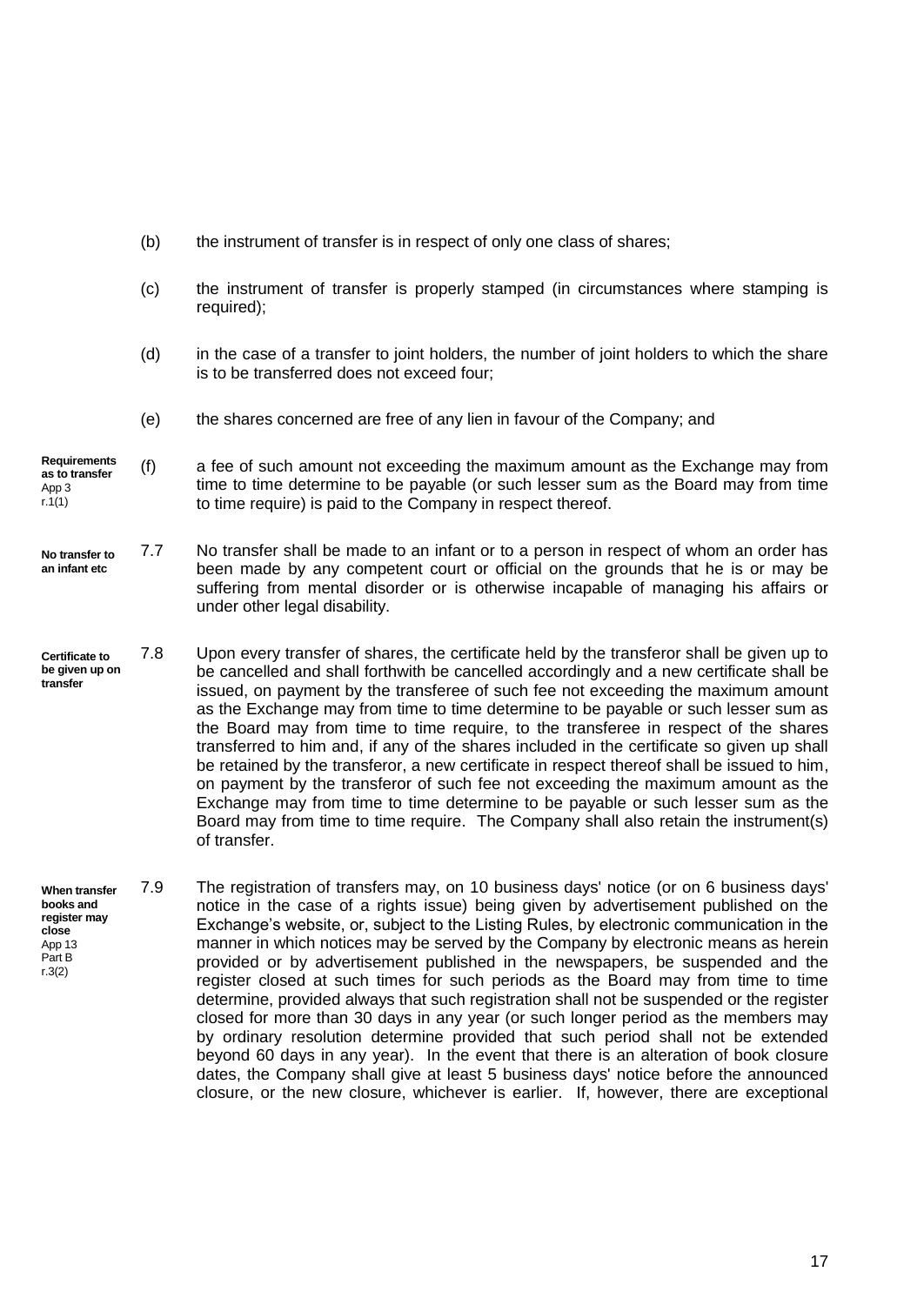(b) the instrument of transfer is in respect of only one class of shares;

(c) the instrument of transfer is properly stamped (in circumstances where stamping is required);

(d) in the case of a transfer to joint holders, the number of joint holders to which the share is to be transferred does not exceed four;

(e) the shares concerned are free of any lien in favour of the Company; and

**Requirements as to transfer** App 3 r.1(1)

(f) a fee of such amount not exceeding the maximum amount as the Exchange may from time to time determine to be payable (or such lesser sum as the Board may from time to time require) is paid to the Company in respect thereof.

**No transfer to an infant etc**

7.7 No transfer shall be made to an infant or to a person in respect of whom an order has been made by any competent court or official on the grounds that he is or may be suffering from mental disorder or is otherwise incapable of managing his affairs or under other legal disability.

**Certificate to be given up on transfer**

7.8 Upon every transfer of shares, the certificate held by the transferor shall be given up to be cancelled and shall forthwith be cancelled accordingly and a new certificate shall be issued, on payment by the transferee of such fee not exceeding the maximum amount as the Exchange may from time to time determine to be payable or such lesser sum as the Board may from time to time require, to the transferee in respect of the shares transferred to him and, if any of the shares included in the certificate so given up shall be retained by the transferor, a new certificate in respect thereof shall be issued to him, on payment by the transferor of such fee not exceeding the maximum amount as the Exchange may from time to time determine to be payable or such lesser sum as the Board may from time to time require. The Company shall also retain the instrument(s) of transfer.

**When transfer books and register may close** App 13 Part B r.3(2)

7.9 The registration of transfers may, on 10 business days' notice (or on 6 business days' notice in the case of a rights issue) being given by advertisement published on the Exchange's website, or, subject to the Listing Rules, by electronic communication in the manner in which notices may be served by the Company by electronic means as herein provided or by advertisement published in the newspapers, be suspended and the register closed at such times for such periods as the Board may from time to time determine, provided always that such registration shall not be suspended or the register closed for more than 30 days in any year (or such longer period as the members may by ordinary resolution determine provided that such period shall not be extended beyond 60 days in any year). In the event that there is an alteration of book closure dates, the Company shall give at least 5 business days' notice before the announced closure, or the new closure, whichever is earlier. If, however, there are exceptional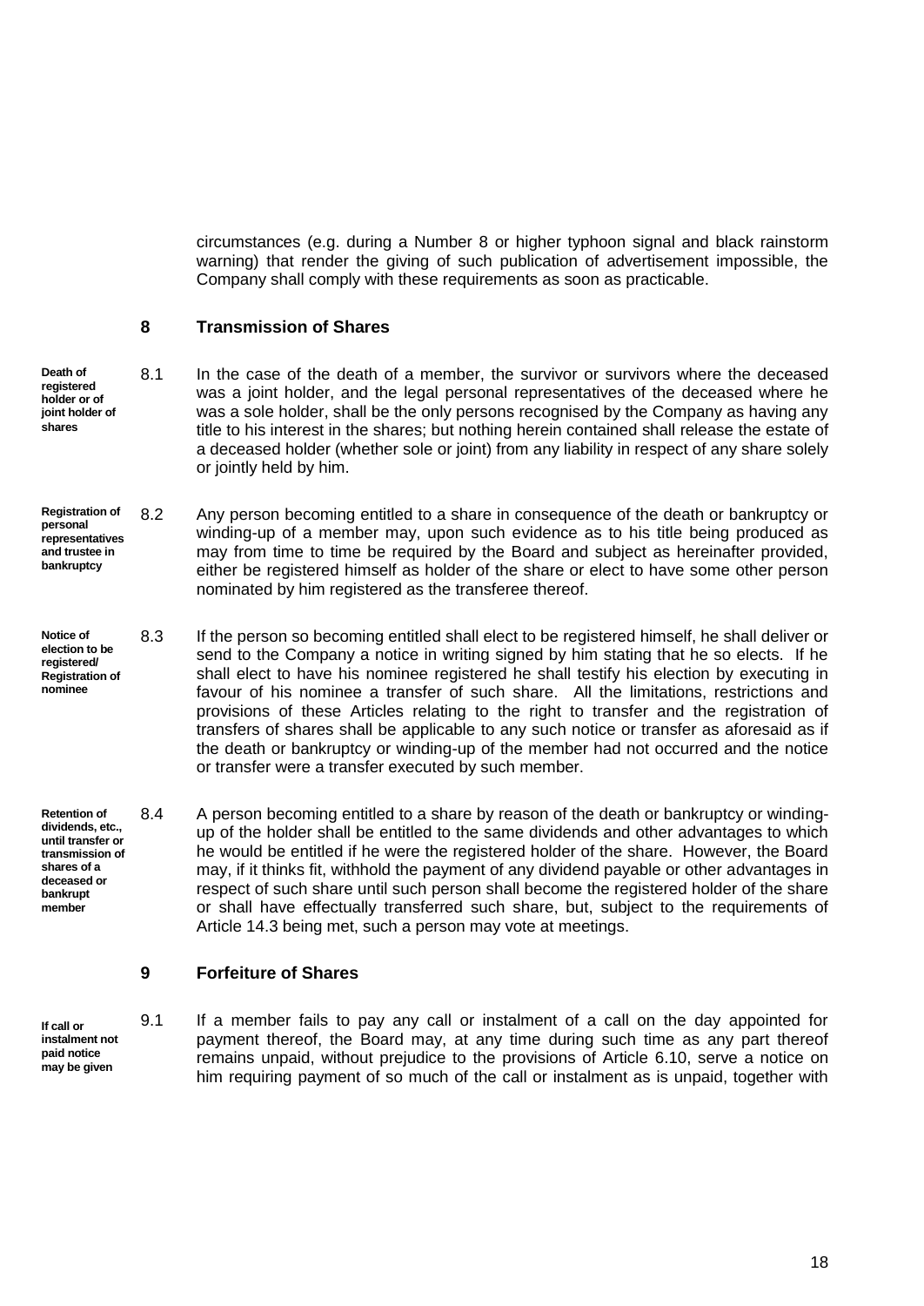circumstances (e.g. during a Number 8 or higher typhoon signal and black rainstorm warning) that render the giving of such publication of advertisement impossible, the Company shall comply with these requirements as soon as practicable.

## 8 Transmission of Shares

**Death of registered holder or of joint holder of shares**

8.1 In the case of the death of a member, the survivor or survivors where the deceased was a joint holder, and the legal personal representatives of the deceased where he was a sole holder, shall be the only persons recognised by the Company as having any title to his interest in the shares; but nothing herein contained shall release the estate of a deceased holder (whether sole or joint) from any liability in respect of any share solely or jointly held by him.

**Registration of personal representatives and trustee in bankruptcy**

8.2 Any person becoming entitled to a share in consequence of the death or bankruptcy or winding-up of a member may, upon such evidence as to his title being produced as may from time to time be required by the Board and subject as hereinafter provided, either be registered himself as holder of the share or elect to have some other person nominated by him registered as the transferee thereof.

**Notice of election to be registered/ Registration of nominee**

8.3 If the person so becoming entitled shall elect to be registered himself, he shall deliver or send to the Company a notice in writing signed by him stating that he so elects. If he shall elect to have his nominee registered he shall testify his election by executing in favour of his nominee a transfer of such share. All the limitations, restrictions and provisions of these Articles relating to the right to transfer and the registration of transfers of shares shall be applicable to any such notice or transfer as aforesaid as if the death or bankruptcy or winding-up of the member had not occurred and the notice or transfer were a transfer executed by such member.

**Retention of dividends, etc., until transfer or transmission of shares of a deceased or bankrupt member**

8.4 A person becoming entitled to a share by reason of the death or bankruptcy or winding-up of the holder shall be entitled to the same dividends and other advantages to which he would be entitled if he were the registered holder of the share. However, the Board may, if it thinks fit, withhold the payment of any dividend payable or other advantages in respect of such share until such person shall become the registered holder of the share or shall have effectually transferred such share, but, subject to the requirements of Article 14.3 being met, such a person may vote at meetings.

## 9 Forfeiture of Shares

**If call or instalment not paid notice may be given**

9.1 If a member fails to pay any call or instalment of a call on the day appointed for payment thereof, the Board may, at any time during such time as any part thereof remains unpaid, without prejudice to the provisions of Article 6.10, serve a notice on him requiring payment of so much of the call or instalment as is unpaid, together with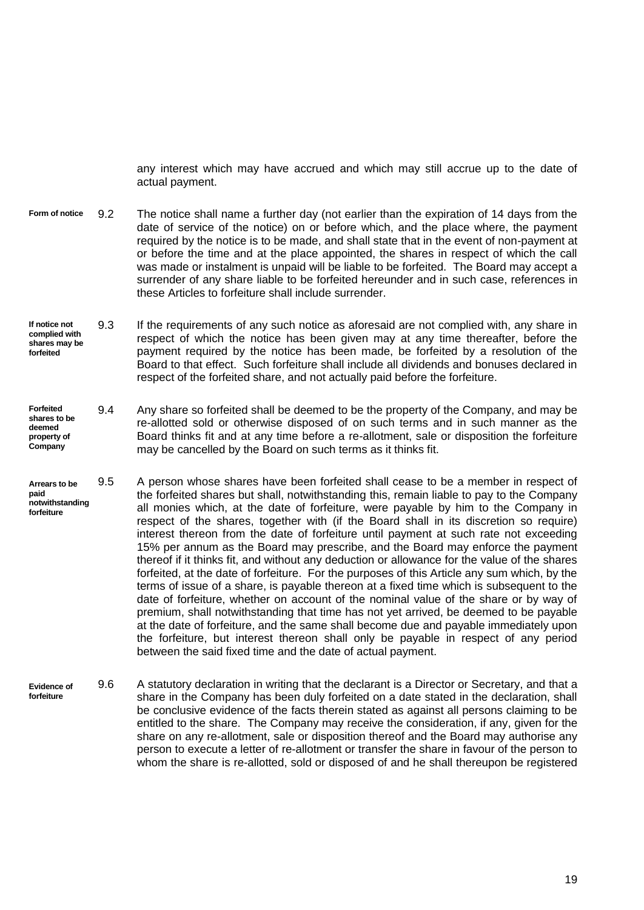any interest which may have accrued and which may still accrue up to the date of actual payment.

**Form of notice**

9.2 The notice shall name a further day (not earlier than the expiration of 14 days from the date of service of the notice) on or before which, and the place where, the payment required by the notice is to be made, and shall state that in the event of non-payment at or before the time and at the place appointed, the shares in respect of which the call was made or instalment is unpaid will be liable to be forfeited. The Board may accept a surrender of any share liable to be forfeited hereunder and in such case, references in these Articles to forfeiture shall include surrender.

**If notice not complied with shares may be forfeited**

9.3 If the requirements of any such notice as aforesaid are not complied with, any share in respect of which the notice has been given may at any time thereafter, before the payment required by the notice has been made, be forfeited by a resolution of the Board to that effect. Such forfeiture shall include all dividends and bonuses declared in respect of the forfeited share, and not actually paid before the forfeiture.

**Forfeited shares to be deemed property of Company**

9.4 Any share so forfeited shall be deemed to be the property of the Company, and may be re-allotted sold or otherwise disposed of on such terms and in such manner as the Board thinks fit and at any time before a re-allotment, sale or disposition the forfeiture may be cancelled by the Board on such terms as it thinks fit.

**Arrears to be paid notwithstanding forfeiture**

9.5 A person whose shares have been forfeited shall cease to be a member in respect of the forfeited shares but shall, notwithstanding this, remain liable to pay to the Company all monies which, at the date of forfeiture, were payable by him to the Company in respect of the shares, together with (if the Board shall in its discretion so require) interest thereon from the date of forfeiture until payment at such rate not exceeding 15% per annum as the Board may prescribe, and the Board may enforce the payment thereof if it thinks fit, and without any deduction or allowance for the value of the shares forfeited, at the date of forfeiture. For the purposes of this Article any sum which, by the terms of issue of a share, is payable thereon at a fixed time which is subsequent to the date of forfeiture, whether on account of the nominal value of the share or by way of premium, shall notwithstanding that time has not yet arrived, be deemed to be payable at the date of forfeiture, and the same shall become due and payable immediately upon the forfeiture, but interest thereon shall only be payable in respect of any period between the said fixed time and the date of actual payment.

**Evidence of forfeiture**

9.6 A statutory declaration in writing that the declarant is a Director or Secretary, and that a share in the Company has been duly forfeited on a date stated in the declaration, shall be conclusive evidence of the facts therein stated as against all persons claiming to be entitled to the share. The Company may receive the consideration, if any, given for the share on any re-allotment, sale or disposition thereof and the Board may authorise any person to execute a letter of re-allotment or transfer the share in favour of the person to whom the share is re-allotted, sold or disposed of and he shall thereupon be registered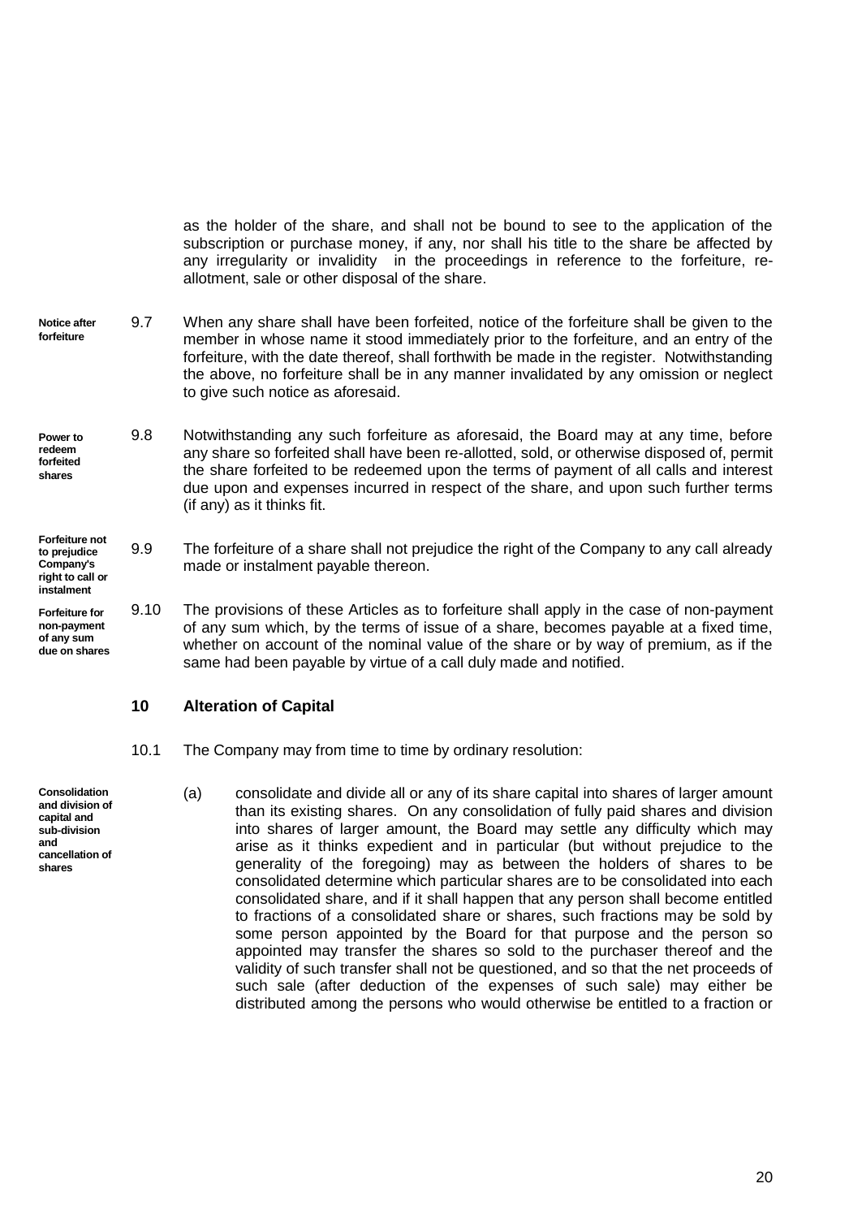as the holder of the share, and shall not be bound to see to the application of the subscription or purchase money, if any, nor shall his title to the share be affected by any irregularity or invalidity in the proceedings in reference to the forfeiture, re-allotment, sale or other disposal of the share.

**Notice after forfeiture**

9.7 When any share shall have been forfeited, notice of the forfeiture shall be given to the member in whose name it stood immediately prior to the forfeiture, and an entry of the forfeiture, with the date thereof, shall forthwith be made in the register. Notwithstanding the above, no forfeiture shall be in any manner invalidated by any omission or neglect to give such notice as aforesaid.

**Power to redeem forfeited shares**

9.8 Notwithstanding any such forfeiture as aforesaid, the Board may at any time, before any share so forfeited shall have been re-allotted, sold, or otherwise disposed of, permit the share forfeited to be redeemed upon the terms of payment of all calls and interest due upon and expenses incurred in respect of the share, and upon such further terms (if any) as it thinks fit.

**Forfeiture not to prejudice Company's right to call or instalment**

9.9 The forfeiture of a share shall not prejudice the right of the Company to any call already made or instalment payable thereon.

**Forfeiture for non-payment of any sum due on shares**

9.10 The provisions of these Articles as to forfeiture shall apply in the case of non-payment of any sum which, by the terms of issue of a share, becomes payable at a fixed time, whether on account of the nominal value of the share or by way of premium, as if the same had been payable by virtue of a call duly made and notified.

## 10 Alteration of Capital

10.1 The Company may from time to time by ordinary resolution:

**Consolidation and division of capital and sub-division and cancellation of shares**

(a) consolidate and divide all or any of its share capital into shares of larger amount than its existing shares. On any consolidation of fully paid shares and division into shares of larger amount, the Board may settle any difficulty which may arise as it thinks expedient and in particular (but without prejudice to the generality of the foregoing) may as between the holders of shares to be consolidated determine which particular shares are to be consolidated into each consolidated share, and if it shall happen that any person shall become entitled to fractions of a consolidated share or shares, such fractions may be sold by some person appointed by the Board for that purpose and the person so appointed may transfer the shares so sold to the purchaser thereof and the validity of such transfer shall not be questioned, and so that the net proceeds of such sale (after deduction of the expenses of such sale) may either be distributed among the persons who would otherwise be entitled to a fraction or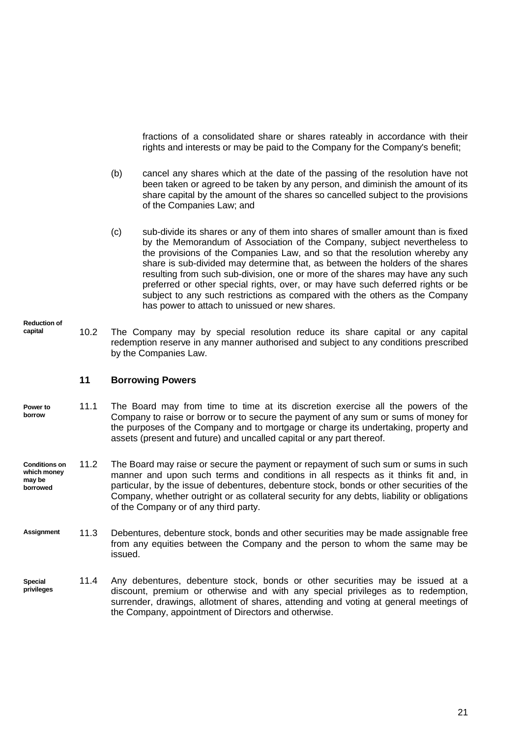fractions of a consolidated share or shares rateably in accordance with their rights and interests or may be paid to the Company for the Company's benefit;

(b) cancel any shares which at the date of the passing of the resolution have not been taken or agreed to be taken by any person, and diminish the amount of its share capital by the amount of the shares so cancelled subject to the provisions of the Companies Law; and

(c) sub-divide its shares or any of them into shares of smaller amount than is fixed by the Memorandum of Association of the Company, subject nevertheless to the provisions of the Companies Law, and so that the resolution whereby any share is sub-divided may determine that, as between the holders of the shares resulting from such sub-division, one or more of the shares may have any such preferred or other special rights, over, or may have such deferred rights or be subject to any such restrictions as compared with the others as the Company has power to attach to unissued or new shares.

**Reduction of capital**

10.2 The Company may by special resolution reduce its share capital or any capital redemption reserve in any manner authorised and subject to any conditions prescribed by the Companies Law.

## 11 Borrowing Powers

**Power to borrow**

11.1 The Board may from time to time at its discretion exercise all the powers of the Company to raise or borrow or to secure the payment of any sum or sums of money for the purposes of the Company and to mortgage or charge its undertaking, property and assets (present and future) and uncalled capital or any part thereof.

**Conditions on which money may be borrowed**

11.2 The Board may raise or secure the payment or repayment of such sum or sums in such manner and upon such terms and conditions in all respects as it thinks fit and, in particular, by the issue of debentures, debenture stock, bonds or other securities of the Company, whether outright or as collateral security for any debts, liability or obligations of the Company or of any third party.

**Assignment**

11.3 Debentures, debenture stock, bonds and other securities may be made assignable free from any equities between the Company and the person to whom the same may be issued.

**Special privileges**

11.4 Any debentures, debenture stock, bonds or other securities may be issued at a discount, premium or otherwise and with any special privileges as to redemption, surrender, drawings, allotment of shares, attending and voting at general meetings of the Company, appointment of Directors and otherwise.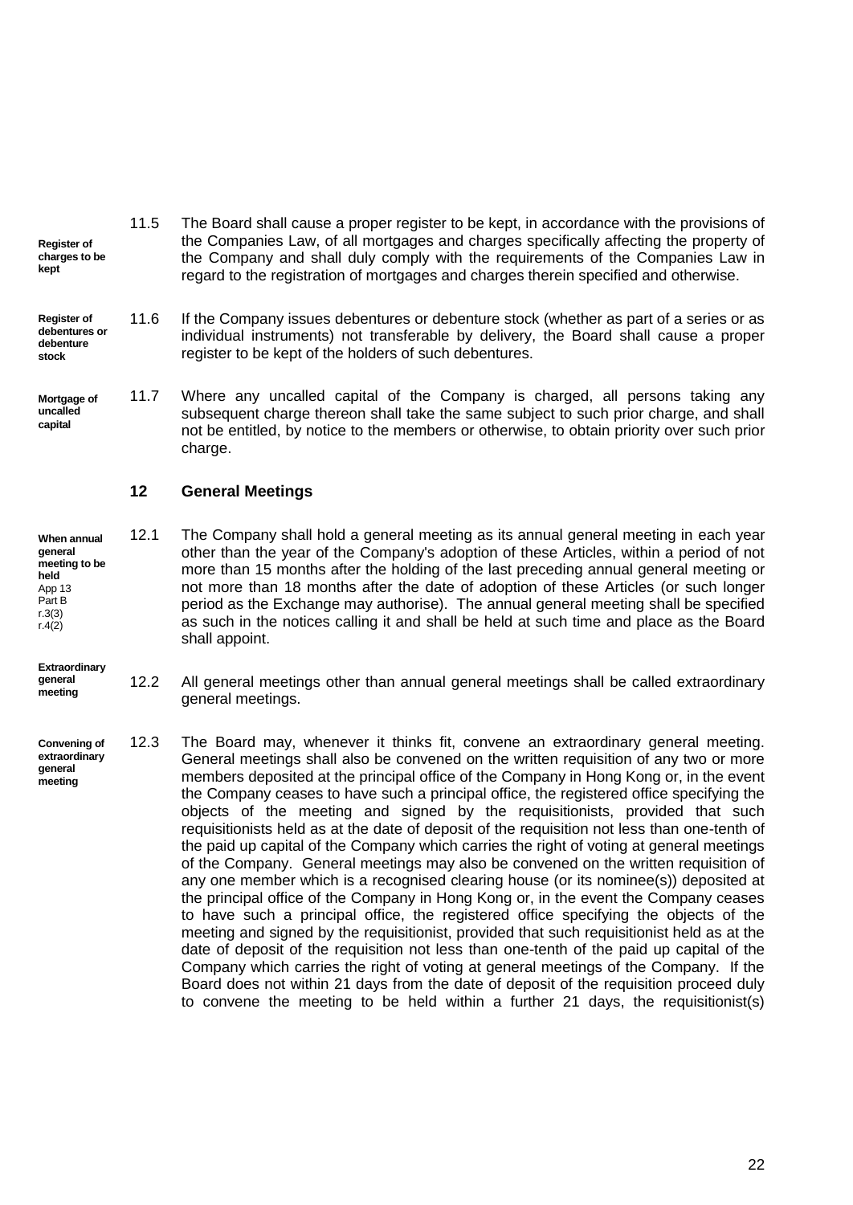**Register of charges to be kept**

11.5 The Board shall cause a proper register to be kept, in accordance with the provisions of the Companies Law, of all mortgages and charges specifically affecting the property of the Company and shall duly comply with the requirements of the Companies Law in regard to the registration of mortgages and charges therein specified and otherwise.

**Register of debentures or debenture stock**

11.6 If the Company issues debentures or debenture stock (whether as part of a series or as individual instruments) not transferable by delivery, the Board shall cause a proper register to be kept of the holders of such debentures.

**Mortgage of uncalled capital**

11.7 Where any uncalled capital of the Company is charged, all persons taking any subsequent charge thereon shall take the same subject to such prior charge, and shall not be entitled, by notice to the members or otherwise, to obtain priority over such prior charge.

## 12 General Meetings

**When annual general meeting to be held**
App 13 Part B r.3(3) r.4(2)

12.1 The Company shall hold a general meeting as its annual general meeting in each year other than the year of the Company's adoption of these Articles, within a period of not more than 15 months after the holding of the last preceding annual general meeting or not more than 18 months after the date of adoption of these Articles (or such longer period as the Exchange may authorise). The annual general meeting shall be specified as such in the notices calling it and shall be held at such time and place as the Board shall appoint.

**Extraordinary general meeting**

12.2 All general meetings other than annual general meetings shall be called extraordinary general meetings.

**Convening of extraordinary general meeting**

12.3 The Board may, whenever it thinks fit, convene an extraordinary general meeting. General meetings shall also be convened on the written requisition of any two or more members deposited at the principal office of the Company in Hong Kong or, in the event the Company ceases to have such a principal office, the registered office specifying the objects of the meeting and signed by the requisitionists, provided that such requisitionists held as at the date of deposit of the requisition not less than one-tenth of the paid up capital of the Company which carries the right of voting at general meetings of the Company. General meetings may also be convened on the written requisition of any one member which is a recognised clearing house (or its nominee(s)) deposited at the principal office of the Company in Hong Kong or, in the event the Company ceases to have such a principal office, the registered office specifying the objects of the meeting and signed by the requisitionist, provided that such requisitionist held as at the date of deposit of the requisition not less than one-tenth of the paid up capital of the Company which carries the right of voting at general meetings of the Company. If the Board does not within 21 days from the date of deposit of the requisition proceed duly to convene the meeting to be held within a further 21 days, the requisitionist(s)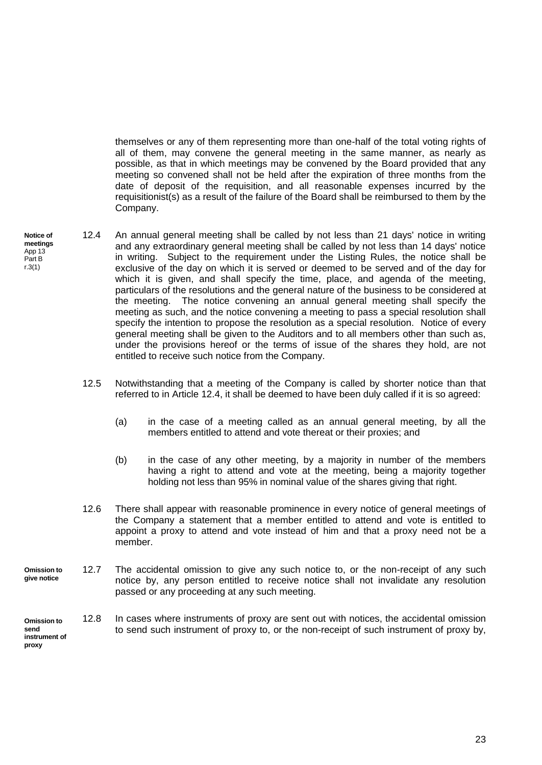themselves or any of them representing more than one-half of the total voting rights of all of them, may convene the general meeting in the same manner, as nearly as possible, as that in which meetings may be convened by the Board provided that any meeting so convened shall not be held after the expiration of three months from the date of deposit of the requisition, and all reasonable expenses incurred by the requisitionist(s) as a result of the failure of the Board shall be reimbursed to them by the Company.

**Notice of meetings** App 13 Part B r.3(1)

12.4 An annual general meeting shall be called by not less than 21 days' notice in writing and any extraordinary general meeting shall be called by not less than 14 days' notice in writing. Subject to the requirement under the Listing Rules, the notice shall be exclusive of the day on which it is served or deemed to be served and of the day for which it is given, and shall specify the time, place, and agenda of the meeting, particulars of the resolutions and the general nature of the business to be considered at the meeting. The notice convening an annual general meeting shall specify the meeting as such, and the notice convening a meeting to pass a special resolution shall specify the intention to propose the resolution as a special resolution. Notice of every general meeting shall be given to the Auditors and to all members other than such as, under the provisions hereof or the terms of issue of the shares they hold, are not entitled to receive such notice from the Company.

12.5 Notwithstanding that a meeting of the Company is called by shorter notice than that referred to in Article 12.4, it shall be deemed to have been duly called if it is so agreed:

(a) in the case of a meeting called as an annual general meeting, by all the members entitled to attend and vote thereat or their proxies; and

(b) in the case of any other meeting, by a majority in number of the members having a right to attend and vote at the meeting, being a majority together holding not less than 95% in nominal value of the shares giving that right.

12.6 There shall appear with reasonable prominence in every notice of general meetings of the Company a statement that a member entitled to attend and vote is entitled to appoint a proxy to attend and vote instead of him and that a proxy need not be a member.

**Omission to give notice**

12.7 The accidental omission to give any such notice to, or the non-receipt of any such notice by, any person entitled to receive notice shall not invalidate any resolution passed or any proceeding at any such meeting.

**Omission to send instrument of proxy**

12.8 In cases where instruments of proxy are sent out with notices, the accidental omission to send such instrument of proxy to, or the non-receipt of such instrument of proxy by,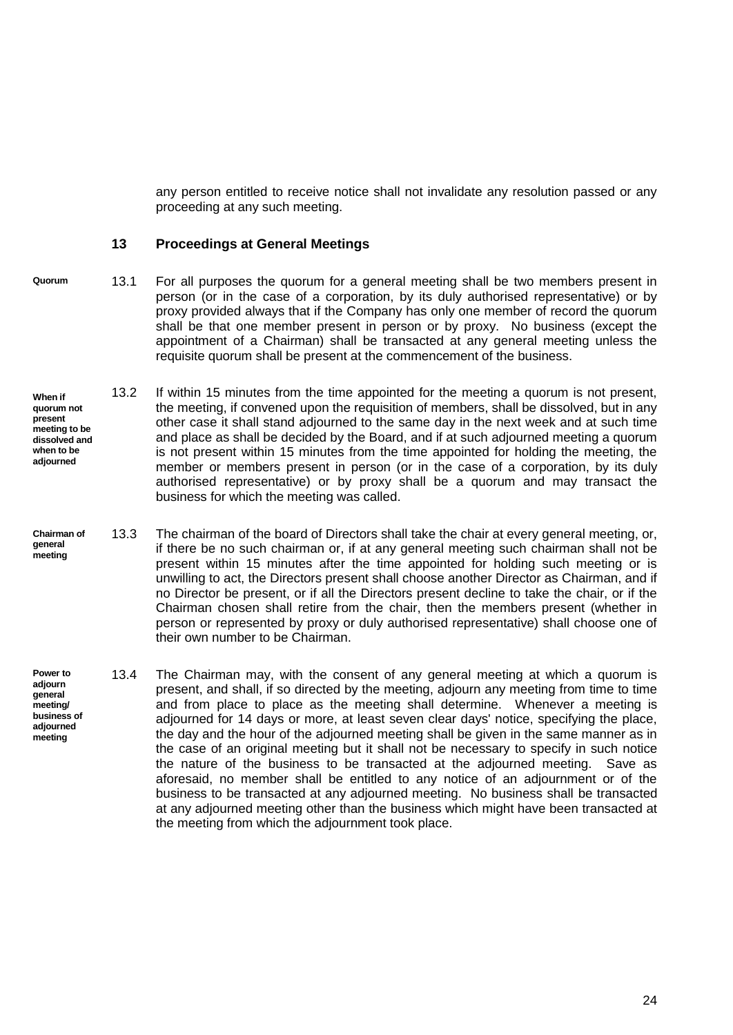any person entitled to receive notice shall not invalidate any resolution passed or any proceeding at any such meeting.

## 13 Proceedings at General Meetings

**Quorum**

13.1 For all purposes the quorum for a general meeting shall be two members present in person (or in the case of a corporation, by its duly authorised representative) or by proxy provided always that if the Company has only one member of record the quorum shall be that one member present in person or by proxy. No business (except the appointment of a Chairman) shall be transacted at any general meeting unless the requisite quorum shall be present at the commencement of the business.

**When if quorum not present meeting to be dissolved and when to be adjourned**

13.2 If within 15 minutes from the time appointed for the meeting a quorum is not present, the meeting, if convened upon the requisition of members, shall be dissolved, but in any other case it shall stand adjourned to the same day in the next week and at such time and place as shall be decided by the Board, and if at such adjourned meeting a quorum is not present within 15 minutes from the time appointed for holding the meeting, the member or members present in person (or in the case of a corporation, by its duly authorised representative) or by proxy shall be a quorum and may transact the business for which the meeting was called.

**Chairman of general meeting**

13.3 The chairman of the board of Directors shall take the chair at every general meeting, or, if there be no such chairman or, if at any general meeting such chairman shall not be present within 15 minutes after the time appointed for holding such meeting or is unwilling to act, the Directors present shall choose another Director as Chairman, and if no Director be present, or if all the Directors present decline to take the chair, or if the Chairman chosen shall retire from the chair, then the members present (whether in person or represented by proxy or duly authorised representative) shall choose one of their own number to be Chairman.

**Power to adjourn general meeting/ business of adjourned meeting**

13.4 The Chairman may, with the consent of any general meeting at which a quorum is present, and shall, if so directed by the meeting, adjourn any meeting from time to time and from place to place as the meeting shall determine. Whenever a meeting is adjourned for 14 days or more, at least seven clear days' notice, specifying the place, the day and the hour of the adjourned meeting shall be given in the same manner as in the case of an original meeting but it shall not be necessary to specify in such notice the nature of the business to be transacted at the adjourned meeting. Save as aforesaid, no member shall be entitled to any notice of an adjournment or of the business to be transacted at any adjourned meeting. No business shall be transacted at any adjourned meeting other than the business which might have been transacted at the meeting from which the adjournment took place.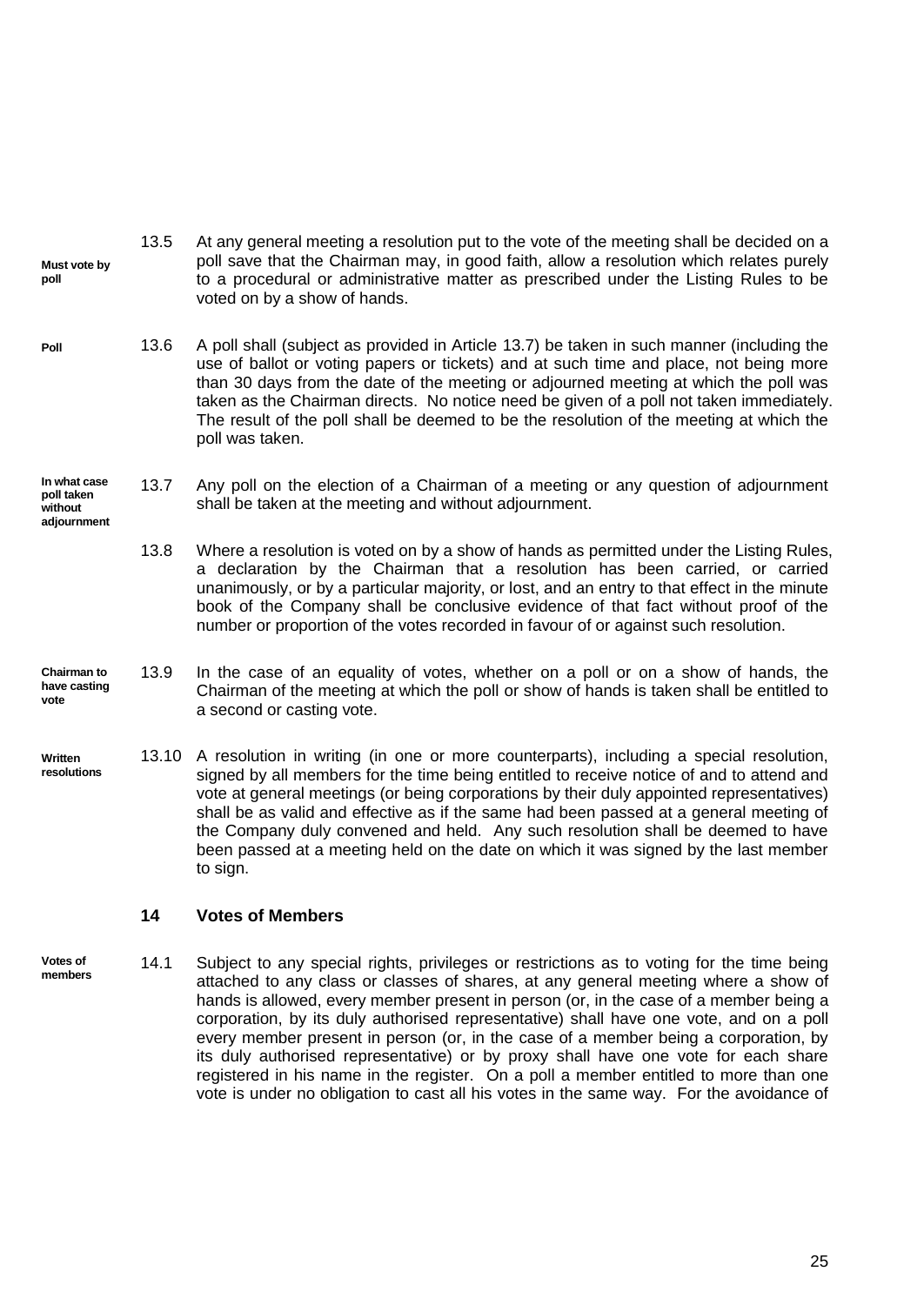**Must vote by poll**

13.5 At any general meeting a resolution put to the vote of the meeting shall be decided on a poll save that the Chairman may, in good faith, allow a resolution which relates purely to a procedural or administrative matter as prescribed under the Listing Rules to be voted on by a show of hands.

**Poll**

13.6 A poll shall (subject as provided in Article 13.7) be taken in such manner (including the use of ballot or voting papers or tickets) and at such time and place, not being more than 30 days from the date of the meeting or adjourned meeting at which the poll was taken as the Chairman directs. No notice need be given of a poll not taken immediately. The result of the poll shall be deemed to be the resolution of the meeting at which the poll was taken.

**In what case poll taken without adjournment**

13.7 Any poll on the election of a Chairman of a meeting or any question of adjournment shall be taken at the meeting and without adjournment.

13.8 Where a resolution is voted on by a show of hands as permitted under the Listing Rules, a declaration by the Chairman that a resolution has been carried, or carried unanimously, or by a particular majority, or lost, and an entry to that effect in the minute book of the Company shall be conclusive evidence of that fact without proof of the number or proportion of the votes recorded in favour of or against such resolution.

**Chairman to have casting vote**

13.9 In the case of an equality of votes, whether on a poll or on a show of hands, the Chairman of the meeting at which the poll or show of hands is taken shall be entitled to a second or casting vote.

**Written resolutions**

13.10 A resolution in writing (in one or more counterparts), including a special resolution, signed by all members for the time being entitled to receive notice of and to attend and vote at general meetings (or being corporations by their duly appointed representatives) shall be as valid and effective as if the same had been passed at a general meeting of the Company duly convened and held. Any such resolution shall be deemed to have been passed at a meeting held on the date on which it was signed by the last member to sign.

## 14 Votes of Members

**Votes of members**

14.1 Subject to any special rights, privileges or restrictions as to voting for the time being attached to any class or classes of shares, at any general meeting where a show of hands is allowed, every member present in person (or, in the case of a member being a corporation, by its duly authorised representative) shall have one vote, and on a poll every member present in person (or, in the case of a member being a corporation, by its duly authorised representative) or by proxy shall have one vote for each share registered in his name in the register. On a poll a member entitled to more than one vote is under no obligation to cast all his votes in the same way. For the avoidance of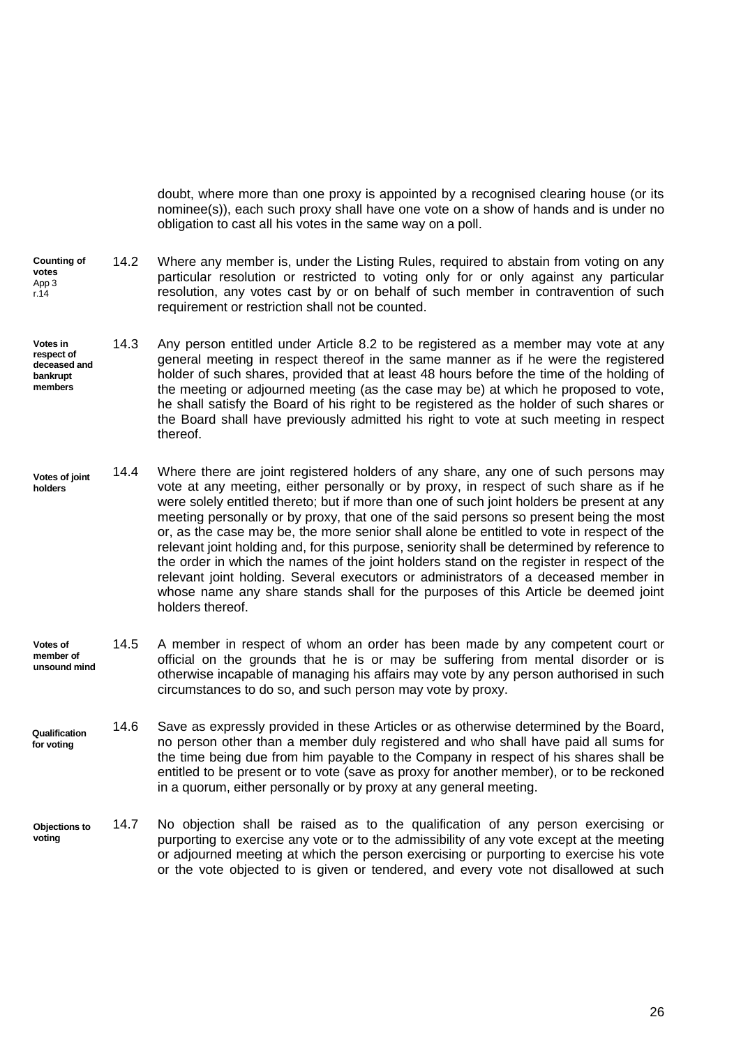doubt, where more than one proxy is appointed by a recognised clearing house (or its nominee(s)), each such proxy shall have one vote on a show of hands and is under no obligation to cast all his votes in the same way on a poll.

**Counting of votes** App 3 r.14

14.2 Where any member is, under the Listing Rules, required to abstain from voting on any particular resolution or restricted to voting only for or only against any particular resolution, any votes cast by or on behalf of such member in contravention of such requirement or restriction shall not be counted.

**Votes in respect of deceased and bankrupt members**

14.3 Any person entitled under Article 8.2 to be registered as a member may vote at any general meeting in respect thereof in the same manner as if he were the registered holder of such shares, provided that at least 48 hours before the time of the holding of the meeting or adjourned meeting (as the case may be) at which he proposed to vote, he shall satisfy the Board of his right to be registered as the holder of such shares or the Board shall have previously admitted his right to vote at such meeting in respect thereof.

**Votes of joint holders**

14.4 Where there are joint registered holders of any share, any one of such persons may vote at any meeting, either personally or by proxy, in respect of such share as if he were solely entitled thereto; but if more than one of such joint holders be present at any meeting personally or by proxy, that one of the said persons so present being the most or, as the case may be, the more senior shall alone be entitled to vote in respect of the relevant joint holding and, for this purpose, seniority shall be determined by reference to the order in which the names of the joint holders stand on the register in respect of the relevant joint holding. Several executors or administrators of a deceased member in whose name any share stands shall for the purposes of this Article be deemed joint holders thereof.

**Votes of member of unsound mind**

14.5 A member in respect of whom an order has been made by any competent court or official on the grounds that he is or may be suffering from mental disorder or is otherwise incapable of managing his affairs may vote by any person authorised in such circumstances to do so, and such person may vote by proxy.

**Qualification for voting**

14.6 Save as expressly provided in these Articles or as otherwise determined by the Board, no person other than a member duly registered and who shall have paid all sums for the time being due from him payable to the Company in respect of his shares shall be entitled to be present or to vote (save as proxy for another member), or to be reckoned in a quorum, either personally or by proxy at any general meeting.

**Objections to voting**

14.7 No objection shall be raised as to the qualification of any person exercising or purporting to exercise any vote or to the admissibility of any vote except at the meeting or adjourned meeting at which the person exercising or purporting to exercise his vote or the vote objected to is given or tendered, and every vote not disallowed at such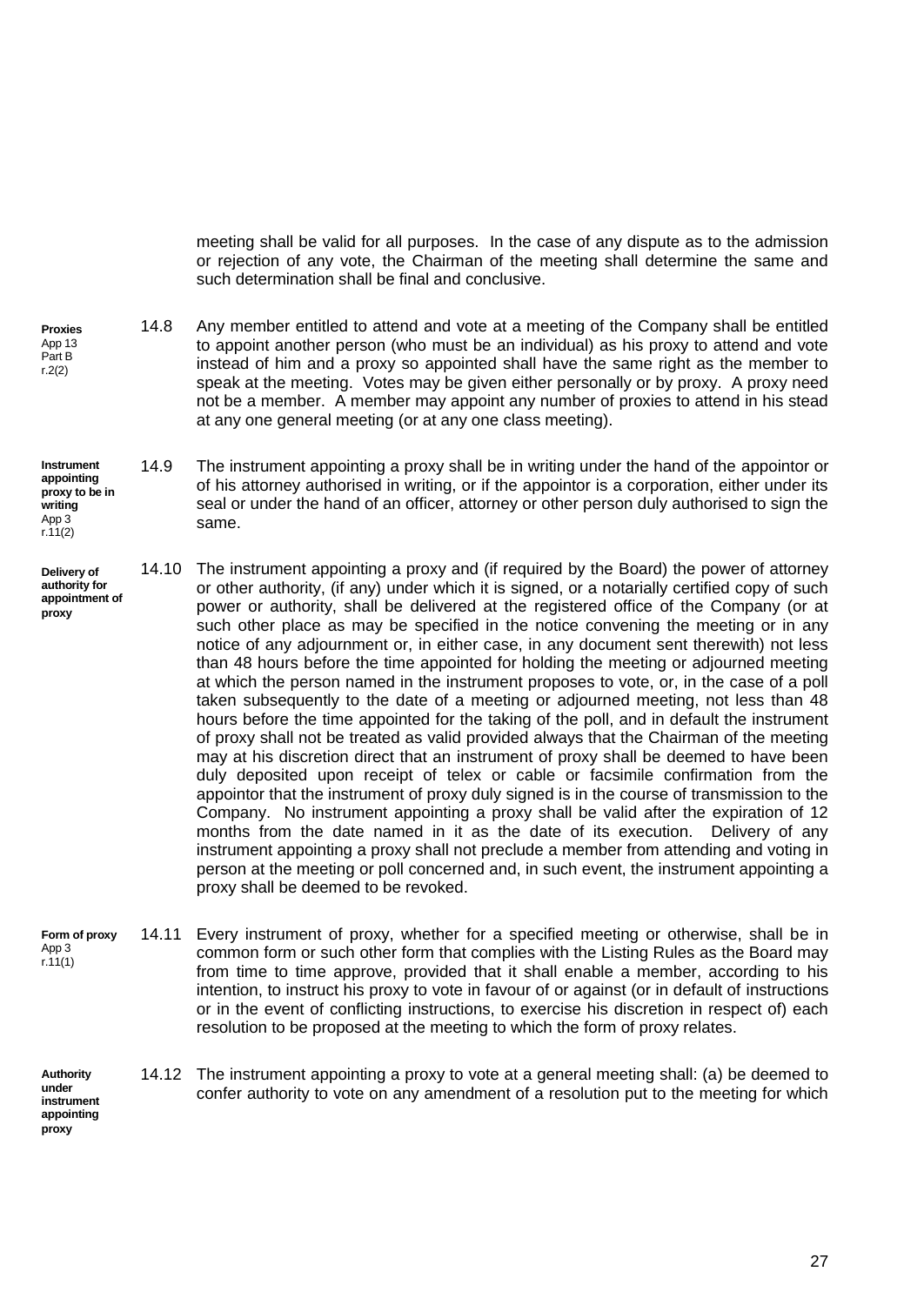meeting shall be valid for all purposes. In the case of any dispute as to the admission or rejection of any vote, the Chairman of the meeting shall determine the same and such determination shall be final and conclusive.

**Proxies** App 13 Part B r.2(2)

14.8 Any member entitled to attend and vote at a meeting of the Company shall be entitled to appoint another person (who must be an individual) as his proxy to attend and vote instead of him and a proxy so appointed shall have the same right as the member to speak at the meeting. Votes may be given either personally or by proxy. A proxy need not be a member. A member may appoint any number of proxies to attend in his stead at any one general meeting (or at any one class meeting).

**Instrument appointing proxy to be in writing** App 3 r.11(2)

14.9 The instrument appointing a proxy shall be in writing under the hand of the appointor or of his attorney authorised in writing, or if the appointor is a corporation, either under its seal or under the hand of an officer, attorney or other person duly authorised to sign the same.

**Delivery of authority for appointment of proxy**

14.10 The instrument appointing a proxy and (if required by the Board) the power of attorney or other authority, (if any) under which it is signed, or a notarially certified copy of such power or authority, shall be delivered at the registered office of the Company (or at such other place as may be specified in the notice convening the meeting or in any notice of any adjournment or, in either case, in any document sent therewith) not less than 48 hours before the time appointed for holding the meeting or adjourned meeting at which the person named in the instrument proposes to vote, or, in the case of a poll taken subsequently to the date of a meeting or adjourned meeting, not less than 48 hours before the time appointed for the taking of the poll, and in default the instrument of proxy shall not be treated as valid provided always that the Chairman of the meeting may at his discretion direct that an instrument of proxy shall be deemed to have been duly deposited upon receipt of telex or cable or facsimile confirmation from the appointor that the instrument of proxy duly signed is in the course of transmission to the Company. No instrument appointing a proxy shall be valid after the expiration of 12 months from the date named in it as the date of its execution. Delivery of any instrument appointing a proxy shall not preclude a member from attending and voting in person at the meeting or poll concerned and, in such event, the instrument appointing a proxy shall be deemed to be revoked.

**Form of proxy** App 3 r.11(1)

14.11 Every instrument of proxy, whether for a specified meeting or otherwise, shall be in common form or such other form that complies with the Listing Rules as the Board may from time to time approve, provided that it shall enable a member, according to his intention, to instruct his proxy to vote in favour of or against (or in default of instructions or in the event of conflicting instructions, to exercise his discretion in respect of) each resolution to be proposed at the meeting to which the form of proxy relates.

**Authority under instrument appointing proxy**

14.12 The instrument appointing a proxy to vote at a general meeting shall: (a) be deemed to confer authority to vote on any amendment of a resolution put to the meeting for which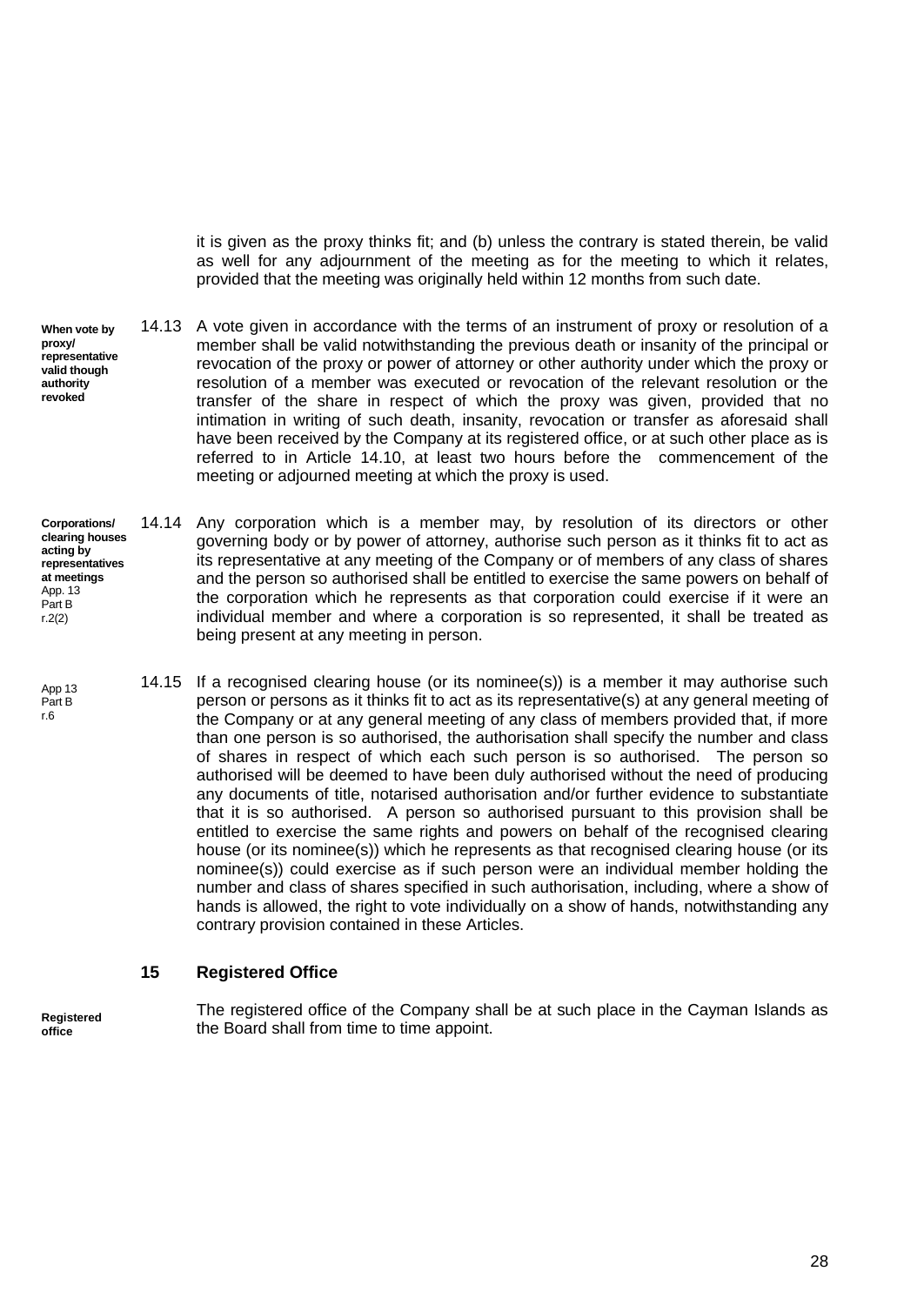it is given as the proxy thinks fit; and (b) unless the contrary is stated therein, be valid as well for any adjournment of the meeting as for the meeting to which it relates, provided that the meeting was originally held within 12 months from such date.

**When vote by proxy/ representative valid though authority revoked**

14.13 A vote given in accordance with the terms of an instrument of proxy or resolution of a member shall be valid notwithstanding the previous death or insanity of the principal or revocation of the proxy or power of attorney or other authority under which the proxy or resolution of a member was executed or revocation of the relevant resolution or the transfer of the share in respect of which the proxy was given, provided that no intimation in writing of such death, insanity, revocation or transfer as aforesaid shall have been received by the Company at its registered office, or at such other place as is referred to in Article 14.10, at least two hours before the commencement of the meeting or adjourned meeting at which the proxy is used.

**Corporations/ clearing houses acting by representatives at meetings** App. 13 Part B r.2(2)

14.14 Any corporation which is a member may, by resolution of its directors or other governing body or by power of attorney, authorise such person as it thinks fit to act as its representative at any meeting of the Company or of members of any class of shares and the person so authorised shall be entitled to exercise the same powers on behalf of the corporation which he represents as that corporation could exercise if it were an individual member and where a corporation is so represented, it shall be treated as being present at any meeting in person.

App 13 Part B r.6

14.15 If a recognised clearing house (or its nominee(s)) is a member it may authorise such person or persons as it thinks fit to act as its representative(s) at any general meeting of the Company or at any general meeting of any class of members provided that, if more than one person is so authorised, the authorisation shall specify the number and class of shares in respect of which each such person is so authorised. The person so authorised will be deemed to have been duly authorised without the need of producing any documents of title, notarised authorisation and/or further evidence to substantiate that it is so authorised. A person so authorised pursuant to this provision shall be entitled to exercise the same rights and powers on behalf of the recognised clearing house (or its nominee(s)) which he represents as that recognised clearing house (or its nominee(s)) could exercise as if such person were an individual member holding the number and class of shares specified in such authorisation, including, where a show of hands is allowed, the right to vote individually on a show of hands, notwithstanding any contrary provision contained in these Articles.

## 15 Registered Office

**Registered office**

The registered office of the Company shall be at such place in the Cayman Islands as the Board shall from time to time appoint.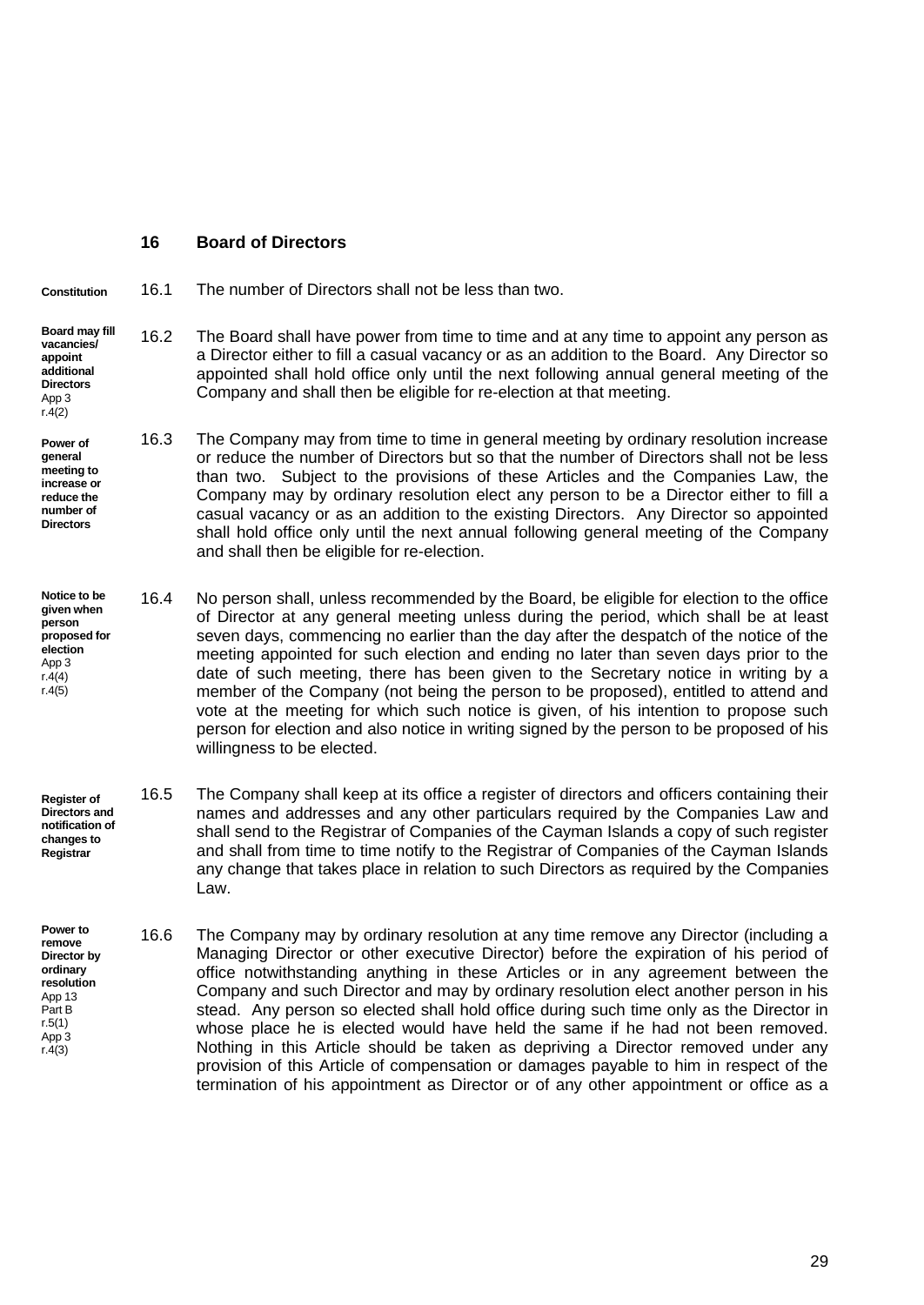## 16 Board of Directors

**Constitution**

16.1 The number of Directors shall not be less than two.

**Board may fill vacancies/ appoint additional Directors** App 3 r.4(2)

16.2 The Board shall have power from time to time and at any time to appoint any person as a Director either to fill a casual vacancy or as an addition to the Board. Any Director so appointed shall hold office only until the next following annual general meeting of the Company and shall then be eligible for re-election at that meeting.

**Power of general meeting to increase or reduce the number of Directors**

16.3 The Company may from time to time in general meeting by ordinary resolution increase or reduce the number of Directors but so that the number of Directors shall not be less than two. Subject to the provisions of these Articles and the Companies Law, the Company may by ordinary resolution elect any person to be a Director either to fill a casual vacancy or as an addition to the existing Directors. Any Director so appointed shall hold office only until the next annual following general meeting of the Company and shall then be eligible for re-election.

**Notice to be given when person proposed for election** App 3 r.4(4) r.4(5)

16.4 No person shall, unless recommended by the Board, be eligible for election to the office of Director at any general meeting unless during the period, which shall be at least seven days, commencing no earlier than the day after the despatch of the notice of the meeting appointed for such election and ending no later than seven days prior to the date of such meeting, there has been given to the Secretary notice in writing by a member of the Company (not being the person to be proposed), entitled to attend and vote at the meeting for which such notice is given, of his intention to propose such person for election and also notice in writing signed by the person to be proposed of his willingness to be elected.

**Register of Directors and notification of changes to Registrar**

16.5 The Company shall keep at its office a register of directors and officers containing their names and addresses and any other particulars required by the Companies Law and shall send to the Registrar of Companies of the Cayman Islands a copy of such register and shall from time to time notify to the Registrar of Companies of the Cayman Islands any change that takes place in relation to such Directors as required by the Companies Law.

**Power to remove Director by ordinary resolution** App 13 Part B r.5(1) App 3 r.4(3)

16.6 The Company may by ordinary resolution at any time remove any Director (including a Managing Director or other executive Director) before the expiration of his period of office notwithstanding anything in these Articles or in any agreement between the Company and such Director and may by ordinary resolution elect another person in his stead. Any person so elected shall hold office during such time only as the Director in whose place he is elected would have held the same if he had not been removed. Nothing in this Article should be taken as depriving a Director removed under any provision of this Article of compensation or damages payable to him in respect of the termination of his appointment as Director or of any other appointment or office as a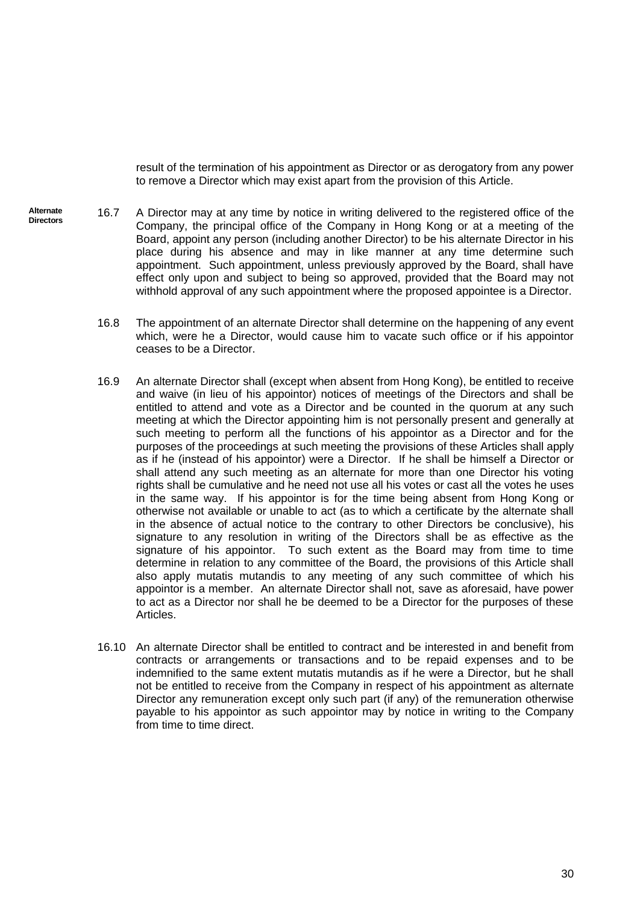result of the termination of his appointment as Director or as derogatory from any power to remove a Director which may exist apart from the provision of this Article.

**Alternate Directors**

16.7 A Director may at any time by notice in writing delivered to the registered office of the Company, the principal office of the Company in Hong Kong or at a meeting of the Board, appoint any person (including another Director) to be his alternate Director in his place during his absence and may in like manner at any time determine such appointment. Such appointment, unless previously approved by the Board, shall have effect only upon and subject to being so approved, provided that the Board may not withhold approval of any such appointment where the proposed appointee is a Director.

16.8 The appointment of an alternate Director shall determine on the happening of any event which, were he a Director, would cause him to vacate such office or if his appointor ceases to be a Director.

16.9 An alternate Director shall (except when absent from Hong Kong), be entitled to receive and waive (in lieu of his appointor) notices of meetings of the Directors and shall be entitled to attend and vote as a Director and be counted in the quorum at any such meeting at which the Director appointing him is not personally present and generally at such meeting to perform all the functions of his appointor as a Director and for the purposes of the proceedings at such meeting the provisions of these Articles shall apply as if he (instead of his appointor) were a Director. If he shall be himself a Director or shall attend any such meeting as an alternate for more than one Director his voting rights shall be cumulative and he need not use all his votes or cast all the votes he uses in the same way. If his appointor is for the time being absent from Hong Kong or otherwise not available or unable to act (as to which a certificate by the alternate shall in the absence of actual notice to the contrary to other Directors be conclusive), his signature to any resolution in writing of the Directors shall be as effective as the signature of his appointor. To such extent as the Board may from time to time determine in relation to any committee of the Board, the provisions of this Article shall also apply mutatis mutandis to any meeting of any such committee of which his appointor is a member. An alternate Director shall not, save as aforesaid, have power to act as a Director nor shall he be deemed to be a Director for the purposes of these Articles.

16.10 An alternate Director shall be entitled to contract and be interested in and benefit from contracts or arrangements or transactions and to be repaid expenses and to be indemnified to the same extent mutatis mutandis as if he were a Director, but he shall not be entitled to receive from the Company in respect of his appointment as alternate Director any remuneration except only such part (if any) of the remuneration otherwise payable to his appointor as such appointor may by notice in writing to the Company from time to time direct.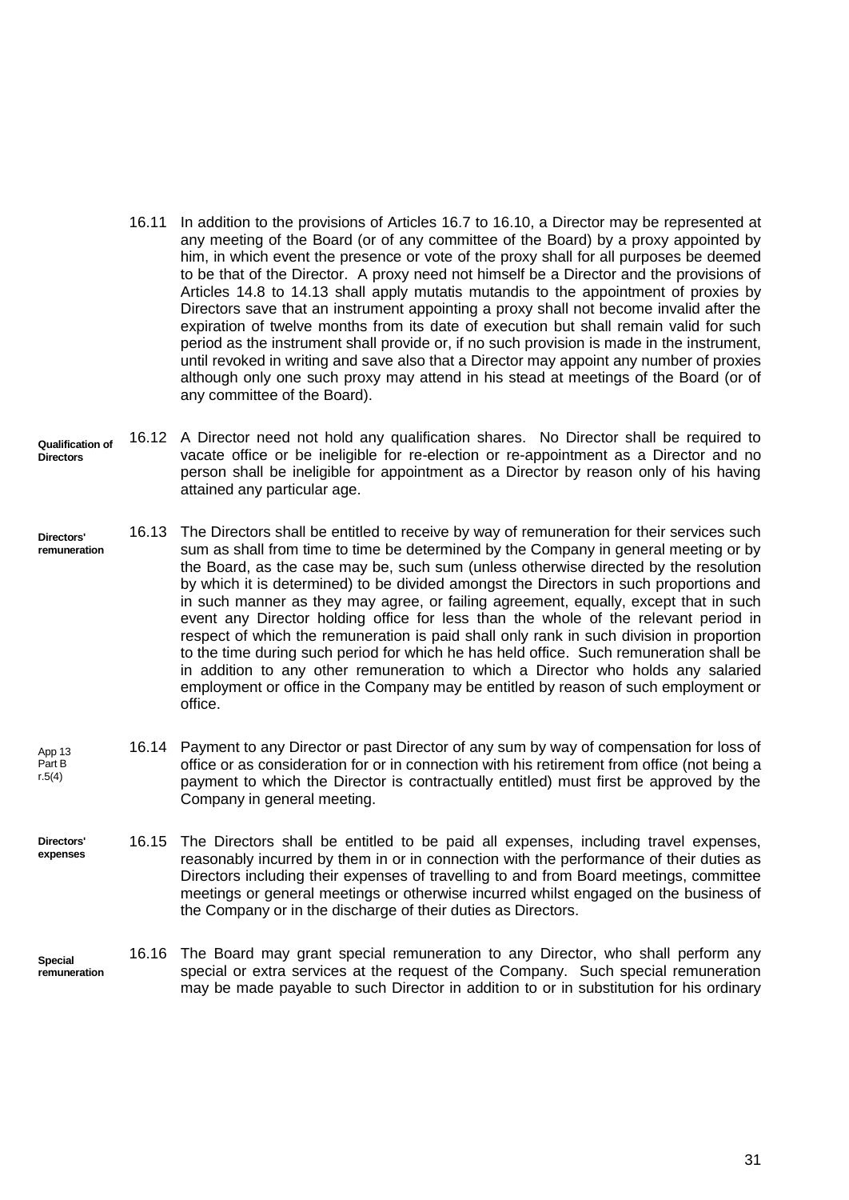16.11 In addition to the provisions of Articles 16.7 to 16.10, a Director may be represented at any meeting of the Board (or of any committee of the Board) by a proxy appointed by him, in which event the presence or vote of the proxy shall for all purposes be deemed to be that of the Director. A proxy need not himself be a Director and the provisions of Articles 14.8 to 14.13 shall apply mutatis mutandis to the appointment of proxies by Directors save that an instrument appointing a proxy shall not become invalid after the expiration of twelve months from its date of execution but shall remain valid for such period as the instrument shall provide or, if no such provision is made in the instrument, until revoked in writing and save also that a Director may appoint any number of proxies although only one such proxy may attend in his stead at meetings of the Board (or of any committee of the Board).

**Qualification of Directors**

16.12 A Director need not hold any qualification shares. No Director shall be required to vacate office or be ineligible for re-election or re-appointment as a Director and no person shall be ineligible for appointment as a Director by reason only of his having attained any particular age.

**Directors' remuneration**

16.13 The Directors shall be entitled to receive by way of remuneration for their services such sum as shall from time to time be determined by the Company in general meeting or by the Board, as the case may be, such sum (unless otherwise directed by the resolution by which it is determined) to be divided amongst the Directors in such proportions and in such manner as they may agree, or failing agreement, equally, except that in such event any Director holding office for less than the whole of the relevant period in respect of which the remuneration is paid shall only rank in such division in proportion to the time during such period for which he has held office. Such remuneration shall be in addition to any other remuneration to which a Director who holds any salaried employment or office in the Company may be entitled by reason of such employment or office.

App 13 Part B r.5(4)

16.14 Payment to any Director or past Director of any sum by way of compensation for loss of office or as consideration for or in connection with his retirement from office (not being a payment to which the Director is contractually entitled) must first be approved by the Company in general meeting.

**Directors' expenses**

16.15 The Directors shall be entitled to be paid all expenses, including travel expenses, reasonably incurred by them in or in connection with the performance of their duties as Directors including their expenses of travelling to and from Board meetings, committee meetings or general meetings or otherwise incurred whilst engaged on the business of the Company or in the discharge of their duties as Directors.

**Special remuneration**

16.16 The Board may grant special remuneration to any Director, who shall perform any special or extra services at the request of the Company. Such special remuneration may be made payable to such Director in addition to or in substitution for his ordinary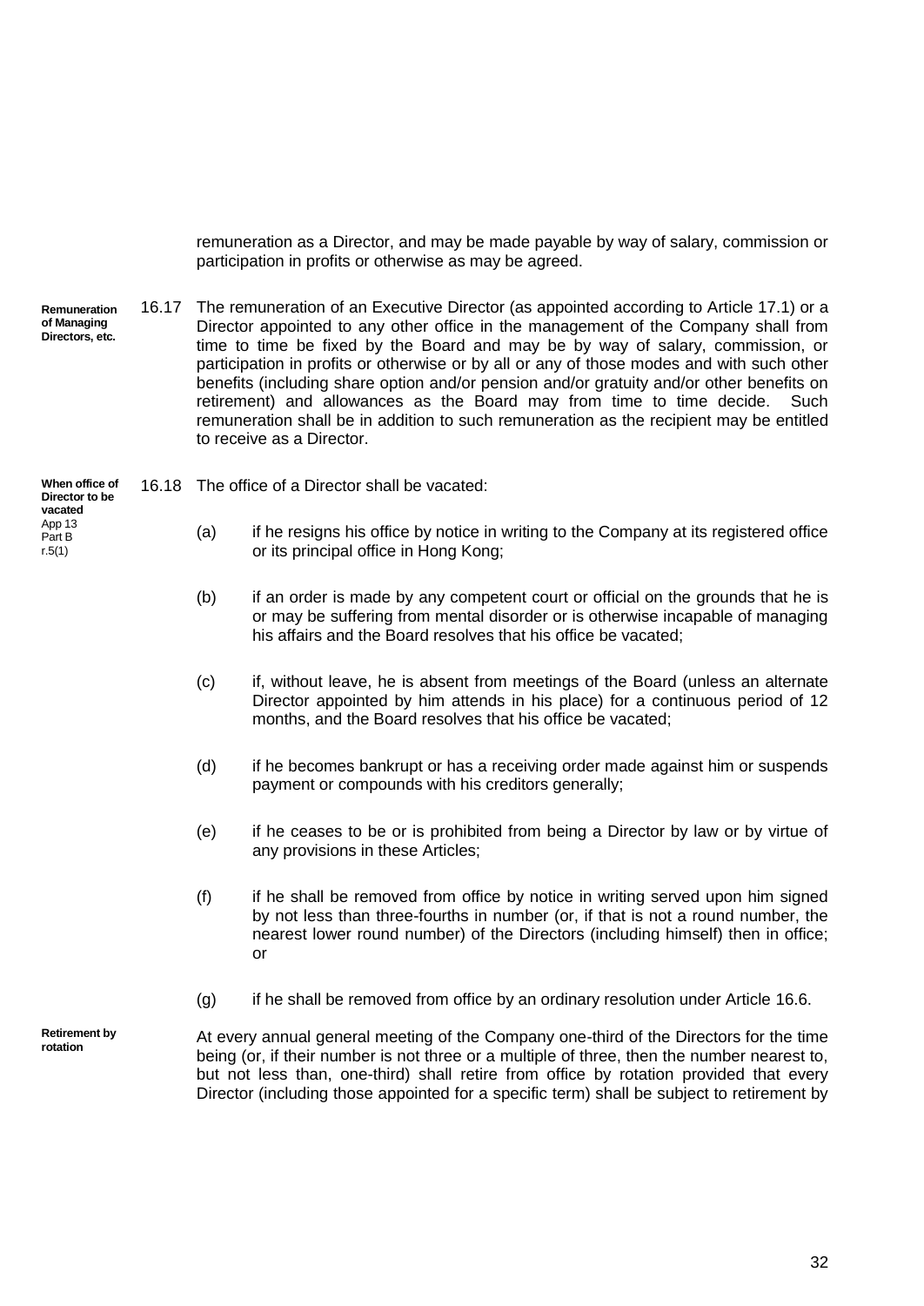remuneration as a Director, and may be made payable by way of salary, commission or participation in profits or otherwise as may be agreed.

**Remuneration of Managing Directors, etc.**

16.17 The remuneration of an Executive Director (as appointed according to Article 17.1) or a Director appointed to any other office in the management of the Company shall from time to time be fixed by the Board and may be by way of salary, commission, or participation in profits or otherwise or by all or any of those modes and with such other benefits (including share option and/or pension and/or gratuity and/or other benefits on retirement) and allowances as the Board may from time to time decide. Such remuneration shall be in addition to such remuneration as the recipient may be entitled to receive as a Director.

**When office of Director to be vacated**
App 13 Part B r.5(1)

16.18 The office of a Director shall be vacated:

(a) if he resigns his office by notice in writing to the Company at its registered office or its principal office in Hong Kong;

(b) if an order is made by any competent court or official on the grounds that he is or may be suffering from mental disorder or is otherwise incapable of managing his affairs and the Board resolves that his office be vacated;

(c) if, without leave, he is absent from meetings of the Board (unless an alternate Director appointed by him attends in his place) for a continuous period of 12 months, and the Board resolves that his office be vacated;

(d) if he becomes bankrupt or has a receiving order made against him or suspends payment or compounds with his creditors generally;

(e) if he ceases to be or is prohibited from being a Director by law or by virtue of any provisions in these Articles;

(f) if he shall be removed from office by notice in writing served upon him signed by not less than three-fourths in number (or, if that is not a round number, the nearest lower round number) of the Directors (including himself) then in office; or

(g) if he shall be removed from office by an ordinary resolution under Article 16.6.

**Retirement by rotation**

At every annual general meeting of the Company one-third of the Directors for the time being (or, if their number is not three or a multiple of three, then the number nearest to, but not less than, one-third) shall retire from office by rotation provided that every Director (including those appointed for a specific term) shall be subject to retirement by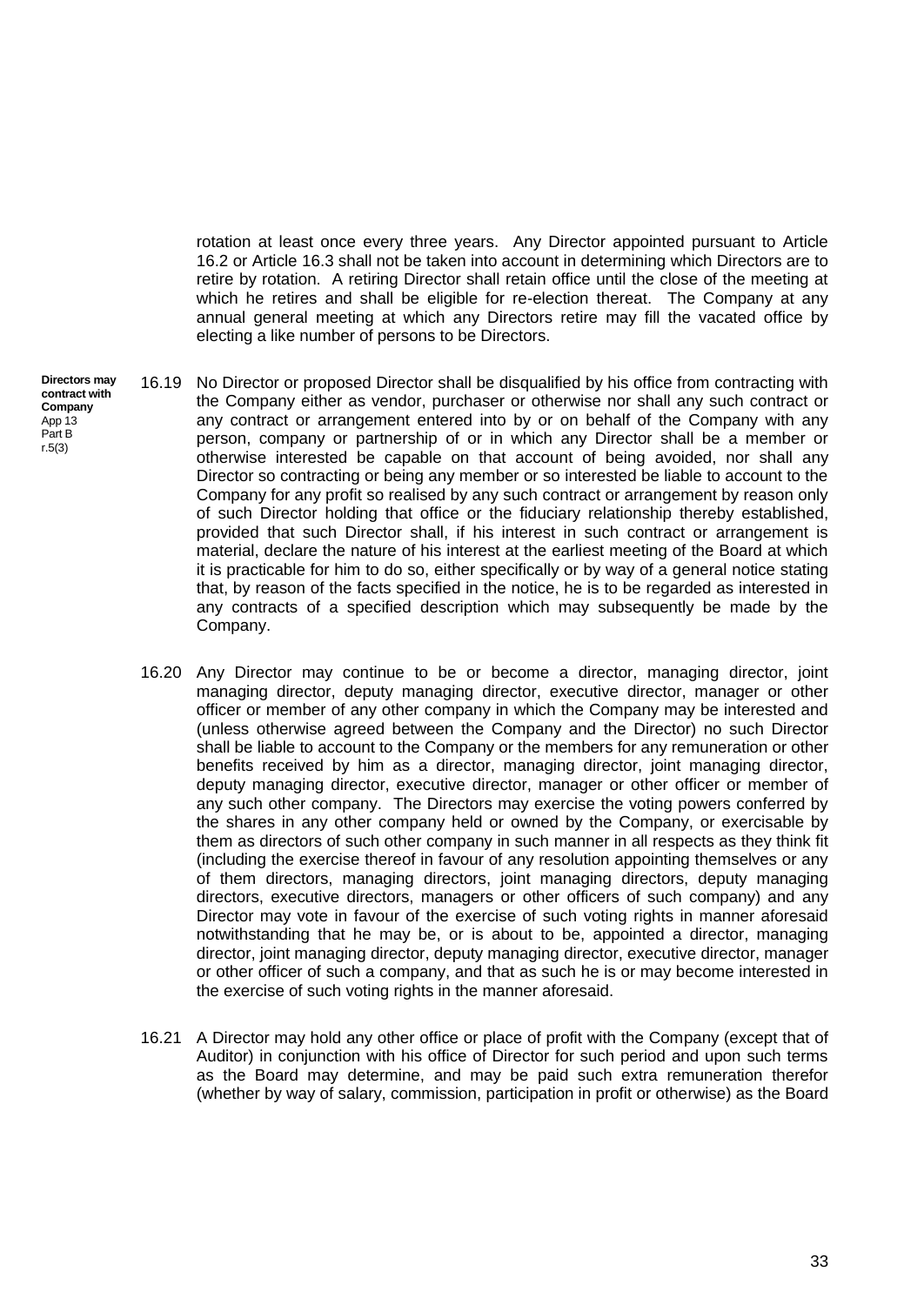rotation at least once every three years. Any Director appointed pursuant to Article 16.2 or Article 16.3 shall not be taken into account in determining which Directors are to retire by rotation. A retiring Director shall retain office until the close of the meeting at which he retires and shall be eligible for re-election thereat. The Company at any annual general meeting at which any Directors retire may fill the vacated office by electing a like number of persons to be Directors.

**Directors may contract with Company**
App 13 Part B r.5(3)

16.19 No Director or proposed Director shall be disqualified by his office from contracting with the Company either as vendor, purchaser or otherwise nor shall any such contract or any contract or arrangement entered into by or on behalf of the Company with any person, company or partnership of or in which any Director shall be a member or otherwise interested be capable on that account of being avoided, nor shall any Director so contracting or being any member or so interested be liable to account to the Company for any profit so realised by any such contract or arrangement by reason only of such Director holding that office or the fiduciary relationship thereby established, provided that such Director shall, if his interest in such contract or arrangement is material, declare the nature of his interest at the earliest meeting of the Board at which it is practicable for him to do so, either specifically or by way of a general notice stating that, by reason of the facts specified in the notice, he is to be regarded as interested in any contracts of a specified description which may subsequently be made by the Company.

16.20 Any Director may continue to be or become a director, managing director, joint managing director, deputy managing director, executive director, manager or other officer or member of any other company in which the Company may be interested and (unless otherwise agreed between the Company and the Director) no such Director shall be liable to account to the Company or the members for any remuneration or other benefits received by him as a director, managing director, joint managing director, deputy managing director, executive director, manager or other officer or member of any such other company. The Directors may exercise the voting powers conferred by the shares in any other company held or owned by the Company, or exercisable by them as directors of such other company in such manner in all respects as they think fit (including the exercise thereof in favour of any resolution appointing themselves or any of them directors, managing directors, joint managing directors, deputy managing directors, executive directors, managers or other officers of such company) and any Director may vote in favour of the exercise of such voting rights in manner aforesaid notwithstanding that he may be, or is about to be, appointed a director, managing director, joint managing director, deputy managing director, executive director, manager or other officer of such a company, and that as such he is or may become interested in the exercise of such voting rights in the manner aforesaid.

16.21 A Director may hold any other office or place of profit with the Company (except that of Auditor) in conjunction with his office of Director for such period and upon such terms as the Board may determine, and may be paid such extra remuneration therefor (whether by way of salary, commission, participation in profit or otherwise) as the Board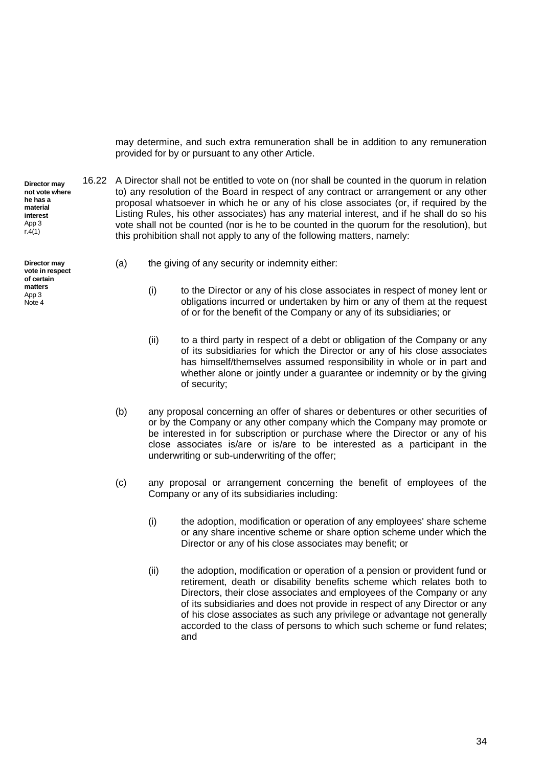may determine, and such extra remuneration shall be in addition to any remuneration provided for by or pursuant to any other Article.

**Director may not vote where he has a material interest**
App 3
r.4(1)

16.22 A Director shall not be entitled to vote on (nor shall be counted in the quorum in relation to) any resolution of the Board in respect of any contract or arrangement or any other proposal whatsoever in which he or any of his close associates (or, if required by the Listing Rules, his other associates) has any material interest, and if he shall do so his vote shall not be counted (nor is he to be counted in the quorum for the resolution), but this prohibition shall not apply to any of the following matters, namely:

**Director may vote in respect of certain matters**
App 3
Note 4

(a) the giving of any security or indemnity either:

(i) to the Director or any of his close associates in respect of money lent or obligations incurred or undertaken by him or any of them at the request of or for the benefit of the Company or any of its subsidiaries; or

(ii) to a third party in respect of a debt or obligation of the Company or any of its subsidiaries for which the Director or any of his close associates has himself/themselves assumed responsibility in whole or in part and whether alone or jointly under a guarantee or indemnity or by the giving of security;

(b) any proposal concerning an offer of shares or debentures or other securities of or by the Company or any other company which the Company may promote or be interested in for subscription or purchase where the Director or any of his close associates is/are or is/are to be interested as a participant in the underwriting or sub-underwriting of the offer;

(c) any proposal or arrangement concerning the benefit of employees of the Company or any of its subsidiaries including:

(i) the adoption, modification or operation of any employees' share scheme or any share incentive scheme or share option scheme under which the Director or any of his close associates may benefit; or

(ii) the adoption, modification or operation of a pension or provident fund or retirement, death or disability benefits scheme which relates both to Directors, their close associates and employees of the Company or any of its subsidiaries and does not provide in respect of any Director or any of his close associates as such any privilege or advantage not generally accorded to the class of persons to which such scheme or fund relates; and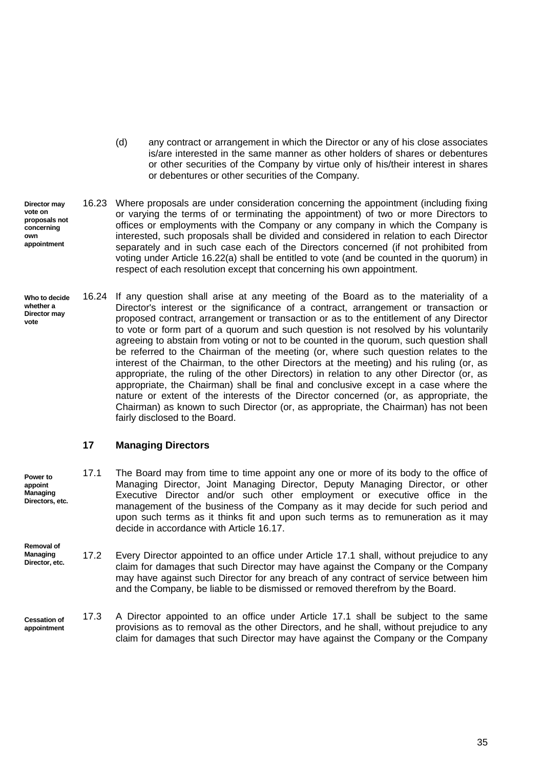(d) any contract or arrangement in which the Director or any of his close associates is/are interested in the same manner as other holders of shares or debentures or other securities of the Company by virtue only of his/their interest in shares or debentures or other securities of the Company.

**Director may vote on proposals not concerning own appointment**

16.23 Where proposals are under consideration concerning the appointment (including fixing or varying the terms of or terminating the appointment) of two or more Directors to offices or employments with the Company or any company in which the Company is interested, such proposals shall be divided and considered in relation to each Director separately and in such case each of the Directors concerned (if not prohibited from voting under Article 16.22(a) shall be entitled to vote (and be counted in the quorum) in respect of each resolution except that concerning his own appointment.

**Who to decide whether a Director may vote**

16.24 If any question shall arise at any meeting of the Board as to the materiality of a Director's interest or the significance of a contract, arrangement or transaction or proposed contract, arrangement or transaction or as to the entitlement of any Director to vote or form part of a quorum and such question is not resolved by his voluntarily agreeing to abstain from voting or not to be counted in the quorum, such question shall be referred to the Chairman of the meeting (or, where such question relates to the interest of the Chairman, to the other Directors at the meeting) and his ruling (or, as appropriate, the ruling of the other Directors) in relation to any other Director (or, as appropriate, the Chairman) shall be final and conclusive except in a case where the nature or extent of the interests of the Director concerned (or, as appropriate, the Chairman) as known to such Director (or, as appropriate, the Chairman) has not been fairly disclosed to the Board.

## 17 Managing Directors

**Power to appoint Managing Directors, etc.**

17.1 The Board may from time to time appoint any one or more of its body to the office of Managing Director, Joint Managing Director, Deputy Managing Director, or other Executive Director and/or such other employment or executive office in the management of the business of the Company as it may decide for such period and upon such terms as it thinks fit and upon such terms as to remuneration as it may decide in accordance with Article 16.17.

**Removal of Managing Director, etc.**

17.2 Every Director appointed to an office under Article 17.1 shall, without prejudice to any claim for damages that such Director may have against the Company or the Company may have against such Director for any breach of any contract of service between him and the Company, be liable to be dismissed or removed therefrom by the Board.

**Cessation of appointment**

17.3 A Director appointed to an office under Article 17.1 shall be subject to the same provisions as to removal as the other Directors, and he shall, without prejudice to any claim for damages that such Director may have against the Company or the Company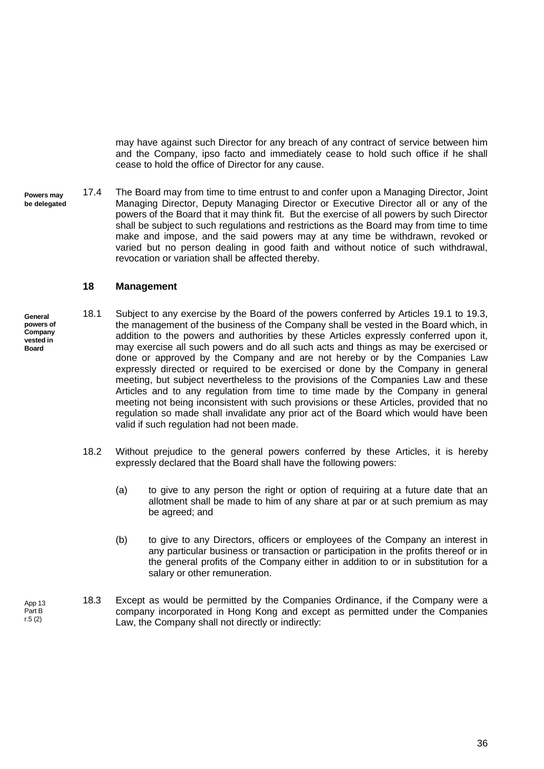may have against such Director for any breach of any contract of service between him and the Company, ipso facto and immediately cease to hold such office if he shall cease to hold the office of Director for any cause.

**Powers may be delegated**

17.4 The Board may from time to time entrust to and confer upon a Managing Director, Joint Managing Director, Deputy Managing Director or Executive Director all or any of the powers of the Board that it may think fit. But the exercise of all powers by such Director shall be subject to such regulations and restrictions as the Board may from time to time make and impose, and the said powers may at any time be withdrawn, revoked or varied but no person dealing in good faith and without notice of such withdrawal, revocation or variation shall be affected thereby.

## 18 Management

**General powers of Company vested in Board**

18.1 Subject to any exercise by the Board of the powers conferred by Articles 19.1 to 19.3, the management of the business of the Company shall be vested in the Board which, in addition to the powers and authorities by these Articles expressly conferred upon it, may exercise all such powers and do all such acts and things as may be exercised or done or approved by the Company and are not hereby or by the Companies Law expressly directed or required to be exercised or done by the Company in general meeting, but subject nevertheless to the provisions of the Companies Law and these Articles and to any regulation from time to time made by the Company in general meeting not being inconsistent with such provisions or these Articles, provided that no regulation so made shall invalidate any prior act of the Board which would have been valid if such regulation had not been made.

18.2 Without prejudice to the general powers conferred by these Articles, it is hereby expressly declared that the Board shall have the following powers:

(a) to give to any person the right or option of requiring at a future date that an allotment shall be made to him of any share at par or at such premium as may be agreed; and

(b) to give to any Directors, officers or employees of the Company an interest in any particular business or transaction or participation in the profits thereof or in the general profits of the Company either in addition to or in substitution for a salary or other remuneration.

App 13 Part B r.5 (2)

18.3 Except as would be permitted by the Companies Ordinance, if the Company were a company incorporated in Hong Kong and except as permitted under the Companies Law, the Company shall not directly or indirectly: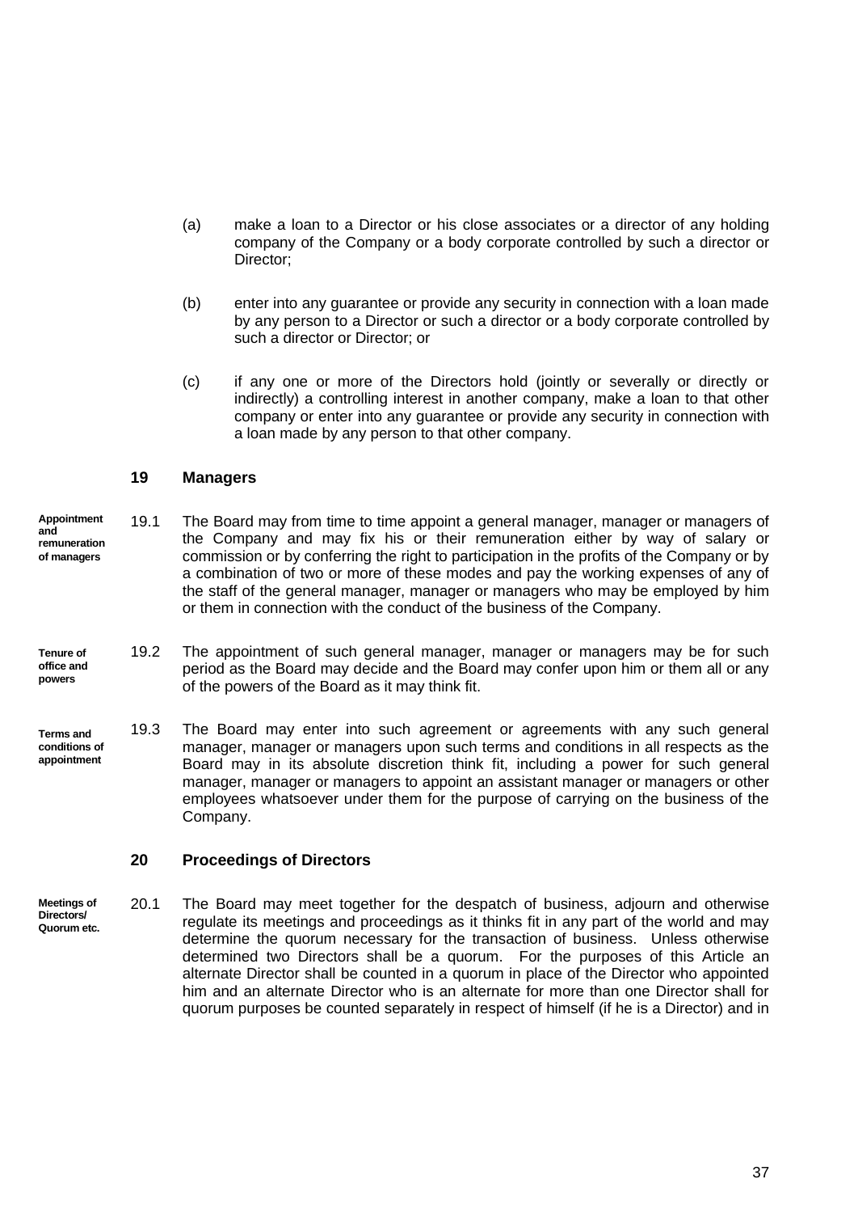(a) make a loan to a Director or his close associates or a director of any holding company of the Company or a body corporate controlled by such a director or Director;

(b) enter into any guarantee or provide any security in connection with a loan made by any person to a Director or such a director or a body corporate controlled by such a director or Director; or

(c) if any one or more of the Directors hold (jointly or severally or directly or indirectly) a controlling interest in another company, make a loan to that other company or enter into any guarantee or provide any security in connection with a loan made by any person to that other company.

## 19 Managers

**Appointment and remuneration of managers**

19.1 The Board may from time to time appoint a general manager, manager or managers of the Company and may fix his or their remuneration either by way of salary or commission or by conferring the right to participation in the profits of the Company or by a combination of two or more of these modes and pay the working expenses of any of the staff of the general manager, manager or managers who may be employed by him or them in connection with the conduct of the business of the Company.

**Tenure of office and powers**

19.2 The appointment of such general manager, manager or managers may be for such period as the Board may decide and the Board may confer upon him or them all or any of the powers of the Board as it may think fit.

**Terms and conditions of appointment**

19.3 The Board may enter into such agreement or agreements with any such general manager, manager or managers upon such terms and conditions in all respects as the Board may in its absolute discretion think fit, including a power for such general manager, manager or managers to appoint an assistant manager or managers or other employees whatsoever under them for the purpose of carrying on the business of the Company.

## 20 Proceedings of Directors

**Meetings of Directors/ Quorum etc.**

20.1 The Board may meet together for the despatch of business, adjourn and otherwise regulate its meetings and proceedings as it thinks fit in any part of the world and may determine the quorum necessary for the transaction of business. Unless otherwise determined two Directors shall be a quorum. For the purposes of this Article an alternate Director shall be counted in a quorum in place of the Director who appointed him and an alternate Director who is an alternate for more than one Director shall for quorum purposes be counted separately in respect of himself (if he is a Director) and in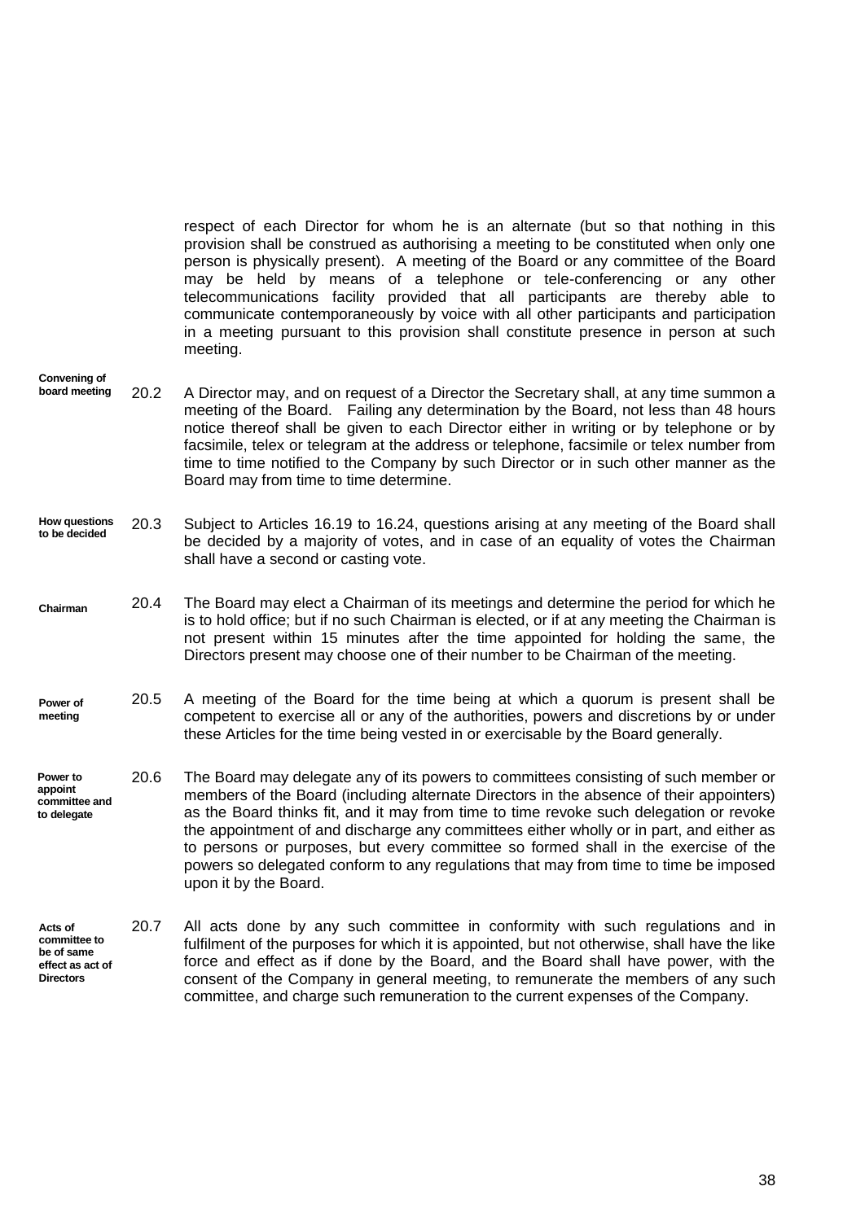respect of each Director for whom he is an alternate (but so that nothing in this provision shall be construed as authorising a meeting to be constituted when only one person is physically present). A meeting of the Board or any committee of the Board may be held by means of a telephone or tele-conferencing or any other telecommunications facility provided that all participants are thereby able to communicate contemporaneously by voice with all other participants and participation in a meeting pursuant to this provision shall constitute presence in person at such meeting.

**Convening of board meeting**

20.2 A Director may, and on request of a Director the Secretary shall, at any time summon a meeting of the Board. Failing any determination by the Board, not less than 48 hours notice thereof shall be given to each Director either in writing or by telephone or by facsimile, telex or telegram at the address or telephone, facsimile or telex number from time to time notified to the Company by such Director or in such other manner as the Board may from time to time determine.

**How questions to be decided**

20.3 Subject to Articles 16.19 to 16.24, questions arising at any meeting of the Board shall be decided by a majority of votes, and in case of an equality of votes the Chairman shall have a second or casting vote.

**Chairman**

20.4 The Board may elect a Chairman of its meetings and determine the period for which he is to hold office; but if no such Chairman is elected, or if at any meeting the Chairman is not present within 15 minutes after the time appointed for holding the same, the Directors present may choose one of their number to be Chairman of the meeting.

**Power of meeting**

20.5 A meeting of the Board for the time being at which a quorum is present shall be competent to exercise all or any of the authorities, powers and discretions by or under these Articles for the time being vested in or exercisable by the Board generally.

**Power to appoint committee and to delegate**

20.6 The Board may delegate any of its powers to committees consisting of such member or members of the Board (including alternate Directors in the absence of their appointers) as the Board thinks fit, and it may from time to time revoke such delegation or revoke the appointment of and discharge any committees either wholly or in part, and either as to persons or purposes, but every committee so formed shall in the exercise of the powers so delegated conform to any regulations that may from time to time be imposed upon it by the Board.

**Acts of committee to be of same effect as act of Directors**

20.7 All acts done by any such committee in conformity with such regulations and in fulfilment of the purposes for which it is appointed, but not otherwise, shall have the like force and effect as if done by the Board, and the Board shall have power, with the consent of the Company in general meeting, to remunerate the members of any such committee, and charge such remuneration to the current expenses of the Company.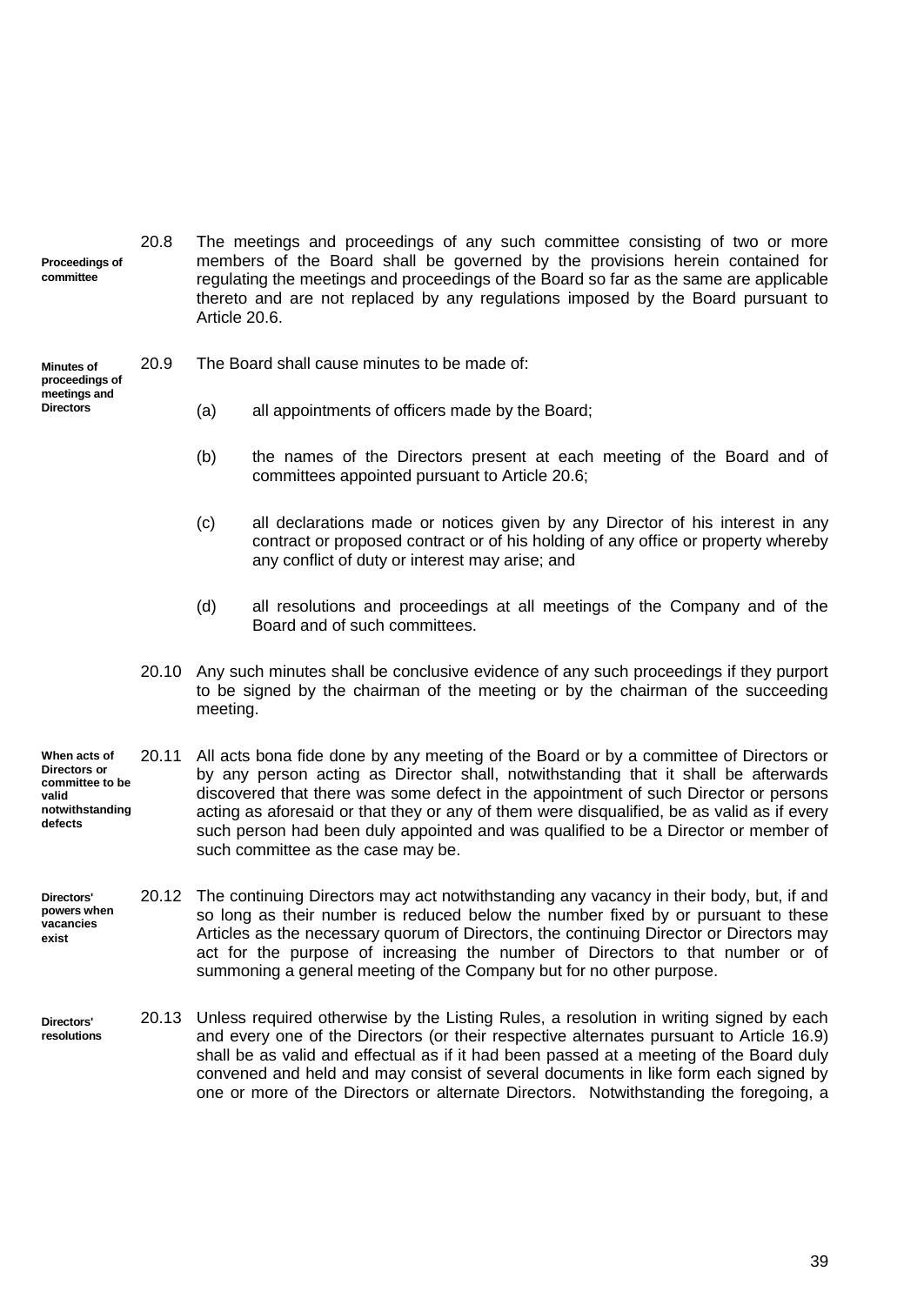**Proceedings of committee**

20.8 The meetings and proceedings of any such committee consisting of two or more members of the Board shall be governed by the provisions herein contained for regulating the meetings and proceedings of the Board so far as the same are applicable thereto and are not replaced by any regulations imposed by the Board pursuant to Article 20.6.

**Minutes of proceedings of meetings and Directors**

20.9 The Board shall cause minutes to be made of:

(a) all appointments of officers made by the Board;

(b) the names of the Directors present at each meeting of the Board and of committees appointed pursuant to Article 20.6;

(c) all declarations made or notices given by any Director of his interest in any contract or proposed contract or of his holding of any office or property whereby any conflict of duty or interest may arise; and

(d) all resolutions and proceedings at all meetings of the Company and of the Board and of such committees.

20.10 Any such minutes shall be conclusive evidence of any such proceedings if they purport to be signed by the chairman of the meeting or by the chairman of the succeeding meeting.

**When acts of Directors or committee to be valid notwithstanding defects**

20.11 All acts bona fide done by any meeting of the Board or by a committee of Directors or by any person acting as Director shall, notwithstanding that it shall be afterwards discovered that there was some defect in the appointment of such Director or persons acting as aforesaid or that they or any of them were disqualified, be as valid as if every such person had been duly appointed and was qualified to be a Director or member of such committee as the case may be.

**Directors' powers when vacancies exist**

20.12 The continuing Directors may act notwithstanding any vacancy in their body, but, if and so long as their number is reduced below the number fixed by or pursuant to these Articles as the necessary quorum of Directors, the continuing Director or Directors may act for the purpose of increasing the number of Directors to that number or of summoning a general meeting of the Company but for no other purpose.

**Directors' resolutions**

20.13 Unless required otherwise by the Listing Rules, a resolution in writing signed by each and every one of the Directors (or their respective alternates pursuant to Article 16.9) shall be as valid and effectual as if it had been passed at a meeting of the Board duly convened and held and may consist of several documents in like form each signed by one or more of the Directors or alternate Directors. Notwithstanding the foregoing, a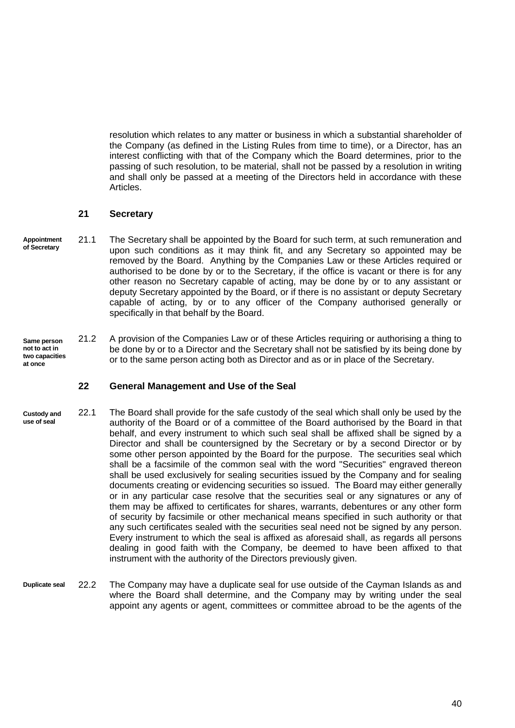resolution which relates to any matter or business in which a substantial shareholder of the Company (as defined in the Listing Rules from time to time), or a Director, has an interest conflicting with that of the Company which the Board determines, prior to the passing of such resolution, to be material, shall not be passed by a resolution in writing and shall only be passed at a meeting of the Directors held in accordance with these Articles.

## 21 Secretary

**Appointment of Secretary**

21.1 The Secretary shall be appointed by the Board for such term, at such remuneration and upon such conditions as it may think fit, and any Secretary so appointed may be removed by the Board. Anything by the Companies Law or these Articles required or authorised to be done by or to the Secretary, if the office is vacant or there is for any other reason no Secretary capable of acting, may be done by or to any assistant or deputy Secretary appointed by the Board, or if there is no assistant or deputy Secretary capable of acting, by or to any officer of the Company authorised generally or specifically in that behalf by the Board.

**Same person not to act in two capacities at once**

21.2 A provision of the Companies Law or of these Articles requiring or authorising a thing to be done by or to a Director and the Secretary shall not be satisfied by its being done by or to the same person acting both as Director and as or in place of the Secretary.

## 22 General Management and Use of the Seal

**Custody and use of seal**

22.1 The Board shall provide for the safe custody of the seal which shall only be used by the authority of the Board or of a committee of the Board authorised by the Board in that behalf, and every instrument to which such seal shall be affixed shall be signed by a Director and shall be countersigned by the Secretary or by a second Director or by some other person appointed by the Board for the purpose. The securities seal which shall be a facsimile of the common seal with the word "Securities" engraved thereon shall be used exclusively for sealing securities issued by the Company and for sealing documents creating or evidencing securities so issued. The Board may either generally or in any particular case resolve that the securities seal or any signatures or any of them may be affixed to certificates for shares, warrants, debentures or any other form of security by facsimile or other mechanical means specified in such authority or that any such certificates sealed with the securities seal need not be signed by any person. Every instrument to which the seal is affixed as aforesaid shall, as regards all persons dealing in good faith with the Company, be deemed to have been affixed to that instrument with the authority of the Directors previously given.

**Duplicate seal**

22.2 The Company may have a duplicate seal for use outside of the Cayman Islands as and where the Board shall determine, and the Company may by writing under the seal appoint any agents or agent, committees or committee abroad to be the agents of the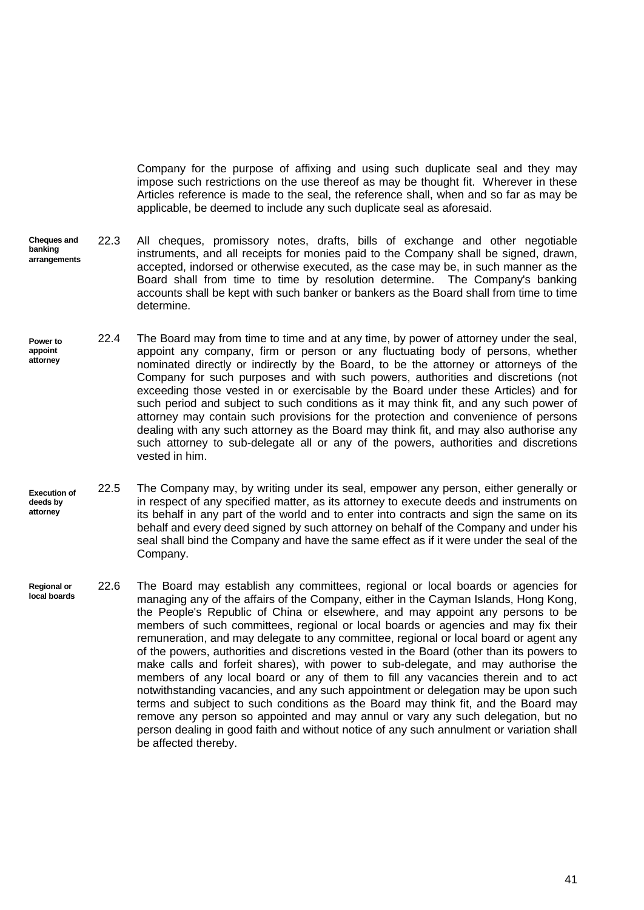Company for the purpose of affixing and using such duplicate seal and they may impose such restrictions on the use thereof as may be thought fit. Wherever in these Articles reference is made to the seal, the reference shall, when and so far as may be applicable, be deemed to include any such duplicate seal as aforesaid.

**Cheques and banking arrangements**

22.3 All cheques, promissory notes, drafts, bills of exchange and other negotiable instruments, and all receipts for monies paid to the Company shall be signed, drawn, accepted, indorsed or otherwise executed, as the case may be, in such manner as the Board shall from time to time by resolution determine. The Company's banking accounts shall be kept with such banker or bankers as the Board shall from time to time determine.

**Power to appoint attorney**

22.4 The Board may from time to time and at any time, by power of attorney under the seal, appoint any company, firm or person or any fluctuating body of persons, whether nominated directly or indirectly by the Board, to be the attorney or attorneys of the Company for such purposes and with such powers, authorities and discretions (not exceeding those vested in or exercisable by the Board under these Articles) and for such period and subject to such conditions as it may think fit, and any such power of attorney may contain such provisions for the protection and convenience of persons dealing with any such attorney as the Board may think fit, and may also authorise any such attorney to sub-delegate all or any of the powers, authorities and discretions vested in him.

**Execution of deeds by attorney**

22.5 The Company may, by writing under its seal, empower any person, either generally or in respect of any specified matter, as its attorney to execute deeds and instruments on its behalf in any part of the world and to enter into contracts and sign the same on its behalf and every deed signed by such attorney on behalf of the Company and under his seal shall bind the Company and have the same effect as if it were under the seal of the Company.

**Regional or local boards**

22.6 The Board may establish any committees, regional or local boards or agencies for managing any of the affairs of the Company, either in the Cayman Islands, Hong Kong, the People's Republic of China or elsewhere, and may appoint any persons to be members of such committees, regional or local boards or agencies and may fix their remuneration, and may delegate to any committee, regional or local board or agent any of the powers, authorities and discretions vested in the Board (other than its powers to make calls and forfeit shares), with power to sub-delegate, and may authorise the members of any local board or any of them to fill any vacancies therein and to act notwithstanding vacancies, and any such appointment or delegation may be upon such terms and subject to such conditions as the Board may think fit, and the Board may remove any person so appointed and may annul or vary any such delegation, but no person dealing in good faith and without notice of any such annulment or variation shall be affected thereby.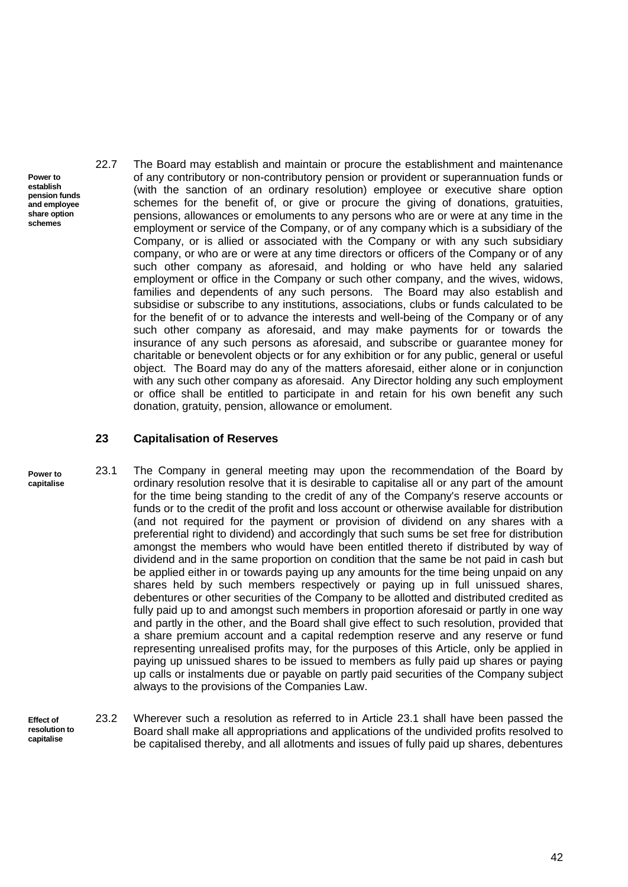**Power to establish pension funds and employee share option schemes**

22.7 The Board may establish and maintain or procure the establishment and maintenance of any contributory or non-contributory pension or provident or superannuation funds or (with the sanction of an ordinary resolution) employee or executive share option schemes for the benefit of, or give or procure the giving of donations, gratuities, pensions, allowances or emoluments to any persons who are or were at any time in the employment or service of the Company, or of any company which is a subsidiary of the Company, or is allied or associated with the Company or with any such subsidiary company, or who are or were at any time directors or officers of the Company or of any such other company as aforesaid, and holding or who have held any salaried employment or office in the Company or such other company, and the wives, widows, families and dependents of any such persons. The Board may also establish and subsidise or subscribe to any institutions, associations, clubs or funds calculated to be for the benefit of or to advance the interests and well-being of the Company or of any such other company as aforesaid, and may make payments for or towards the insurance of any such persons as aforesaid, and subscribe or guarantee money for charitable or benevolent objects or for any exhibition or for any public, general or useful object. The Board may do any of the matters aforesaid, either alone or in conjunction with any such other company as aforesaid. Any Director holding any such employment or office shall be entitled to participate in and retain for his own benefit any such donation, gratuity, pension, allowance or emolument.

## 23 Capitalisation of Reserves

**Power to capitalise**

23.1 The Company in general meeting may upon the recommendation of the Board by ordinary resolution resolve that it is desirable to capitalise all or any part of the amount for the time being standing to the credit of any of the Company's reserve accounts or funds or to the credit of the profit and loss account or otherwise available for distribution (and not required for the payment or provision of dividend on any shares with a preferential right to dividend) and accordingly that such sums be set free for distribution amongst the members who would have been entitled thereto if distributed by way of dividend and in the same proportion on condition that the same be not paid in cash but be applied either in or towards paying up any amounts for the time being unpaid on any shares held by such members respectively or paying up in full unissued shares, debentures or other securities of the Company to be allotted and distributed credited as fully paid up to and amongst such members in proportion aforesaid or partly in one way and partly in the other, and the Board shall give effect to such resolution, provided that a share premium account and a capital redemption reserve and any reserve or fund representing unrealised profits may, for the purposes of this Article, only be applied in paying up unissued shares to be issued to members as fully paid up shares or paying up calls or instalments due or payable on partly paid securities of the Company subject always to the provisions of the Companies Law.

**Effect of resolution to capitalise**

23.2 Wherever such a resolution as referred to in Article 23.1 shall have been passed the Board shall make all appropriations and applications of the undivided profits resolved to be capitalised thereby, and all allotments and issues of fully paid up shares, debentures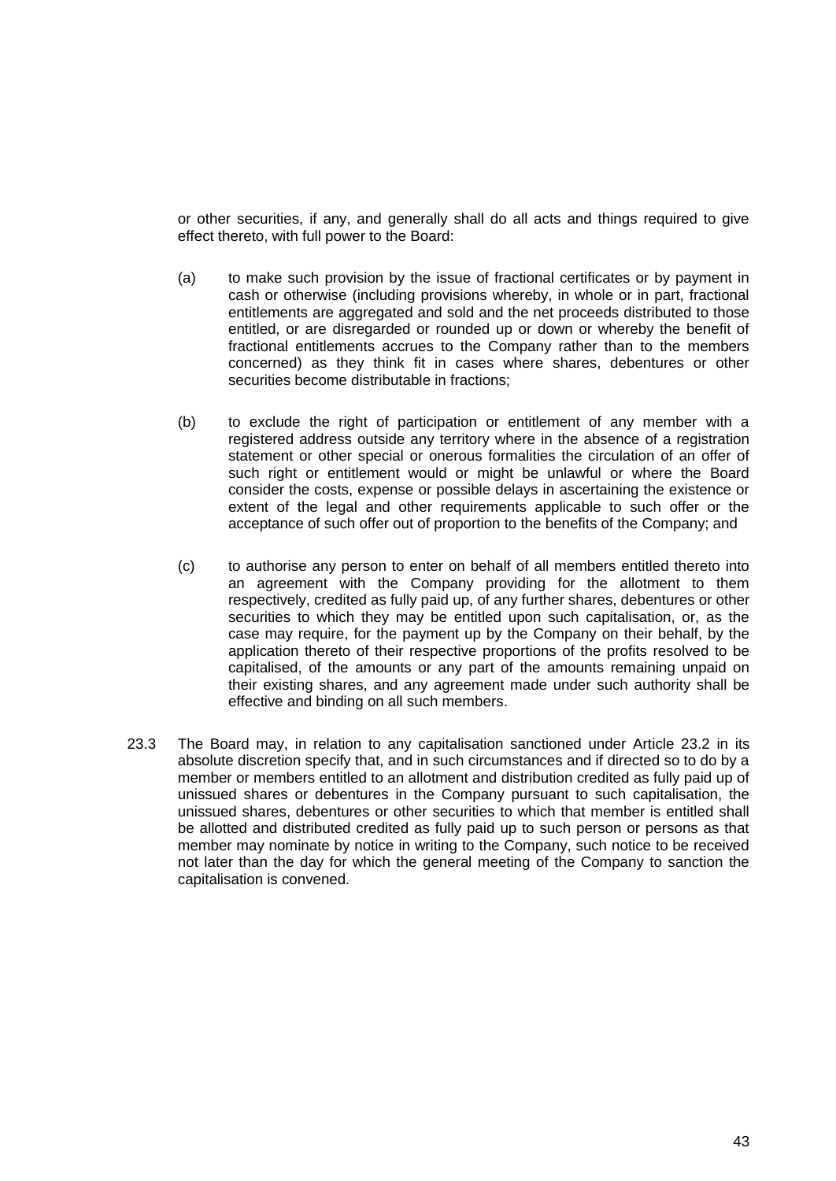or other securities, if any, and generally shall do all acts and things required to give effect thereto, with full power to the Board:

(a) to make such provision by the issue of fractional certificates or by payment in cash or otherwise (including provisions whereby, in whole or in part, fractional entitlements are aggregated and sold and the net proceeds distributed to those entitled, or are disregarded or rounded up or down or whereby the benefit of fractional entitlements accrues to the Company rather than to the members concerned) as they think fit in cases where shares, debentures or other securities become distributable in fractions;

(b) to exclude the right of participation or entitlement of any member with a registered address outside any territory where in the absence of a registration statement or other special or onerous formalities the circulation of an offer of such right or entitlement would or might be unlawful or where the Board consider the costs, expense or possible delays in ascertaining the existence or extent of the legal and other requirements applicable to such offer or the acceptance of such offer out of proportion to the benefits of the Company; and

(c) to authorise any person to enter on behalf of all members entitled thereto into an agreement with the Company providing for the allotment to them respectively, credited as fully paid up, of any further shares, debentures or other securities to which they may be entitled upon such capitalisation, or, as the case may require, for the payment up by the Company on their behalf, by the application thereto of their respective proportions of the profits resolved to be capitalised, of the amounts or any part of the amounts remaining unpaid on their existing shares, and any agreement made under such authority shall be effective and binding on all such members.

23.3 The Board may, in relation to any capitalisation sanctioned under Article 23.2 in its absolute discretion specify that, and in such circumstances and if directed so to do by a member or members entitled to an allotment and distribution credited as fully paid up of unissued shares or debentures in the Company pursuant to such capitalisation, the unissued shares, debentures or other securities to which that member is entitled shall be allotted and distributed credited as fully paid up to such person or persons as that member may nominate by notice in writing to the Company, such notice to be received not later than the day for which the general meeting of the Company to sanction the capitalisation is convened.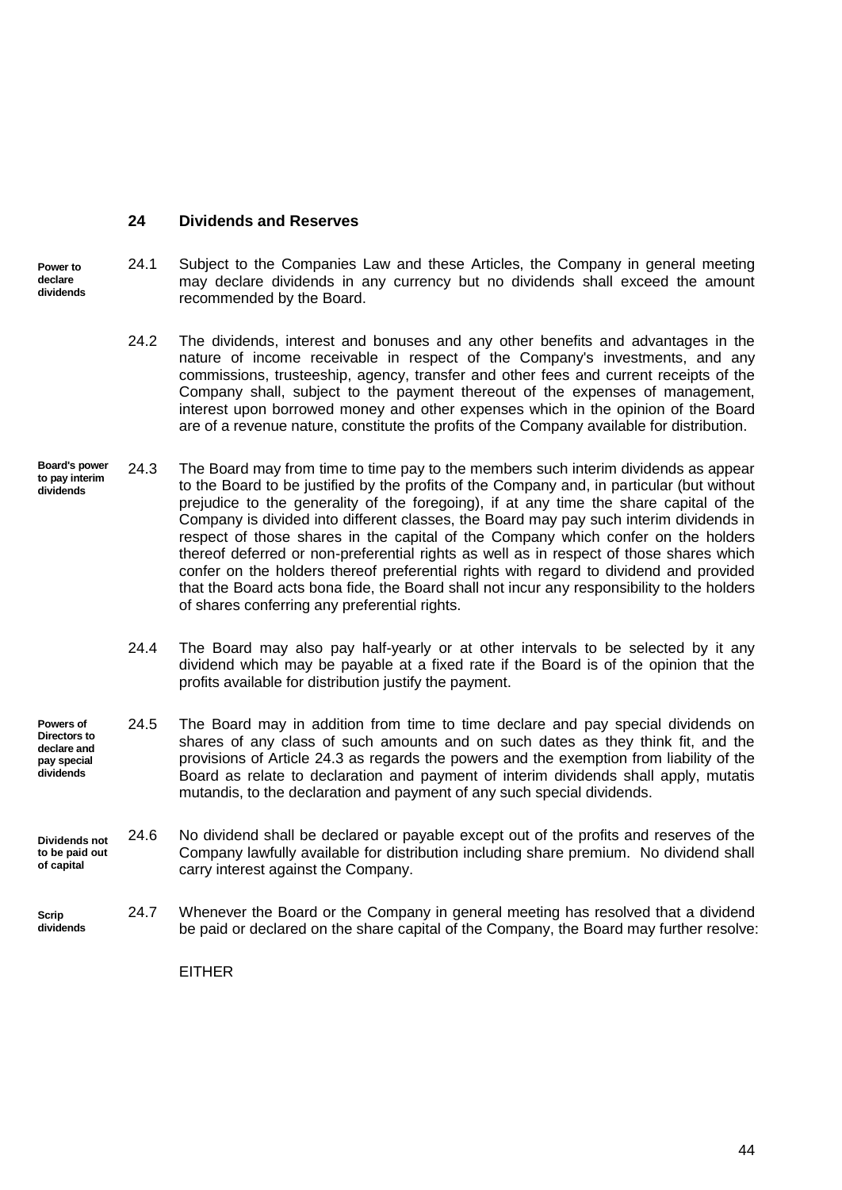## 24 Dividends and Reserves

**Power to declare dividends**

24.1 Subject to the Companies Law and these Articles, the Company in general meeting may declare dividends in any currency but no dividends shall exceed the amount recommended by the Board.

24.2 The dividends, interest and bonuses and any other benefits and advantages in the nature of income receivable in respect of the Company's investments, and any commissions, trusteeship, agency, transfer and other fees and current receipts of the Company shall, subject to the payment thereout of the expenses of management, interest upon borrowed money and other expenses which in the opinion of the Board are of a revenue nature, constitute the profits of the Company available for distribution.

**Board's power to pay interim dividends**

24.3 The Board may from time to time pay to the members such interim dividends as appear to the Board to be justified by the profits of the Company and, in particular (but without prejudice to the generality of the foregoing), if at any time the share capital of the Company is divided into different classes, the Board may pay such interim dividends in respect of those shares in the capital of the Company which confer on the holders thereof deferred or non-preferential rights as well as in respect of those shares which confer on the holders thereof preferential rights with regard to dividend and provided that the Board acts bona fide, the Board shall not incur any responsibility to the holders of shares conferring any preferential rights.

24.4 The Board may also pay half-yearly or at other intervals to be selected by it any dividend which may be payable at a fixed rate if the Board is of the opinion that the profits available for distribution justify the payment.

**Powers of Directors to declare and pay special dividends**

24.5 The Board may in addition from time to time declare and pay special dividends on shares of any class of such amounts and on such dates as they think fit, and the provisions of Article 24.3 as regards the powers and the exemption from liability of the Board as relate to declaration and payment of interim dividends shall apply, mutatis mutandis, to the declaration and payment of any such special dividends.

**Dividends not to be paid out of capital**

24.6 No dividend shall be declared or payable except out of the profits and reserves of the Company lawfully available for distribution including share premium. No dividend shall carry interest against the Company.

**Scrip dividends**

24.7 Whenever the Board or the Company in general meeting has resolved that a dividend be paid or declared on the share capital of the Company, the Board may further resolve:

EITHER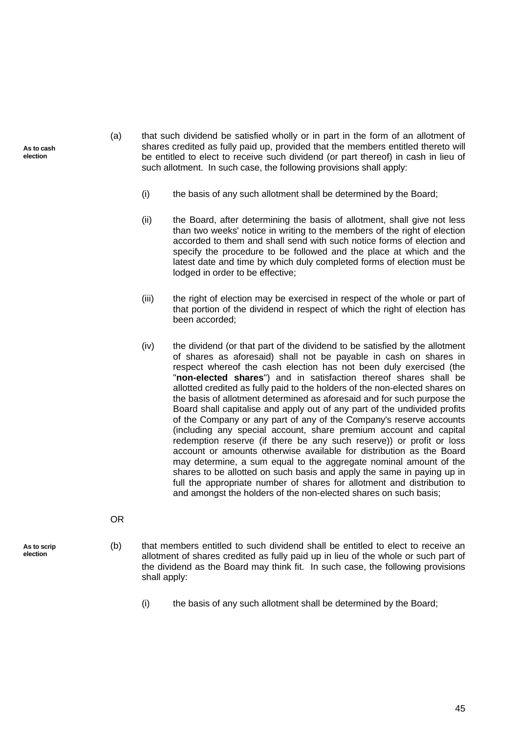**As to cash election**

(a) that such dividend be satisfied wholly or in part in the form of an allotment of shares credited as fully paid up, provided that the members entitled thereto will be entitled to elect to receive such dividend (or part thereof) in cash in lieu of such allotment. In such case, the following provisions shall apply:

(i) the basis of any such allotment shall be determined by the Board;

(ii) the Board, after determining the basis of allotment, shall give not less than two weeks' notice in writing to the members of the right of election accorded to them and shall send with such notice forms of election and specify the procedure to be followed and the place at which and the latest date and time by which duly completed forms of election must be lodged in order to be effective;

(iii) the right of election may be exercised in respect of the whole or part of that portion of the dividend in respect of which the right of election has been accorded;

(iv) the dividend (or that part of the dividend to be satisfied by the allotment of shares as aforesaid) shall not be payable in cash on shares in respect whereof the cash election has not been duly exercised (the "**non-elected shares**") and in satisfaction thereof shares shall be allotted credited as fully paid to the holders of the non-elected shares on the basis of allotment determined as aforesaid and for such purpose the Board shall capitalise and apply out of any part of the undivided profits of the Company or any part of any of the Company's reserve accounts (including any special account, share premium account and capital redemption reserve (if there be any such reserve)) or profit or loss account or amounts otherwise available for distribution as the Board may determine, a sum equal to the aggregate nominal amount of the shares to be allotted on such basis and apply the same in paying up in full the appropriate number of shares for allotment and distribution to and amongst the holders of the non-elected shares on such basis;

OR

**As to scrip election**

(b) that members entitled to such dividend shall be entitled to elect to receive an allotment of shares credited as fully paid up in lieu of the whole or such part of the dividend as the Board may think fit. In such case, the following provisions shall apply:

(i) the basis of any such allotment shall be determined by the Board;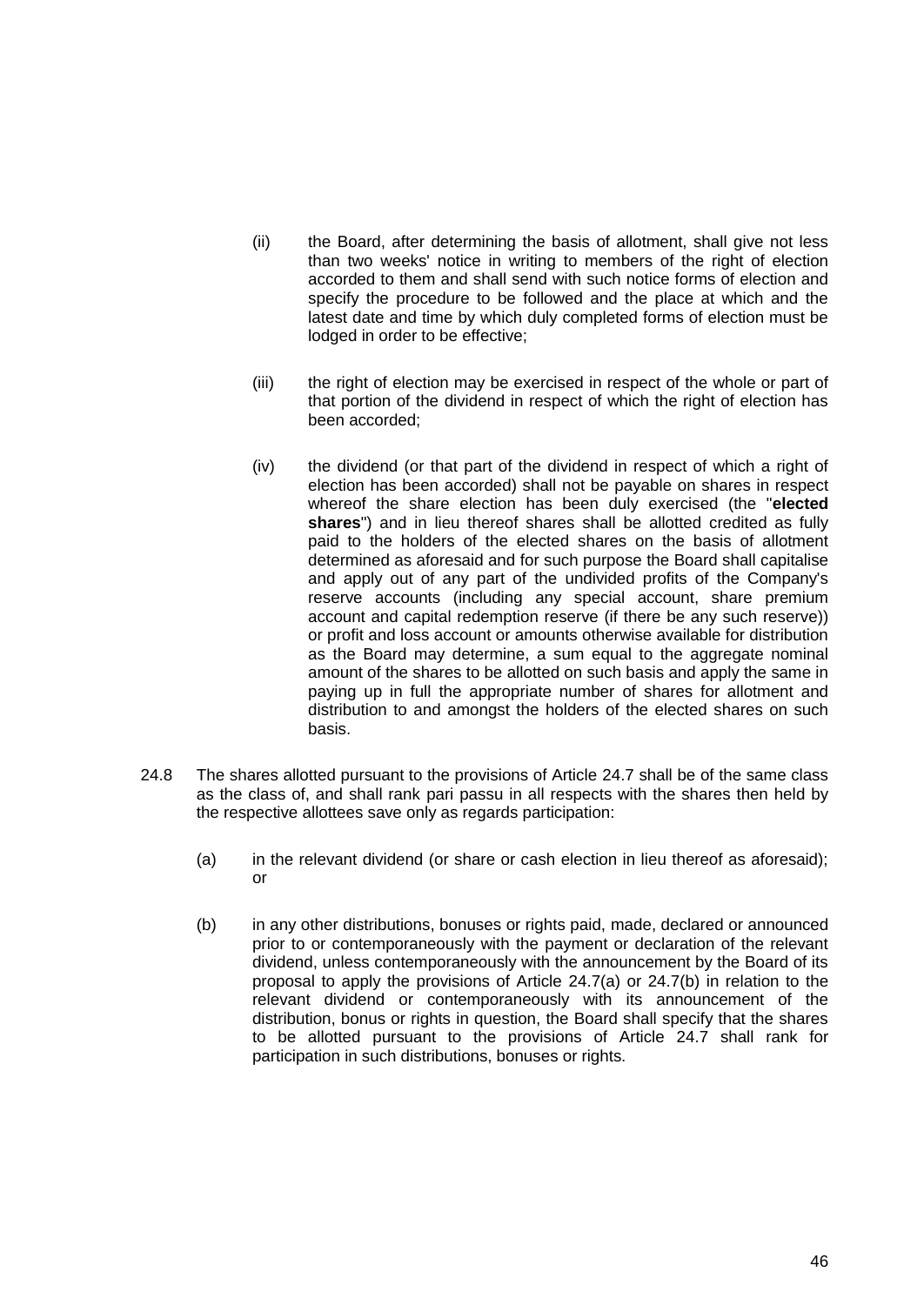(ii) the Board, after determining the basis of allotment, shall give not less than two weeks' notice in writing to members of the right of election accorded to them and shall send with such notice forms of election and specify the procedure to be followed and the place at which and the latest date and time by which duly completed forms of election must be lodged in order to be effective;

(iii) the right of election may be exercised in respect of the whole or part of that portion of the dividend in respect of which the right of election has been accorded;

(iv) the dividend (or that part of the dividend in respect of which a right of election has been accorded) shall not be payable on shares in respect whereof the share election has been duly exercised (the "**elected shares**") and in lieu thereof shares shall be allotted credited as fully paid to the holders of the elected shares on the basis of allotment determined as aforesaid and for such purpose the Board shall capitalise and apply out of any part of the undivided profits of the Company's reserve accounts (including any special account, share premium account and capital redemption reserve (if there be any such reserve)) or profit and loss account or amounts otherwise available for distribution as the Board may determine, a sum equal to the aggregate nominal amount of the shares to be allotted on such basis and apply the same in paying up in full the appropriate number of shares for allotment and distribution to and amongst the holders of the elected shares on such basis.

24.8 The shares allotted pursuant to the provisions of Article 24.7 shall be of the same class as the class of, and shall rank pari passu in all respects with the shares then held by the respective allottees save only as regards participation:

(a) in the relevant dividend (or share or cash election in lieu thereof as aforesaid); or

(b) in any other distributions, bonuses or rights paid, made, declared or announced prior to or contemporaneously with the payment or declaration of the relevant dividend, unless contemporaneously with the announcement by the Board of its proposal to apply the provisions of Article 24.7(a) or 24.7(b) in relation to the relevant dividend or contemporaneously with its announcement of the distribution, bonus or rights in question, the Board shall specify that the shares to be allotted pursuant to the provisions of Article 24.7 shall rank for participation in such distributions, bonuses or rights.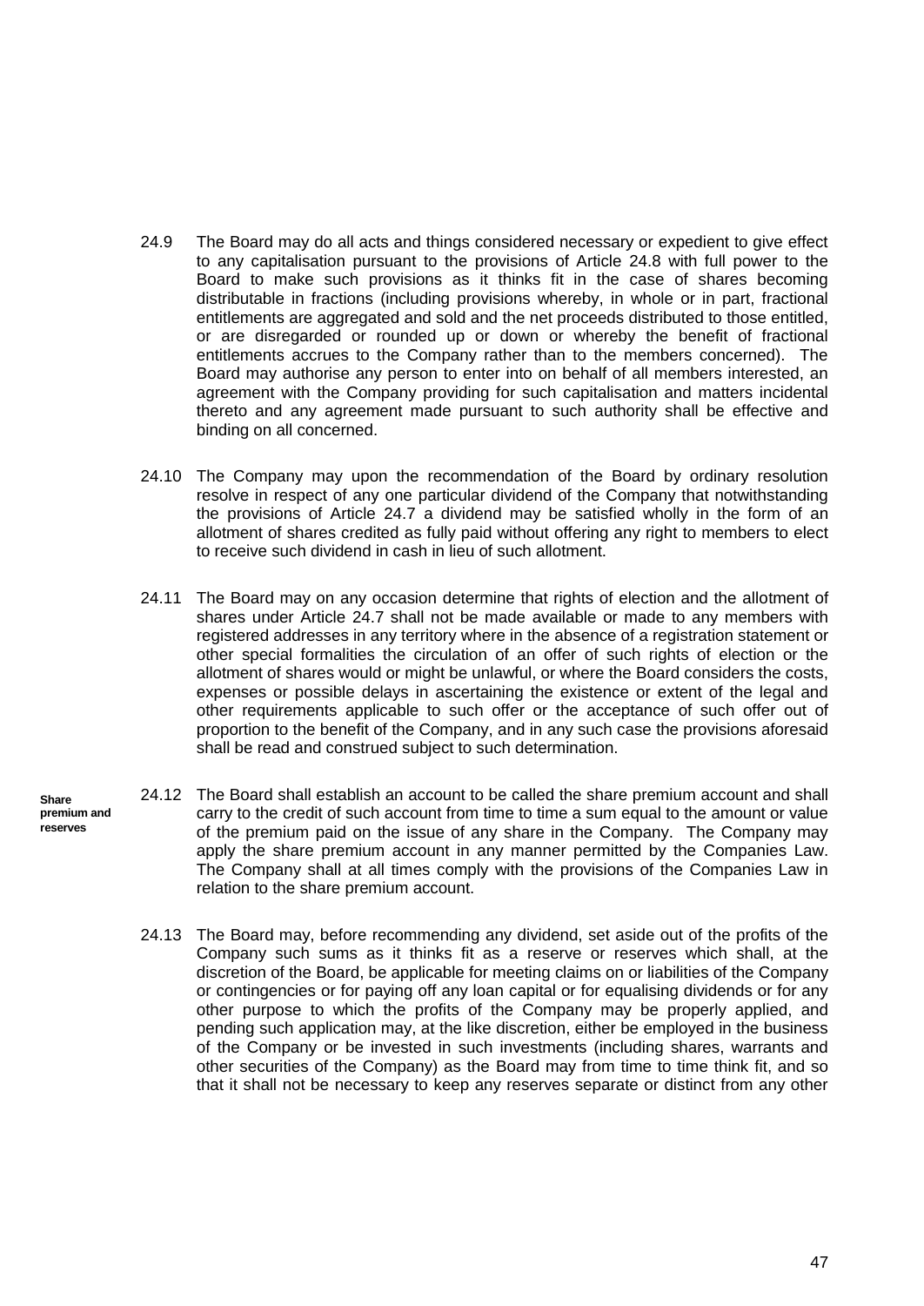24.9 The Board may do all acts and things considered necessary or expedient to give effect to any capitalisation pursuant to the provisions of Article 24.8 with full power to the Board to make such provisions as it thinks fit in the case of shares becoming distributable in fractions (including provisions whereby, in whole or in part, fractional entitlements are aggregated and sold and the net proceeds distributed to those entitled, or are disregarded or rounded up or down or whereby the benefit of fractional entitlements accrues to the Company rather than to the members concerned). The Board may authorise any person to enter into on behalf of all members interested, an agreement with the Company providing for such capitalisation and matters incidental thereto and any agreement made pursuant to such authority shall be effective and binding on all concerned.

24.10 The Company may upon the recommendation of the Board by ordinary resolution resolve in respect of any one particular dividend of the Company that notwithstanding the provisions of Article 24.7 a dividend may be satisfied wholly in the form of an allotment of shares credited as fully paid without offering any right to members to elect to receive such dividend in cash in lieu of such allotment.

24.11 The Board may on any occasion determine that rights of election and the allotment of shares under Article 24.7 shall not be made available or made to any members with registered addresses in any territory where in the absence of a registration statement or other special formalities the circulation of an offer of such rights of election or the allotment of shares would or might be unlawful, or where the Board considers the costs, expenses or possible delays in ascertaining the existence or extent of the legal and other requirements applicable to such offer or the acceptance of such offer out of proportion to the benefit of the Company, and in any such case the provisions aforesaid shall be read and construed subject to such determination.

**Share premium and reserves**

24.12 The Board shall establish an account to be called the share premium account and shall carry to the credit of such account from time to time a sum equal to the amount or value of the premium paid on the issue of any share in the Company. The Company may apply the share premium account in any manner permitted by the Companies Law. The Company shall at all times comply with the provisions of the Companies Law in relation to the share premium account.

24.13 The Board may, before recommending any dividend, set aside out of the profits of the Company such sums as it thinks fit as a reserve or reserves which shall, at the discretion of the Board, be applicable for meeting claims on or liabilities of the Company or contingencies or for paying off any loan capital or for equalising dividends or for any other purpose to which the profits of the Company may be properly applied, and pending such application may, at the like discretion, either be employed in the business of the Company or be invested in such investments (including shares, warrants and other securities of the Company) as the Board may from time to time think fit, and so that it shall not be necessary to keep any reserves separate or distinct from any other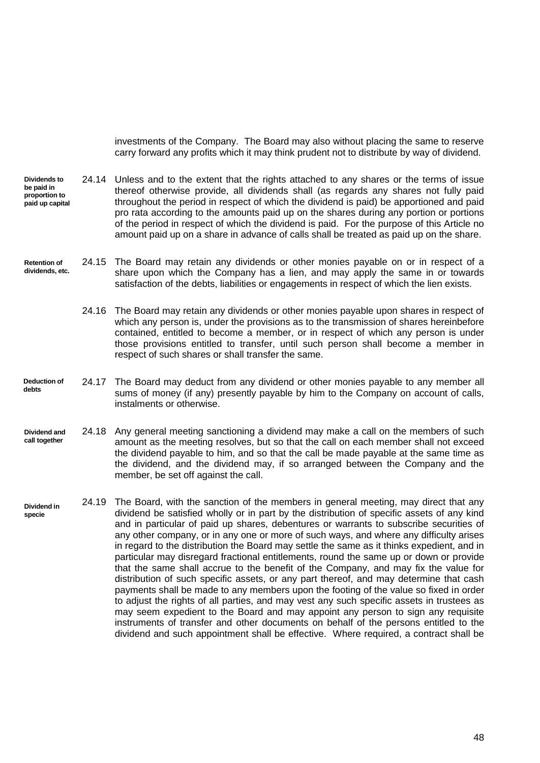investments of the Company. The Board may also without placing the same to reserve carry forward any profits which it may think prudent not to distribute by way of dividend.

**Dividends to be paid in proportion to paid up capital**

24.14 Unless and to the extent that the rights attached to any shares or the terms of issue thereof otherwise provide, all dividends shall (as regards any shares not fully paid throughout the period in respect of which the dividend is paid) be apportioned and paid pro rata according to the amounts paid up on the shares during any portion or portions of the period in respect of which the dividend is paid. For the purpose of this Article no amount paid up on a share in advance of calls shall be treated as paid up on the share.

**Retention of dividends, etc.**

24.15 The Board may retain any dividends or other monies payable on or in respect of a share upon which the Company has a lien, and may apply the same in or towards satisfaction of the debts, liabilities or engagements in respect of which the lien exists.

24.16 The Board may retain any dividends or other monies payable upon shares in respect of which any person is, under the provisions as to the transmission of shares hereinbefore contained, entitled to become a member, or in respect of which any person is under those provisions entitled to transfer, until such person shall become a member in respect of such shares or shall transfer the same.

**Deduction of debts**

24.17 The Board may deduct from any dividend or other monies payable to any member all sums of money (if any) presently payable by him to the Company on account of calls, instalments or otherwise.

**Dividend and call together**

24.18 Any general meeting sanctioning a dividend may make a call on the members of such amount as the meeting resolves, but so that the call on each member shall not exceed the dividend payable to him, and so that the call be made payable at the same time as the dividend, and the dividend may, if so arranged between the Company and the member, be set off against the call.

**Dividend in specie**

24.19 The Board, with the sanction of the members in general meeting, may direct that any dividend be satisfied wholly or in part by the distribution of specific assets of any kind and in particular of paid up shares, debentures or warrants to subscribe securities of any other company, or in any one or more of such ways, and where any difficulty arises in regard to the distribution the Board may settle the same as it thinks expedient, and in particular may disregard fractional entitlements, round the same up or down or provide that the same shall accrue to the benefit of the Company, and may fix the value for distribution of such specific assets, or any part thereof, and may determine that cash payments shall be made to any members upon the footing of the value so fixed in order to adjust the rights of all parties, and may vest any such specific assets in trustees as may seem expedient to the Board and may appoint any person to sign any requisite instruments of transfer and other documents on behalf of the persons entitled to the dividend and such appointment shall be effective. Where required, a contract shall be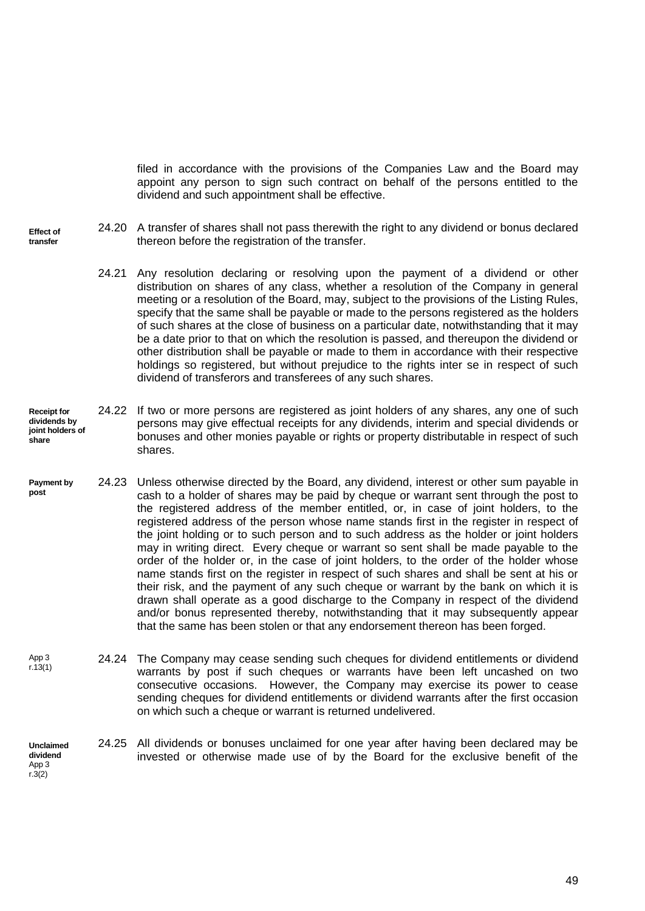filed in accordance with the provisions of the Companies Law and the Board may appoint any person to sign such contract on behalf of the persons entitled to the dividend and such appointment shall be effective.

**Effect of transfer**

24.20 A transfer of shares shall not pass therewith the right to any dividend or bonus declared thereon before the registration of the transfer.

24.21 Any resolution declaring or resolving upon the payment of a dividend or other distribution on shares of any class, whether a resolution of the Company in general meeting or a resolution of the Board, may, subject to the provisions of the Listing Rules, specify that the same shall be payable or made to the persons registered as the holders of such shares at the close of business on a particular date, notwithstanding that it may be a date prior to that on which the resolution is passed, and thereupon the dividend or other distribution shall be payable or made to them in accordance with their respective holdings so registered, but without prejudice to the rights inter se in respect of such dividend of transferors and transferees of any such shares.

**Receipt for dividends by joint holders of share**

24.22 If two or more persons are registered as joint holders of any shares, any one of such persons may give effectual receipts for any dividends, interim and special dividends or bonuses and other monies payable or rights or property distributable in respect of such shares.

**Payment by post**

24.23 Unless otherwise directed by the Board, any dividend, interest or other sum payable in cash to a holder of shares may be paid by cheque or warrant sent through the post to the registered address of the member entitled, or, in case of joint holders, to the registered address of the person whose name stands first in the register in respect of the joint holding or to such person and to such address as the holder or joint holders may in writing direct. Every cheque or warrant so sent shall be made payable to the order of the holder or, in the case of joint holders, to the order of the holder whose name stands first on the register in respect of such shares and shall be sent at his or their risk, and the payment of any such cheque or warrant by the bank on which it is drawn shall operate as a good discharge to the Company in respect of the dividend and/or bonus represented thereby, notwithstanding that it may subsequently appear that the same has been stolen or that any endorsement thereon has been forged.

App 3 r.13(1)

24.24 The Company may cease sending such cheques for dividend entitlements or dividend warrants by post if such cheques or warrants have been left uncashed on two consecutive occasions. However, the Company may exercise its power to cease sending cheques for dividend entitlements or dividend warrants after the first occasion on which such a cheque or warrant is returned undelivered.

**Unclaimed dividend**
App 3 r.3(2)

24.25 All dividends or bonuses unclaimed for one year after having been declared may be invested or otherwise made use of by the Board for the exclusive benefit of the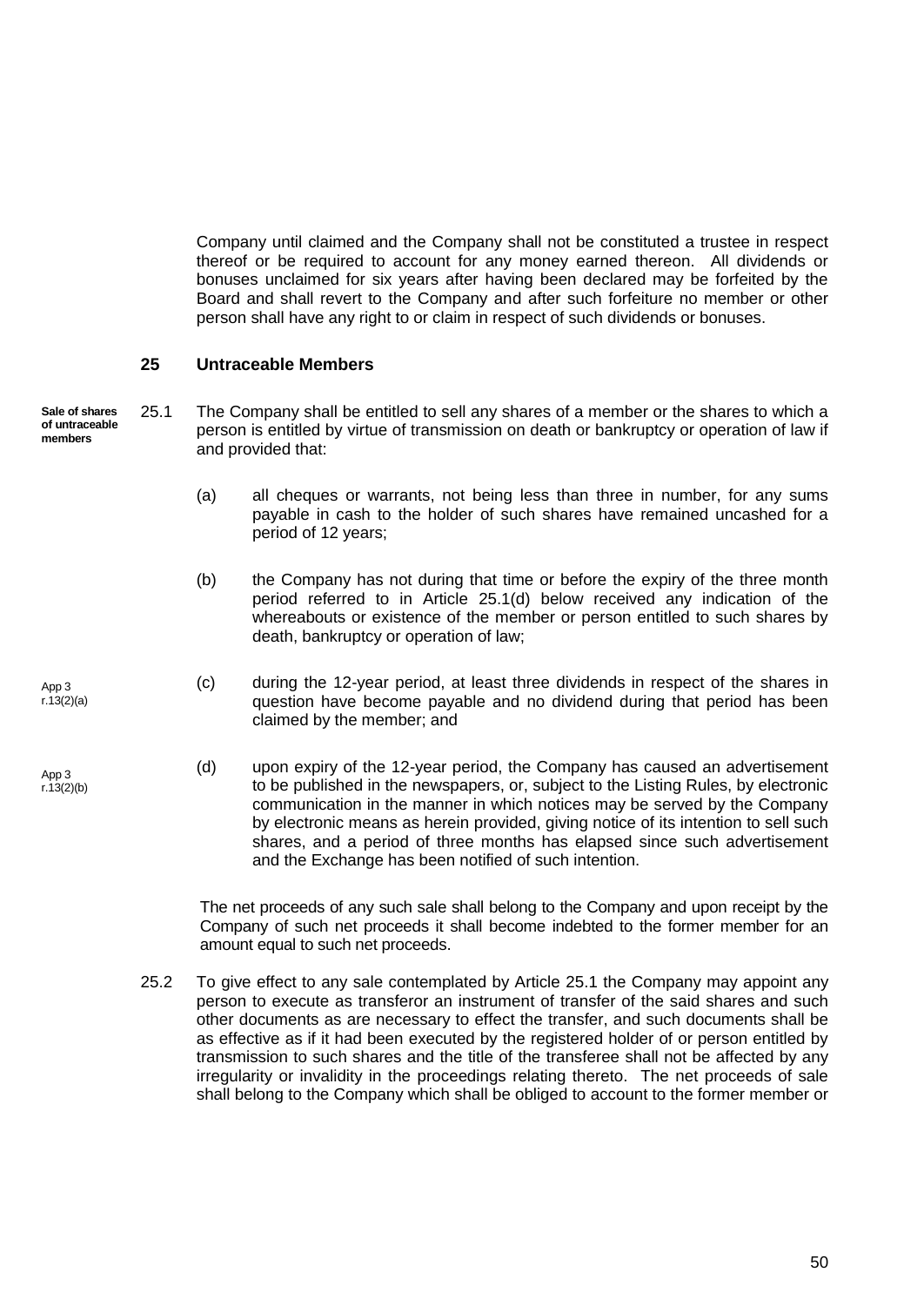Company until claimed and the Company shall not be constituted a trustee in respect thereof or be required to account for any money earned thereon. All dividends or bonuses unclaimed for six years after having been declared may be forfeited by the Board and shall revert to the Company and after such forfeiture no member or other person shall have any right to or claim in respect of such dividends or bonuses.

## 25 Untraceable Members

**Sale of shares of untraceable members**

25.1 The Company shall be entitled to sell any shares of a member or the shares to which a person is entitled by virtue of transmission on death or bankruptcy or operation of law if and provided that:

(a) all cheques or warrants, not being less than three in number, for any sums payable in cash to the holder of such shares have remained uncashed for a period of 12 years;

(b) the Company has not during that time or before the expiry of the three month period referred to in Article 25.1(d) below received any indication of the whereabouts or existence of the member or person entitled to such shares by death, bankruptcy or operation of law;

App 3 r.13(2)(a)

(c) during the 12-year period, at least three dividends in respect of the shares in question have become payable and no dividend during that period has been claimed by the member; and

App 3 r.13(2)(b)

(d) upon expiry of the 12-year period, the Company has caused an advertisement to be published in the newspapers, or, subject to the Listing Rules, by electronic communication in the manner in which notices may be served by the Company by electronic means as herein provided, giving notice of its intention to sell such shares, and a period of three months has elapsed since such advertisement and the Exchange has been notified of such intention.

The net proceeds of any such sale shall belong to the Company and upon receipt by the Company of such net proceeds it shall become indebted to the former member for an amount equal to such net proceeds.

25.2 To give effect to any sale contemplated by Article 25.1 the Company may appoint any person to execute as transferor an instrument of transfer of the said shares and such other documents as are necessary to effect the transfer, and such documents shall be as effective as if it had been executed by the registered holder of or person entitled by transmission to such shares and the title of the transferee shall not be affected by any irregularity or invalidity in the proceedings relating thereto. The net proceeds of sale shall belong to the Company which shall be obliged to account to the former member or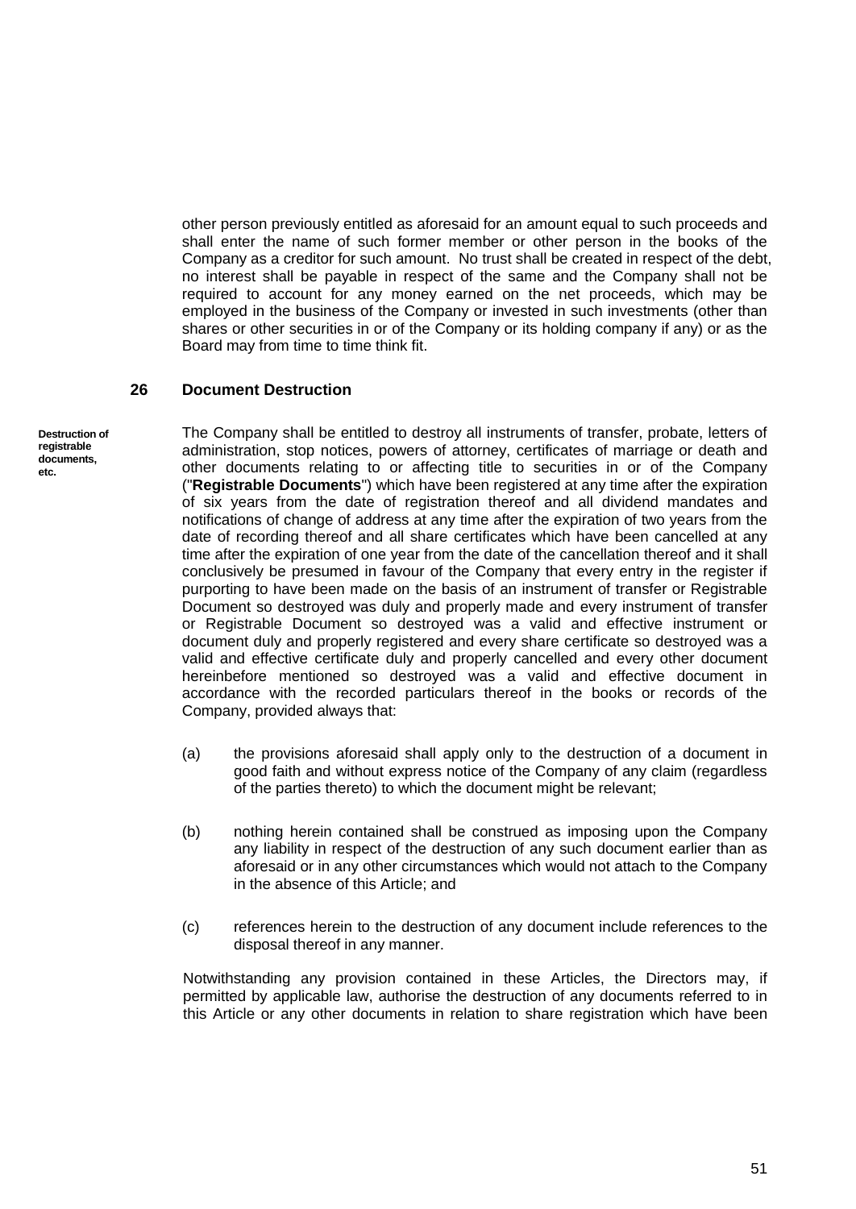other person previously entitled as aforesaid for an amount equal to such proceeds and shall enter the name of such former member or other person in the books of the Company as a creditor for such amount. No trust shall be created in respect of the debt, no interest shall be payable in respect of the same and the Company shall not be required to account for any money earned on the net proceeds, which may be employed in the business of the Company or invested in such investments (other than shares or other securities in or of the Company or its holding company if any) or as the Board may from time to time think fit.

## 26 Document Destruction

**Destruction of registrable documents, etc.**

The Company shall be entitled to destroy all instruments of transfer, probate, letters of administration, stop notices, powers of attorney, certificates of marriage or death and other documents relating to or affecting title to securities in or of the Company ("**Registrable Documents**") which have been registered at any time after the expiration of six years from the date of registration thereof and all dividend mandates and notifications of change of address at any time after the expiration of two years from the date of recording thereof and all share certificates which have been cancelled at any time after the expiration of one year from the date of the cancellation thereof and it shall conclusively be presumed in favour of the Company that every entry in the register if purporting to have been made on the basis of an instrument of transfer or Registrable Document so destroyed was duly and properly made and every instrument of transfer or Registrable Document so destroyed was a valid and effective instrument or document duly and properly registered and every share certificate so destroyed was a valid and effective certificate duly and properly cancelled and every other document hereinbefore mentioned so destroyed was a valid and effective document in accordance with the recorded particulars thereof in the books or records of the Company, provided always that:

(a) the provisions aforesaid shall apply only to the destruction of a document in good faith and without express notice of the Company of any claim (regardless of the parties thereto) to which the document might be relevant;

(b) nothing herein contained shall be construed as imposing upon the Company any liability in respect of the destruction of any such document earlier than as aforesaid or in any other circumstances which would not attach to the Company in the absence of this Article; and

(c) references herein to the destruction of any document include references to the disposal thereof in any manner.

Notwithstanding any provision contained in these Articles, the Directors may, if permitted by applicable law, authorise the destruction of any documents referred to in this Article or any other documents in relation to share registration which have been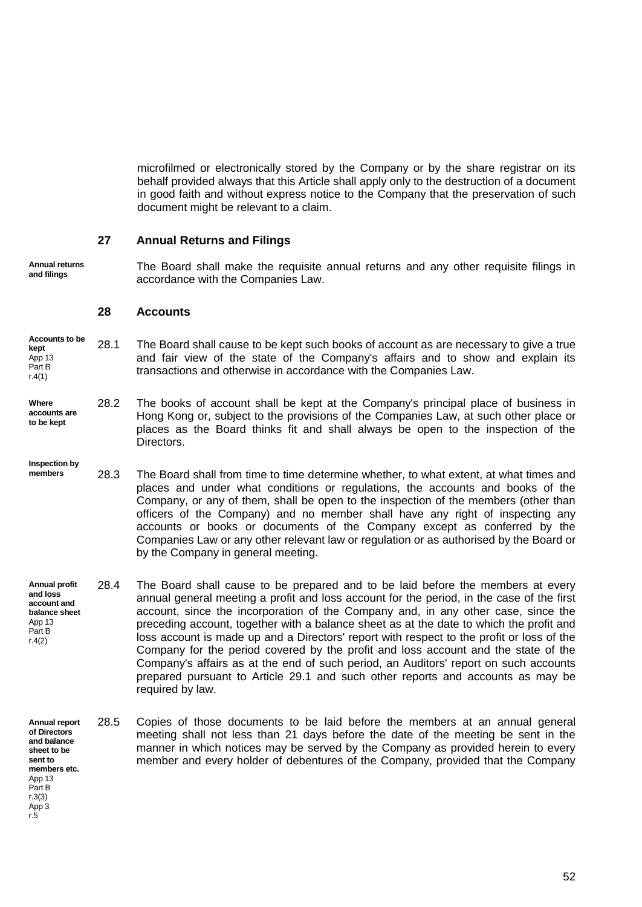microfilmed or electronically stored by the Company or by the share registrar on its behalf provided always that this Article shall apply only to the destruction of a document in good faith and without express notice to the Company that the preservation of such document might be relevant to a claim.

## 27 Annual Returns and Filings

**Annual returns and filings**

The Board shall make the requisite annual returns and any other requisite filings in accordance with the Companies Law.

## 28 Accounts

**Accounts to be kept**
App 13 Part B r.4(1)

28.1 The Board shall cause to be kept such books of account as are necessary to give a true and fair view of the state of the Company's affairs and to show and explain its transactions and otherwise in accordance with the Companies Law.

**Where accounts are to be kept**

28.2 The books of account shall be kept at the Company's principal place of business in Hong Kong or, subject to the provisions of the Companies Law, at such other place or places as the Board thinks fit and shall always be open to the inspection of the Directors.

**Inspection by members**

28.3 The Board shall from time to time determine whether, to what extent, at what times and places and under what conditions or regulations, the accounts and books of the Company, or any of them, shall be open to the inspection of the members (other than officers of the Company) and no member shall have any right of inspecting any accounts or books or documents of the Company except as conferred by the Companies Law or any other relevant law or regulation or as authorised by the Board or by the Company in general meeting.

**Annual profit and loss account and balance sheet**
App 13 Part B r.4(2)

28.4 The Board shall cause to be prepared and to be laid before the members at every annual general meeting a profit and loss account for the period, in the case of the first account, since the incorporation of the Company and, in any other case, since the preceding account, together with a balance sheet as at the date to which the profit and loss account is made up and a Directors' report with respect to the profit or loss of the Company for the period covered by the profit and loss account and the state of the Company's affairs as at the end of such period, an Auditors' report on such accounts prepared pursuant to Article 29.1 and such other reports and accounts as may be required by law.

**Annual report of Directors and balance sheet to be sent to members etc.**
App 13 Part B r.3(3)
App 3 r.5

28.5 Copies of those documents to be laid before the members at an annual general meeting shall not less than 21 days before the date of the meeting be sent in the manner in which notices may be served by the Company as provided herein to every member and every holder of debentures of the Company, provided that the Company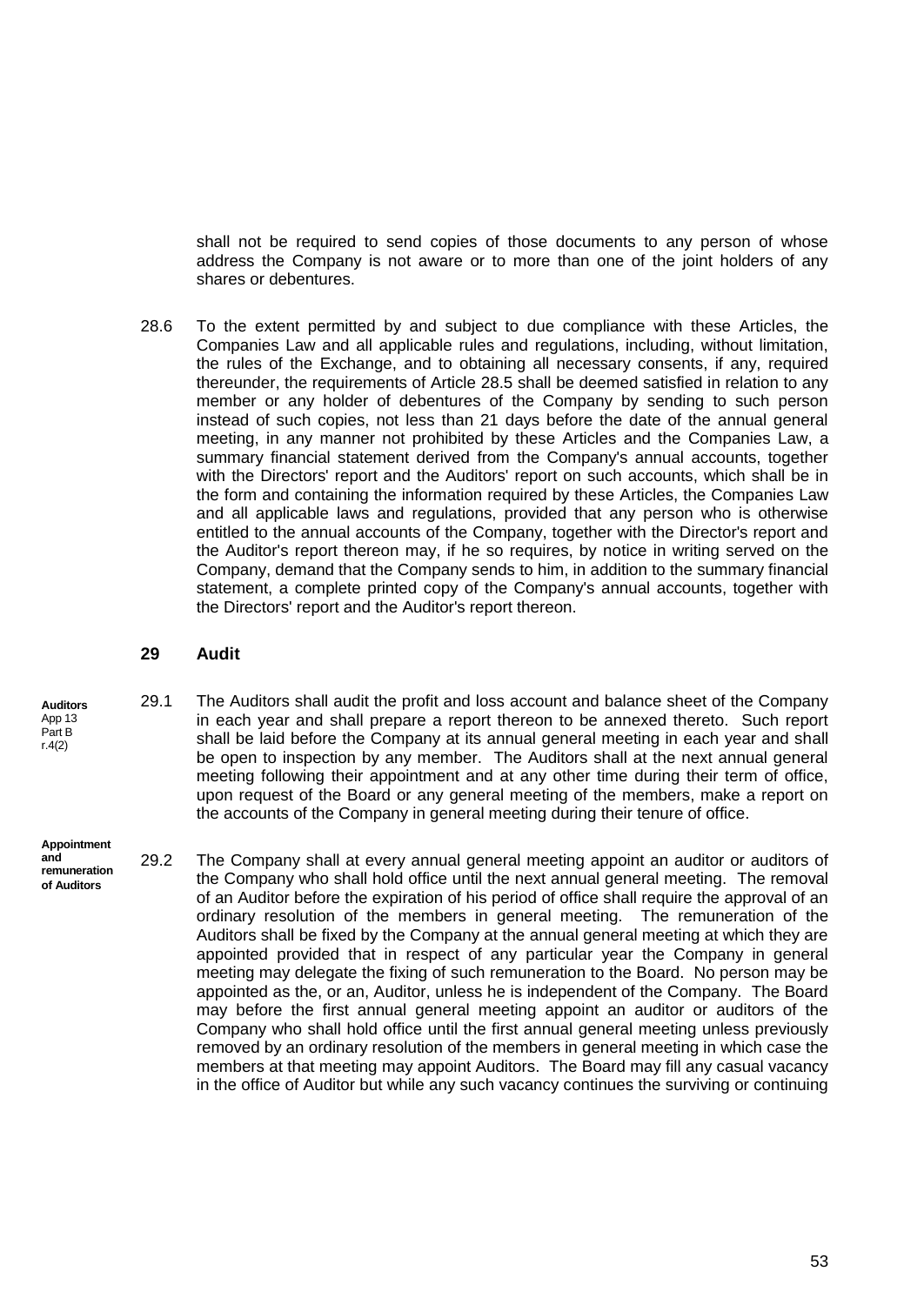shall not be required to send copies of those documents to any person of whose address the Company is not aware or to more than one of the joint holders of any shares or debentures.

28.6 To the extent permitted by and subject to due compliance with these Articles, the Companies Law and all applicable rules and regulations, including, without limitation, the rules of the Exchange, and to obtaining all necessary consents, if any, required thereunder, the requirements of Article 28.5 shall be deemed satisfied in relation to any member or any holder of debentures of the Company by sending to such person instead of such copies, not less than 21 days before the date of the annual general meeting, in any manner not prohibited by these Articles and the Companies Law, a summary financial statement derived from the Company's annual accounts, together with the Directors' report and the Auditors' report on such accounts, which shall be in the form and containing the information required by these Articles, the Companies Law and all applicable laws and regulations, provided that any person who is otherwise entitled to the annual accounts of the Company, together with the Director's report and the Auditor's report thereon may, if he so requires, by notice in writing served on the Company, demand that the Company sends to him, in addition to the summary financial statement, a complete printed copy of the Company's annual accounts, together with the Directors' report and the Auditor's report thereon.

## 29 Audit

**Auditors**
App 13
Part B
r.4(2)

29.1 The Auditors shall audit the profit and loss account and balance sheet of the Company in each year and shall prepare a report thereon to be annexed thereto. Such report shall be laid before the Company at its annual general meeting in each year and shall be open to inspection by any member. The Auditors shall at the next annual general meeting following their appointment and at any other time during their term of office, upon request of the Board or any general meeting of the members, make a report on the accounts of the Company in general meeting during their tenure of office.

**Appointment and remuneration of Auditors**

29.2 The Company shall at every annual general meeting appoint an auditor or auditors of the Company who shall hold office until the next annual general meeting. The removal of an Auditor before the expiration of his period of office shall require the approval of an ordinary resolution of the members in general meeting. The remuneration of the Auditors shall be fixed by the Company at the annual general meeting at which they are appointed provided that in respect of any particular year the Company in general meeting may delegate the fixing of such remuneration to the Board. No person may be appointed as the, or an, Auditor, unless he is independent of the Company. The Board may before the first annual general meeting appoint an auditor or auditors of the Company who shall hold office until the first annual general meeting unless previously removed by an ordinary resolution of the members in general meeting in which case the members at that meeting may appoint Auditors. The Board may fill any casual vacancy in the office of Auditor but while any such vacancy continues the surviving or continuing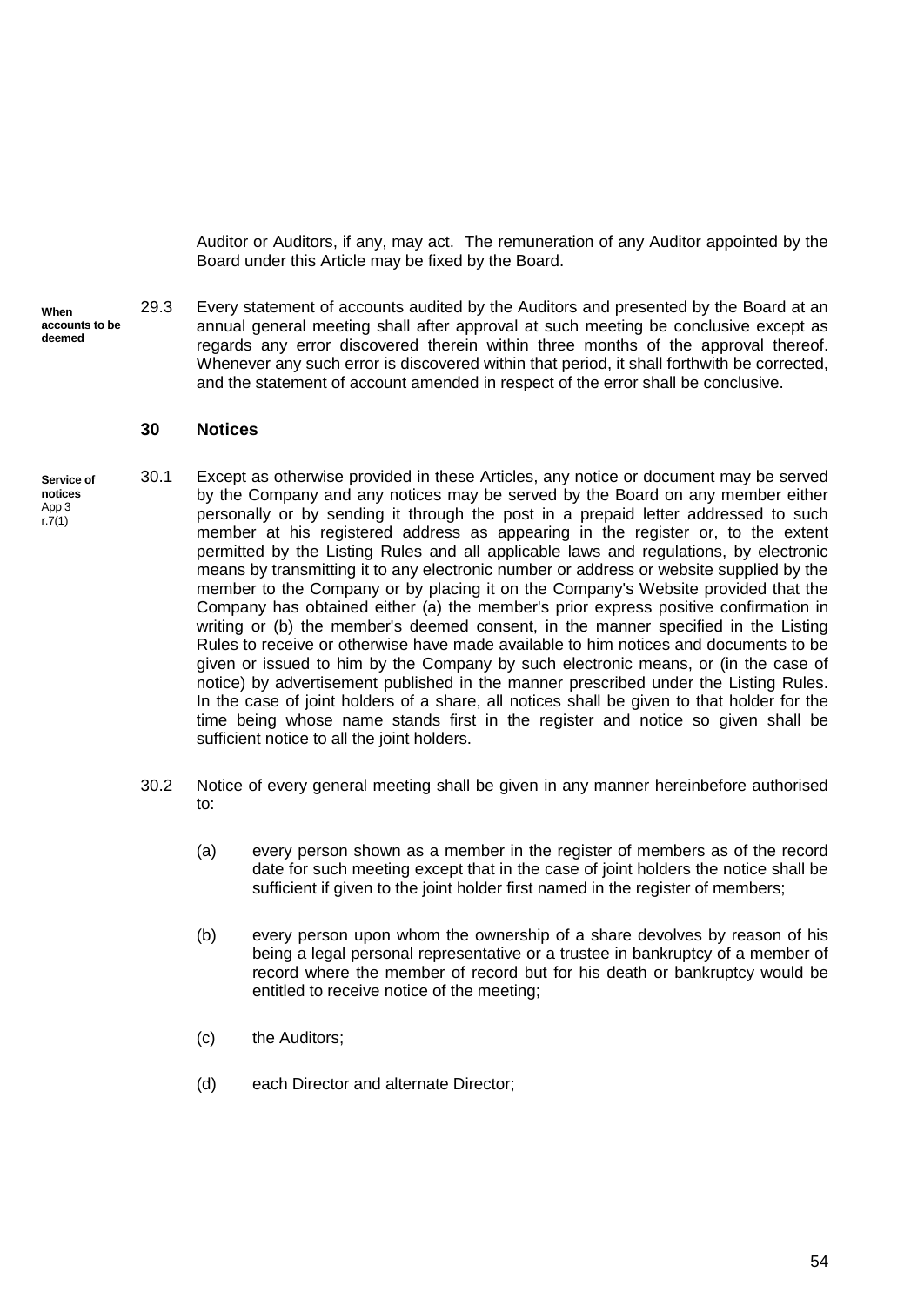Auditor or Auditors, if any, may act. The remuneration of any Auditor appointed by the Board under this Article may be fixed by the Board.

**When accounts to be deemed**

29.3 Every statement of accounts audited by the Auditors and presented by the Board at an annual general meeting shall after approval at such meeting be conclusive except as regards any error discovered therein within three months of the approval thereof. Whenever any such error is discovered within that period, it shall forthwith be corrected, and the statement of account amended in respect of the error shall be conclusive.

## 30 Notices

**Service of notices**
App 3 r.7(1)

30.1 Except as otherwise provided in these Articles, any notice or document may be served by the Company and any notices may be served by the Board on any member either personally or by sending it through the post in a prepaid letter addressed to such member at his registered address as appearing in the register or, to the extent permitted by the Listing Rules and all applicable laws and regulations, by electronic means by transmitting it to any electronic number or address or website supplied by the member to the Company or by placing it on the Company's Website provided that the Company has obtained either (a) the member's prior express positive confirmation in writing or (b) the member's deemed consent, in the manner specified in the Listing Rules to receive or otherwise have made available to him notices and documents to be given or issued to him by the Company by such electronic means, or (in the case of notice) by advertisement published in the manner prescribed under the Listing Rules. In the case of joint holders of a share, all notices shall be given to that holder for the time being whose name stands first in the register and notice so given shall be sufficient notice to all the joint holders.

30.2 Notice of every general meeting shall be given in any manner hereinbefore authorised to:

(a) every person shown as a member in the register of members as of the record date for such meeting except that in the case of joint holders the notice shall be sufficient if given to the joint holder first named in the register of members;

(b) every person upon whom the ownership of a share devolves by reason of his being a legal personal representative or a trustee in bankruptcy of a member of record where the member of record but for his death or bankruptcy would be entitled to receive notice of the meeting;

(c) the Auditors;

(d) each Director and alternate Director;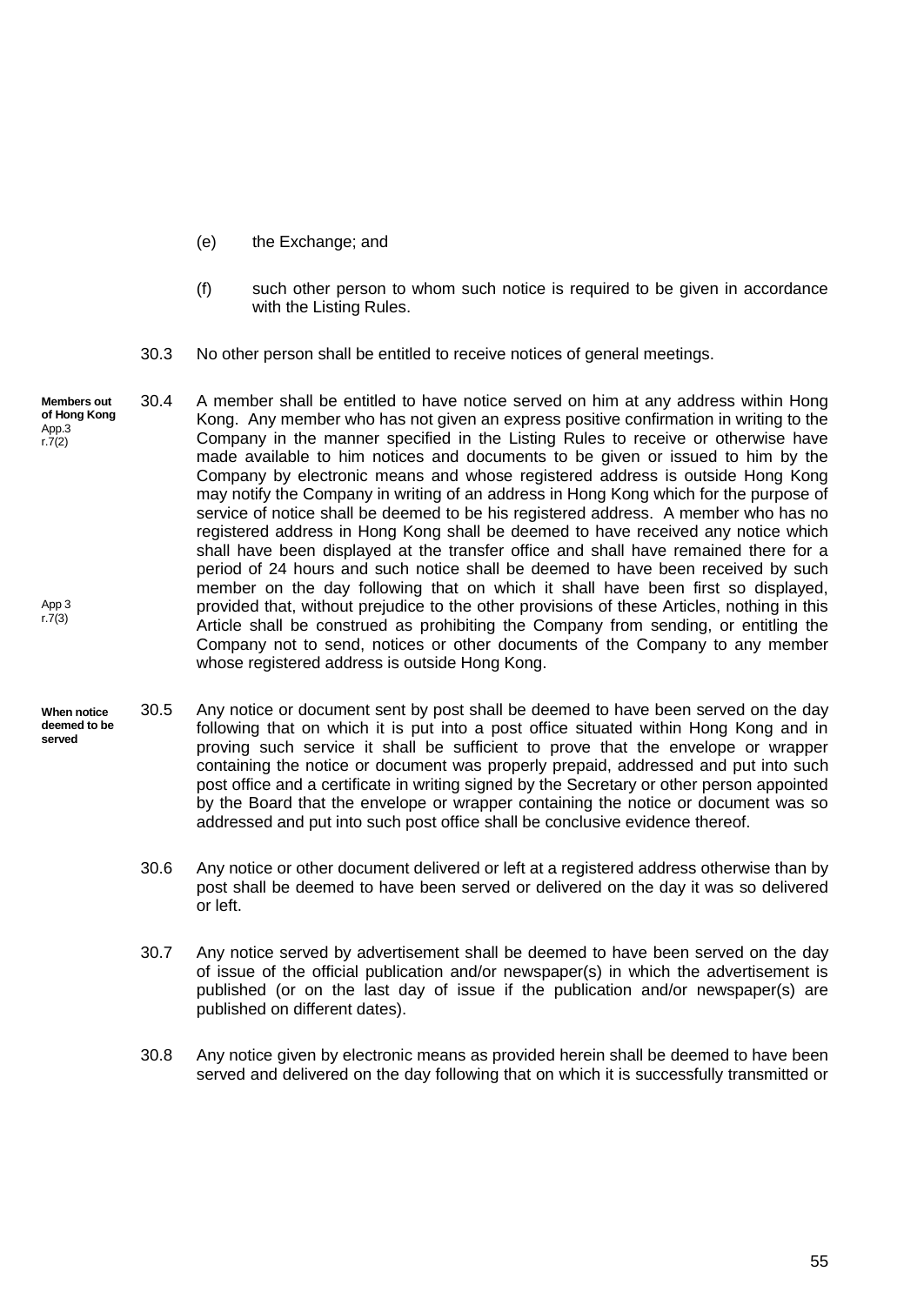(e) the Exchange; and

(f) such other person to whom such notice is required to be given in accordance with the Listing Rules.

30.3 No other person shall be entitled to receive notices of general meetings.

**Members out of Hong Kong** App.3 r.7(2)

30.4 A member shall be entitled to have notice served on him at any address within Hong Kong. Any member who has not given an express positive confirmation in writing to the Company in the manner specified in the Listing Rules to receive or otherwise have made available to him notices and documents to be given or issued to him by the Company by electronic means and whose registered address is outside Hong Kong may notify the Company in writing of an address in Hong Kong which for the purpose of service of notice shall be deemed to be his registered address. A member who has no registered address in Hong Kong shall be deemed to have received any notice which shall have been displayed at the transfer office and shall have remained there for a period of 24 hours and such notice shall be deemed to have been received by such member on the day following that on which it shall have been first so displayed, provided that, without prejudice to the other provisions of these Articles, nothing in this Article shall be construed as prohibiting the Company from sending, or entitling the Company not to send, notices or other documents of the Company to any member whose registered address is outside Hong Kong.

App 3 r.7(3)

**When notice deemed to be served**

30.5 Any notice or document sent by post shall be deemed to have been served on the day following that on which it is put into a post office situated within Hong Kong and in proving such service it shall be sufficient to prove that the envelope or wrapper containing the notice or document was properly prepaid, addressed and put into such post office and a certificate in writing signed by the Secretary or other person appointed by the Board that the envelope or wrapper containing the notice or document was so addressed and put into such post office shall be conclusive evidence thereof.

30.6 Any notice or other document delivered or left at a registered address otherwise than by post shall be deemed to have been served or delivered on the day it was so delivered or left.

30.7 Any notice served by advertisement shall be deemed to have been served on the day of issue of the official publication and/or newspaper(s) in which the advertisement is published (or on the last day of issue if the publication and/or newspaper(s) are published on different dates).

30.8 Any notice given by electronic means as provided herein shall be deemed to have been served and delivered on the day following that on which it is successfully transmitted or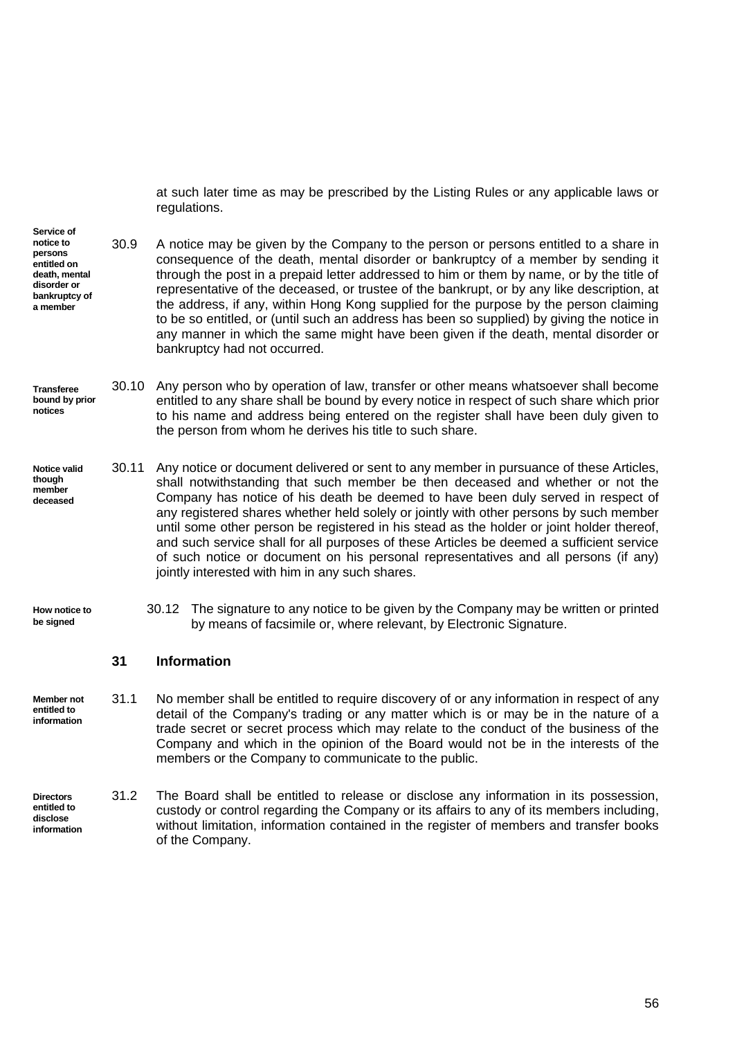at such later time as may be prescribed by the Listing Rules or any applicable laws or regulations.

**Service of notice to persons entitled on death, mental disorder or bankruptcy of a member**

30.9 A notice may be given by the Company to the person or persons entitled to a share in consequence of the death, mental disorder or bankruptcy of a member by sending it through the post in a prepaid letter addressed to him or them by name, or by the title of representative of the deceased, or trustee of the bankrupt, or by any like description, at the address, if any, within Hong Kong supplied for the purpose by the person claiming to be so entitled, or (until such an address has been so supplied) by giving the notice in any manner in which the same might have been given if the death, mental disorder or bankruptcy had not occurred.

**Transferee bound by prior notices**

30.10 Any person who by operation of law, transfer or other means whatsoever shall become entitled to any share shall be bound by every notice in respect of such share which prior to his name and address being entered on the register shall have been duly given to the person from whom he derives his title to such share.

**Notice valid though member deceased**

30.11 Any notice or document delivered or sent to any member in pursuance of these Articles, shall notwithstanding that such member be then deceased and whether or not the Company has notice of his death be deemed to have been duly served in respect of any registered shares whether held solely or jointly with other persons by such member until some other person be registered in his stead as the holder or joint holder thereof, and such service shall for all purposes of these Articles be deemed a sufficient service of such notice or document on his personal representatives and all persons (if any) jointly interested with him in any such shares.

**How notice to be signed**

30.12 The signature to any notice to be given by the Company may be written or printed by means of facsimile or, where relevant, by Electronic Signature.

## 31 Information

**Member not entitled to information**

31.1 No member shall be entitled to require discovery of or any information in respect of any detail of the Company's trading or any matter which is or may be in the nature of a trade secret or secret process which may relate to the conduct of the business of the Company and which in the opinion of the Board would not be in the interests of the members or the Company to communicate to the public.

**Directors entitled to disclose information**

31.2 The Board shall be entitled to release or disclose any information in its possession, custody or control regarding the Company or its affairs to any of its members including, without limitation, information contained in the register of members and transfer books of the Company.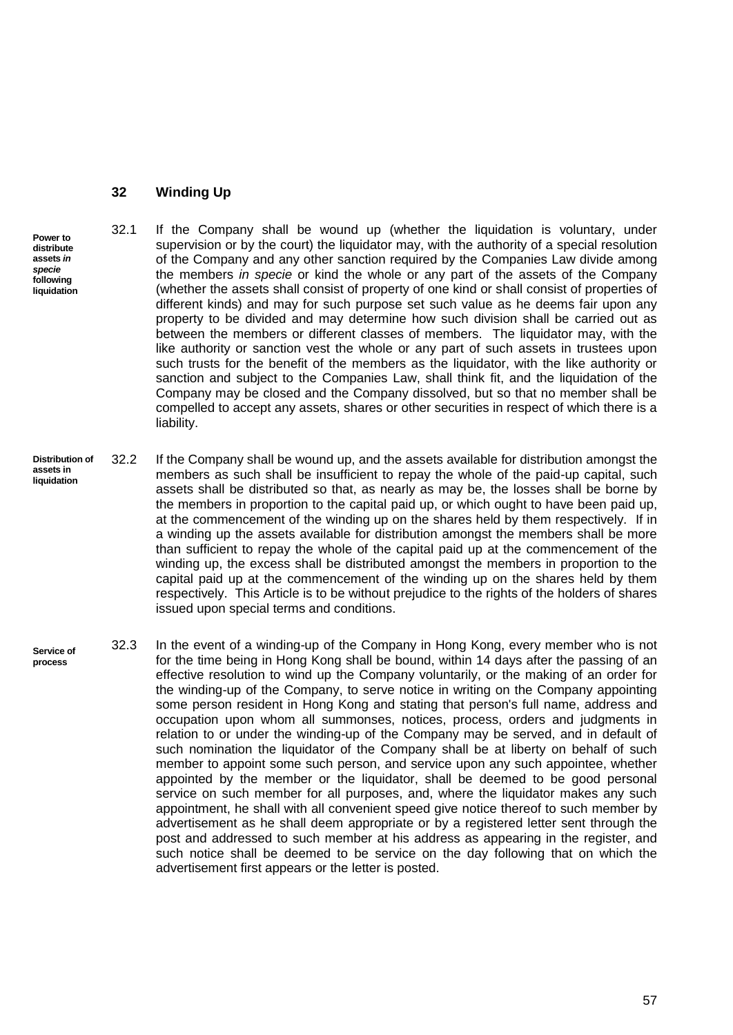## 32 Winding Up

**Power to distribute assets *in specie* following liquidation**

32.1 If the Company shall be wound up (whether the liquidation is voluntary, under supervision or by the court) the liquidator may, with the authority of a special resolution of the Company and any other sanction required by the Companies Law divide among the members *in specie* or kind the whole or any part of the assets of the Company (whether the assets shall consist of property of one kind or shall consist of properties of different kinds) and may for such purpose set such value as he deems fair upon any property to be divided and may determine how such division shall be carried out as between the members or different classes of members. The liquidator may, with the like authority or sanction vest the whole or any part of such assets in trustees upon such trusts for the benefit of the members as the liquidator, with the like authority or sanction and subject to the Companies Law, shall think fit, and the liquidation of the Company may be closed and the Company dissolved, but so that no member shall be compelled to accept any assets, shares or other securities in respect of which there is a liability.

**Distribution of assets in liquidation**

32.2 If the Company shall be wound up, and the assets available for distribution amongst the members as such shall be insufficient to repay the whole of the paid-up capital, such assets shall be distributed so that, as nearly as may be, the losses shall be borne by the members in proportion to the capital paid up, or which ought to have been paid up, at the commencement of the winding up on the shares held by them respectively. If in a winding up the assets available for distribution amongst the members shall be more than sufficient to repay the whole of the capital paid up at the commencement of the winding up, the excess shall be distributed amongst the members in proportion to the capital paid up at the commencement of the winding up on the shares held by them respectively. This Article is to be without prejudice to the rights of the holders of shares issued upon special terms and conditions.

**Service of process**

32.3 In the event of a winding-up of the Company in Hong Kong, every member who is not for the time being in Hong Kong shall be bound, within 14 days after the passing of an effective resolution to wind up the Company voluntarily, or the making of an order for the winding-up of the Company, to serve notice in writing on the Company appointing some person resident in Hong Kong and stating that person's full name, address and occupation upon whom all summonses, notices, process, orders and judgments in relation to or under the winding-up of the Company may be served, and in default of such nomination the liquidator of the Company shall be at liberty on behalf of such member to appoint some such person, and service upon any such appointee, whether appointed by the member or the liquidator, shall be deemed to be good personal service on such member for all purposes, and, where the liquidator makes any such appointment, he shall with all convenient speed give notice thereof to such member by advertisement as he shall deem appropriate or by a registered letter sent through the post and addressed to such member at his address as appearing in the register, and such notice shall be deemed to be service on the day following that on which the advertisement first appears or the letter is posted.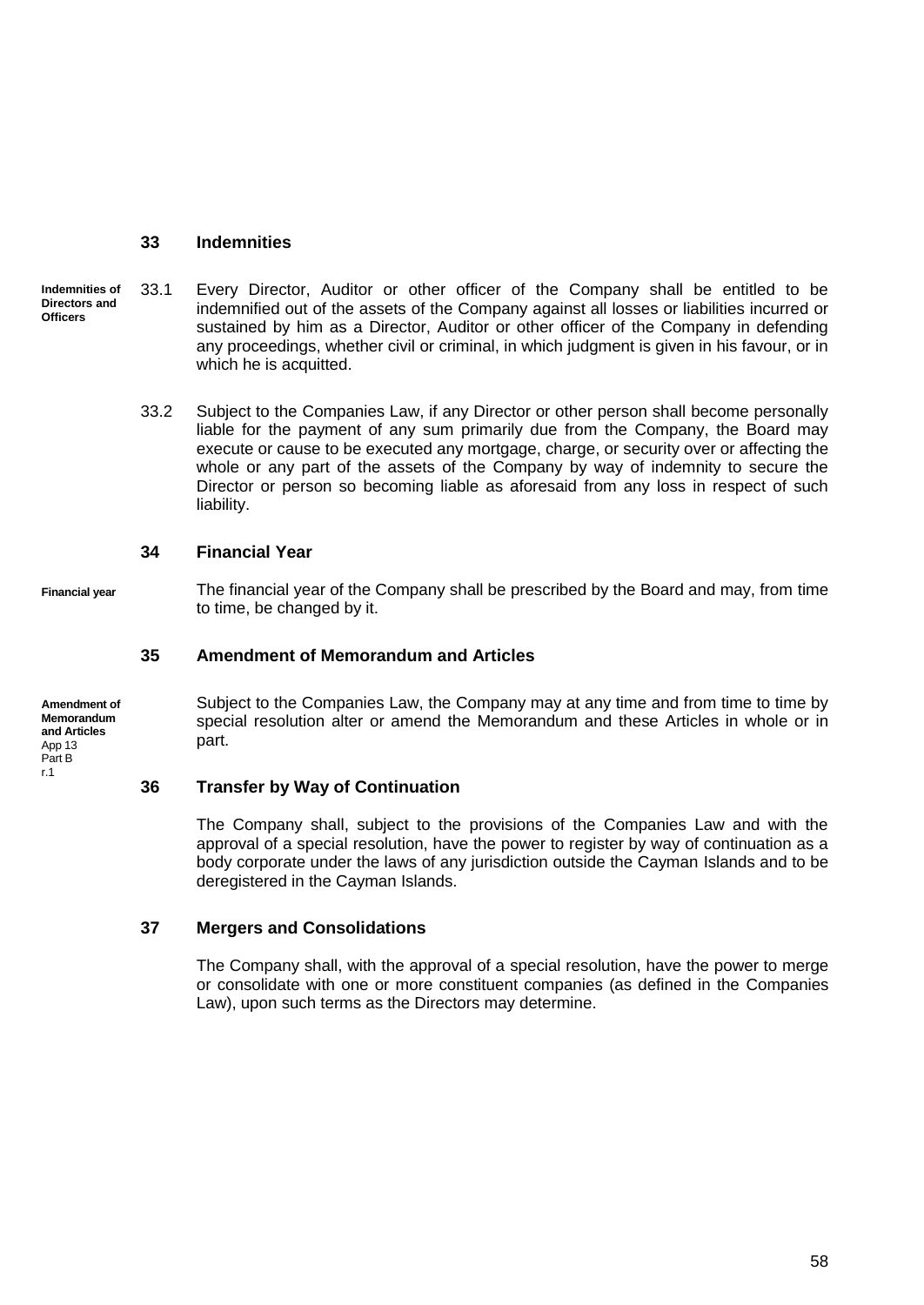## 33 Indemnities

**Indemnities of Directors and Officers**

33.1 Every Director, Auditor or other officer of the Company shall be entitled to be indemnified out of the assets of the Company against all losses or liabilities incurred or sustained by him as a Director, Auditor or other officer of the Company in defending any proceedings, whether civil or criminal, in which judgment is given in his favour, or in which he is acquitted.

33.2 Subject to the Companies Law, if any Director or other person shall become personally liable for the payment of any sum primarily due from the Company, the Board may execute or cause to be executed any mortgage, charge, or security over or affecting the whole or any part of the assets of the Company by way of indemnity to secure the Director or person so becoming liable as aforesaid from any loss in respect of such liability.

## 34 Financial Year

**Financial year**

The financial year of the Company shall be prescribed by the Board and may, from time to time, be changed by it.

## 35 Amendment of Memorandum and Articles

**Amendment of Memorandum and Articles**
App 13
Part B
r.1

Subject to the Companies Law, the Company may at any time and from time to time by special resolution alter or amend the Memorandum and these Articles in whole or in part.

## 36 Transfer by Way of Continuation

The Company shall, subject to the provisions of the Companies Law and with the approval of a special resolution, have the power to register by way of continuation as a body corporate under the laws of any jurisdiction outside the Cayman Islands and to be deregistered in the Cayman Islands.

## 37 Mergers and Consolidations

The Company shall, with the approval of a special resolution, have the power to merge or consolidate with one or more constituent companies (as defined in the Companies Law), upon such terms as the Directors may determine.